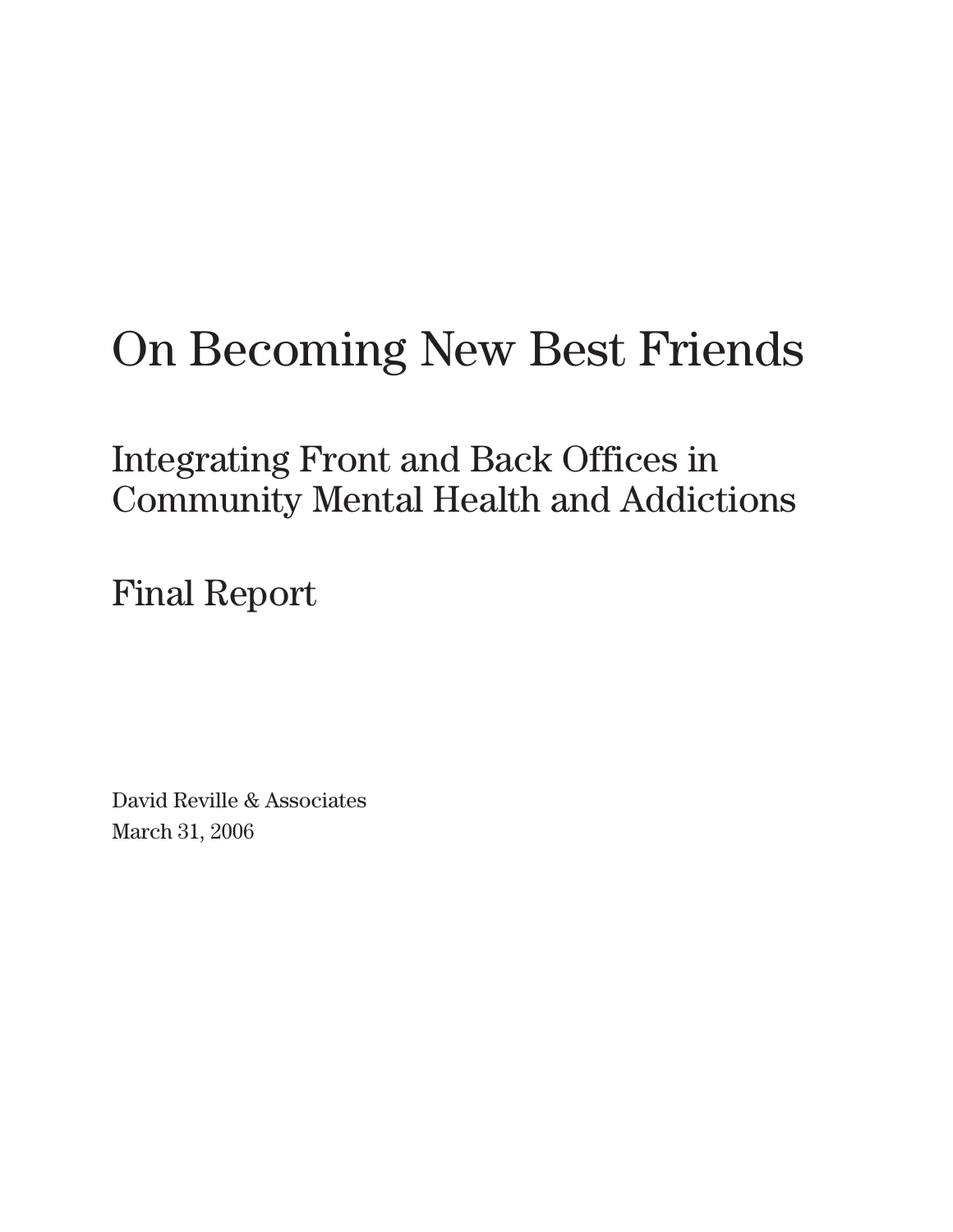# On Becoming New Best Friends

## Integrating Front and Back Offices in Community Mental Health and Addictions

## Final Report

David Reville & Associates
March 31, 2006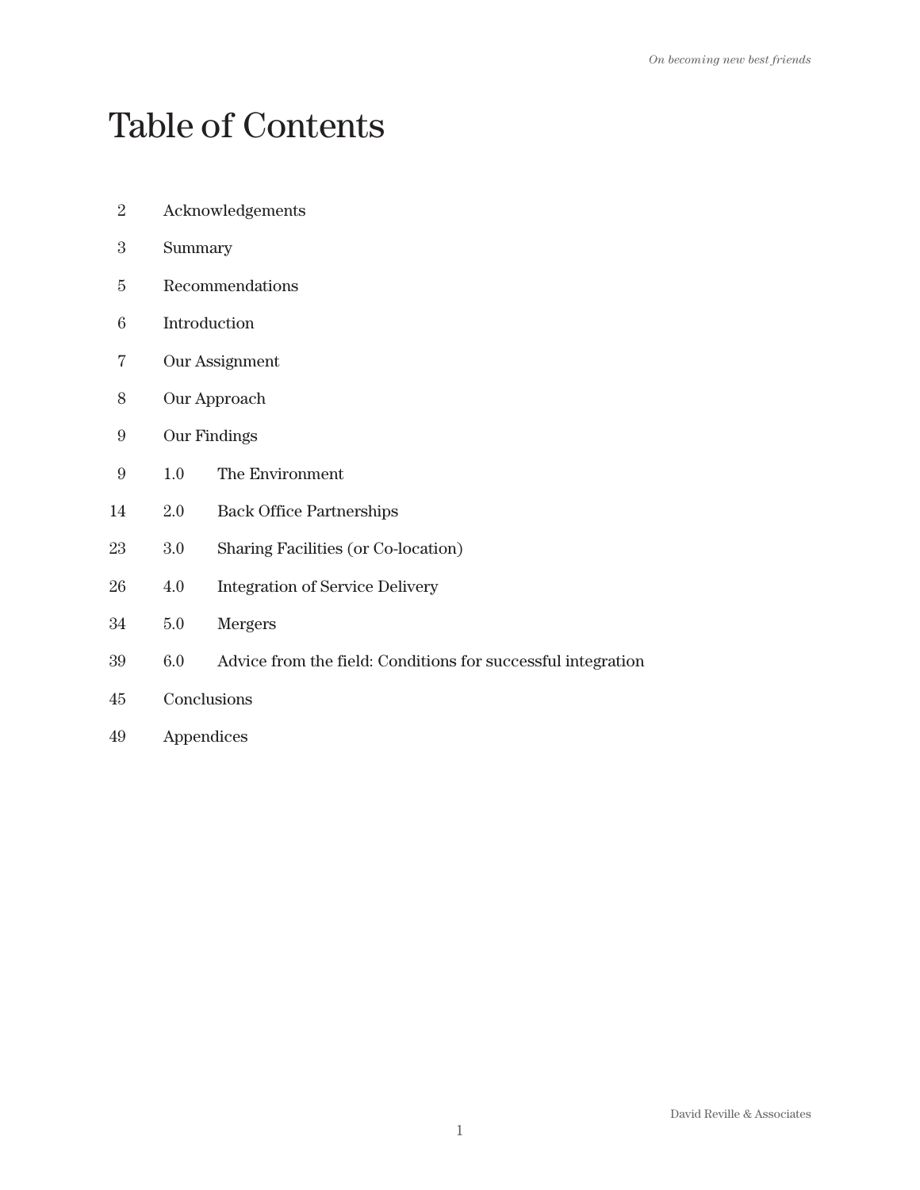# Table of Contents

| | | |
|---|---|---|
| 2 | Acknowledgements | |
| 3 | Summary | |
| 5 | Recommendations | |
| 6 | Introduction | |
| 7 | Our Assignment | |
| 8 | Our Approach | |
| 9 | Our Findings | |
| 9 | 1.0 | The Environment |
| 14 | 2.0 | Back Office Partnerships |
| 23 | 3.0 | Sharing Facilities (or Co-location) |
| 26 | 4.0 | Integration of Service Delivery |
| 34 | 5.0 | Mergers |
| 39 | 6.0 | Advice from the field: Conditions for successful integration |
| 45 | Conclusions | |
| 49 | Appendices | |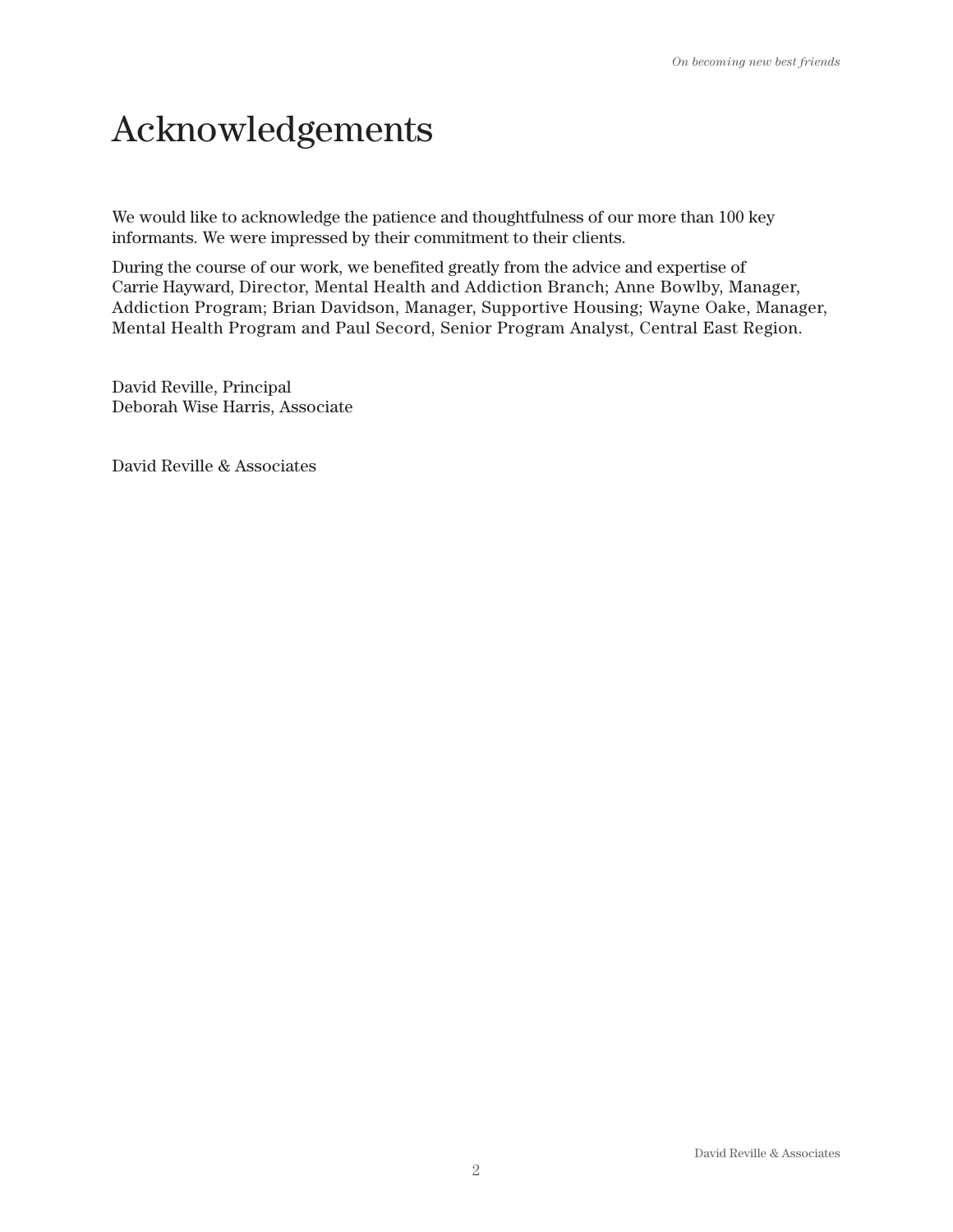# Acknowledgements

We would like to acknowledge the patience and thoughtfulness of our more than 100 key informants. We were impressed by their commitment to their clients.

During the course of our work, we benefited greatly from the advice and expertise of Carrie Hayward, Director, Mental Health and Addiction Branch; Anne Bowlby, Manager, Addiction Program; Brian Davidson, Manager, Supportive Housing; Wayne Oake, Manager, Mental Health Program and Paul Secord, Senior Program Analyst, Central East Region.

David Reville, Principal
Deborah Wise Harris, Associate

David Reville & Associates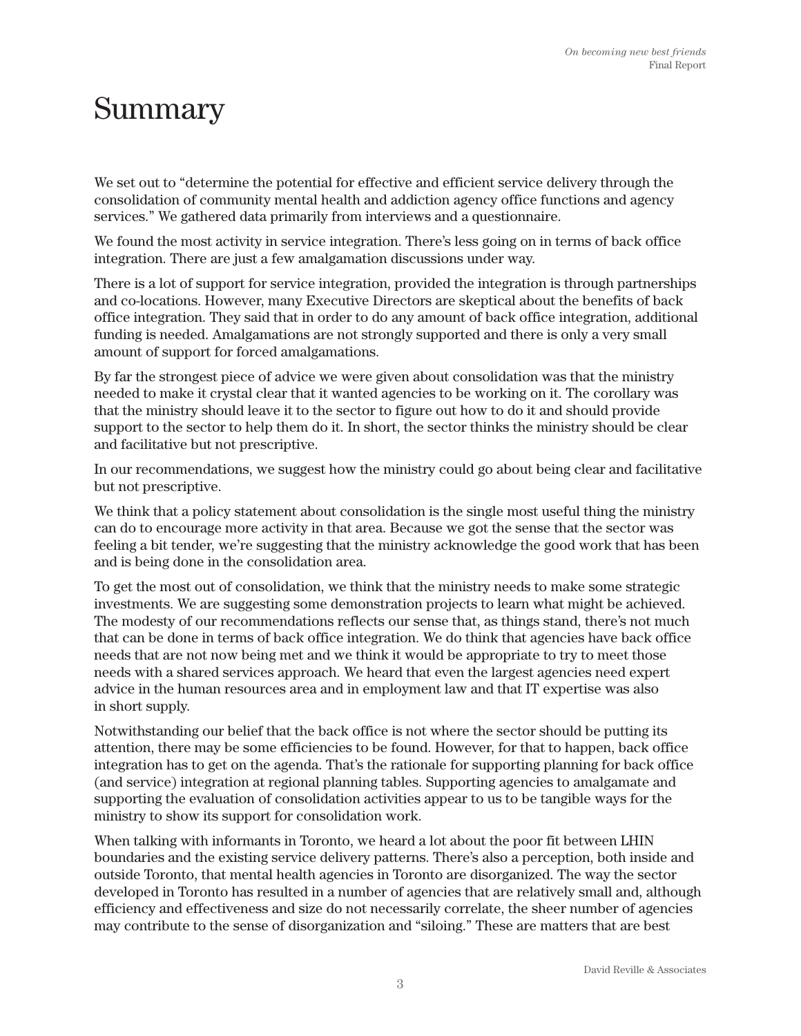# Summary

We set out to "determine the potential for effective and efficient service delivery through the consolidation of community mental health and addiction agency office functions and agency services." We gathered data primarily from interviews and a questionnaire.

We found the most activity in service integration. There's less going on in terms of back office integration. There are just a few amalgamation discussions under way.

There is a lot of support for service integration, provided the integration is through partnerships and co-locations. However, many Executive Directors are skeptical about the benefits of back office integration. They said that in order to do any amount of back office integration, additional funding is needed. Amalgamations are not strongly supported and there is only a very small amount of support for forced amalgamations.

By far the strongest piece of advice we were given about consolidation was that the ministry needed to make it crystal clear that it wanted agencies to be working on it. The corollary was that the ministry should leave it to the sector to figure out how to do it and should provide support to the sector to help them do it. In short, the sector thinks the ministry should be clear and facilitative but not prescriptive.

In our recommendations, we suggest how the ministry could go about being clear and facilitative but not prescriptive.

We think that a policy statement about consolidation is the single most useful thing the ministry can do to encourage more activity in that area. Because we got the sense that the sector was feeling a bit tender, we're suggesting that the ministry acknowledge the good work that has been and is being done in the consolidation area.

To get the most out of consolidation, we think that the ministry needs to make some strategic investments. We are suggesting some demonstration projects to learn what might be achieved. The modesty of our recommendations reflects our sense that, as things stand, there's not much that can be done in terms of back office integration. We do think that agencies have back office needs that are not now being met and we think it would be appropriate to try to meet those needs with a shared services approach. We heard that even the largest agencies need expert advice in the human resources area and in employment law and that IT expertise was also in short supply.

Notwithstanding our belief that the back office is not where the sector should be putting its attention, there may be some efficiencies to be found. However, for that to happen, back office integration has to get on the agenda. That's the rationale for supporting planning for back office (and service) integration at regional planning tables. Supporting agencies to amalgamate and supporting the evaluation of consolidation activities appear to us to be tangible ways for the ministry to show its support for consolidation work.

When talking with informants in Toronto, we heard a lot about the poor fit between LHIN boundaries and the existing service delivery patterns. There's also a perception, both inside and outside Toronto, that mental health agencies in Toronto are disorganized. The way the sector developed in Toronto has resulted in a number of agencies that are relatively small and, although efficiency and effectiveness and size do not necessarily correlate, the sheer number of agencies may contribute to the sense of disorganization and "siloing." These are matters that are best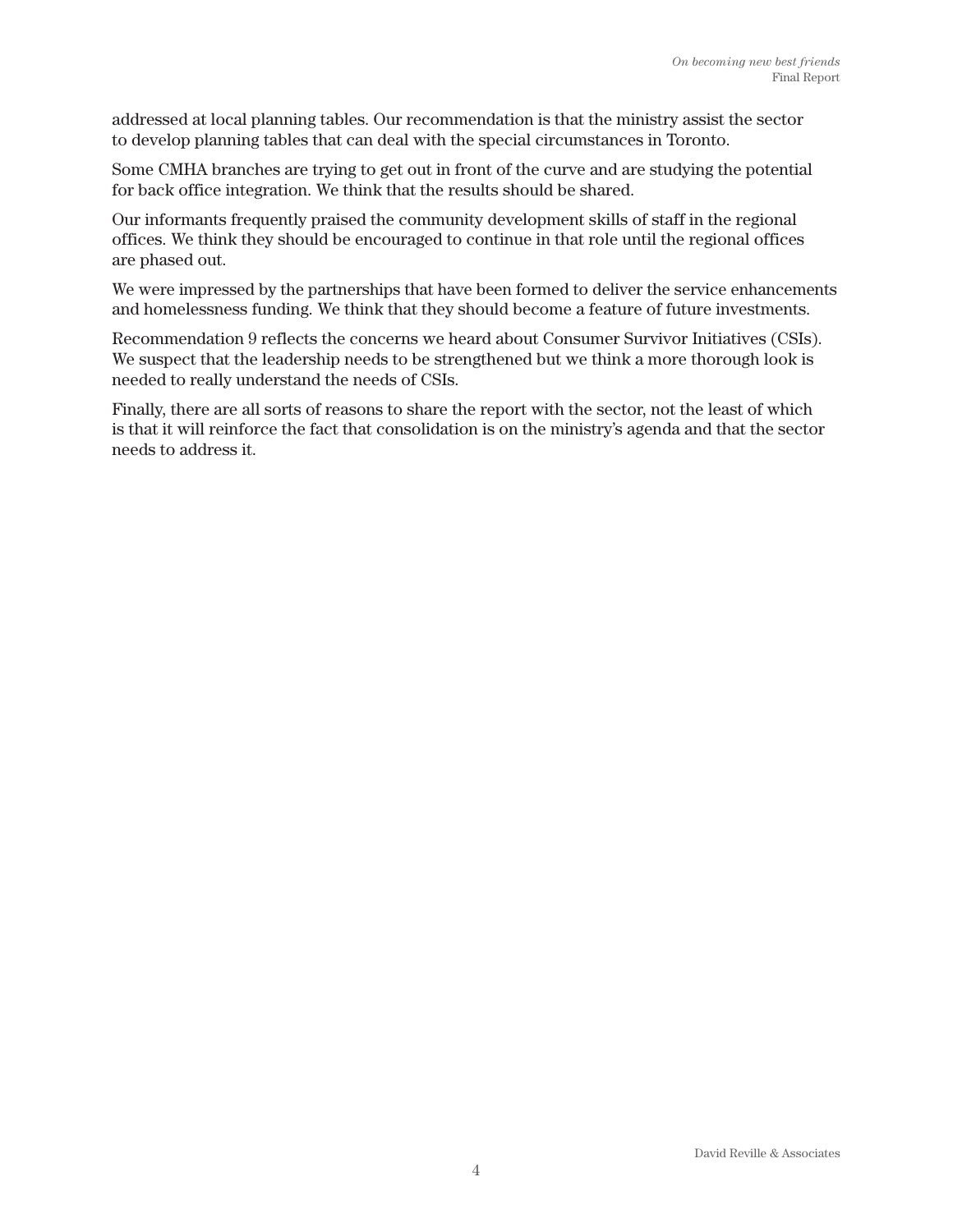addressed at local planning tables. Our recommendation is that the ministry assist the sector to develop planning tables that can deal with the special circumstances in Toronto.

Some CMHA branches are trying to get out in front of the curve and are studying the potential for back office integration. We think that the results should be shared.

Our informants frequently praised the community development skills of staff in the regional offices. We think they should be encouraged to continue in that role until the regional offices are phased out.

We were impressed by the partnerships that have been formed to deliver the service enhancements and homelessness funding. We think that they should become a feature of future investments.

Recommendation 9 reflects the concerns we heard about Consumer Survivor Initiatives (CSIs). We suspect that the leadership needs to be strengthened but we think a more thorough look is needed to really understand the needs of CSIs.

Finally, there are all sorts of reasons to share the report with the sector, not the least of which is that it will reinforce the fact that consolidation is on the ministry's agenda and that the sector needs to address it.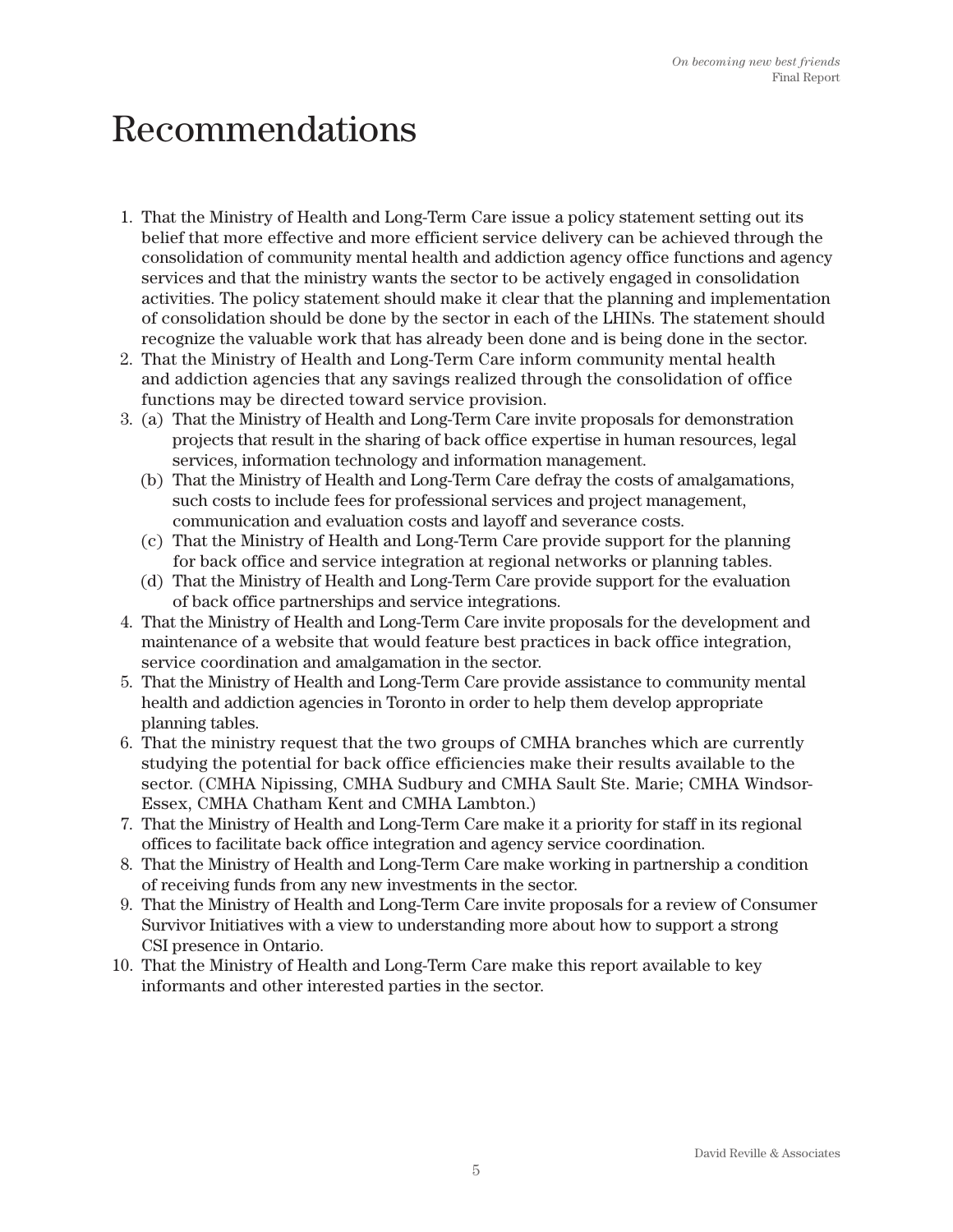# Recommendations

1. That the Ministry of Health and Long-Term Care issue a policy statement setting out its belief that more effective and more efficient service delivery can be achieved through the consolidation of community mental health and addiction agency office functions and agency services and that the ministry wants the sector to be actively engaged in consolidation activities. The policy statement should make it clear that the planning and implementation of consolidation should be done by the sector in each of the LHINs. The statement should recognize the valuable work that has already been done and is being done in the sector.
2. That the Ministry of Health and Long-Term Care inform community mental health and addiction agencies that any savings realized through the consolidation of office functions may be directed toward service provision.
3. (a) That the Ministry of Health and Long-Term Care invite proposals for demonstration projects that result in the sharing of back office expertise in human resources, legal services, information technology and information management.
   (b) That the Ministry of Health and Long-Term Care defray the costs of amalgamations, such costs to include fees for professional services and project management, communication and evaluation costs and layoff and severance costs.
   (c) That the Ministry of Health and Long-Term Care provide support for the planning for back office and service integration at regional networks or planning tables.
   (d) That the Ministry of Health and Long-Term Care provide support for the evaluation of back office partnerships and service integrations.
4. That the Ministry of Health and Long-Term Care invite proposals for the development and maintenance of a website that would feature best practices in back office integration, service coordination and amalgamation in the sector.
5. That the Ministry of Health and Long-Term Care provide assistance to community mental health and addiction agencies in Toronto in order to help them develop appropriate planning tables.
6. That the ministry request that the two groups of CMHA branches which are currently studying the potential for back office efficiencies make their results available to the sector. (CMHA Nipissing, CMHA Sudbury and CMHA Sault Ste. Marie; CMHA Windsor-Essex, CMHA Chatham Kent and CMHA Lambton.)
7. That the Ministry of Health and Long-Term Care make it a priority for staff in its regional offices to facilitate back office integration and agency service coordination.
8. That the Ministry of Health and Long-Term Care make working in partnership a condition of receiving funds from any new investments in the sector.
9. That the Ministry of Health and Long-Term Care invite proposals for a review of Consumer Survivor Initiatives with a view to understanding more about how to support a strong CSI presence in Ontario.
10. That the Ministry of Health and Long-Term Care make this report available to key informants and other interested parties in the sector.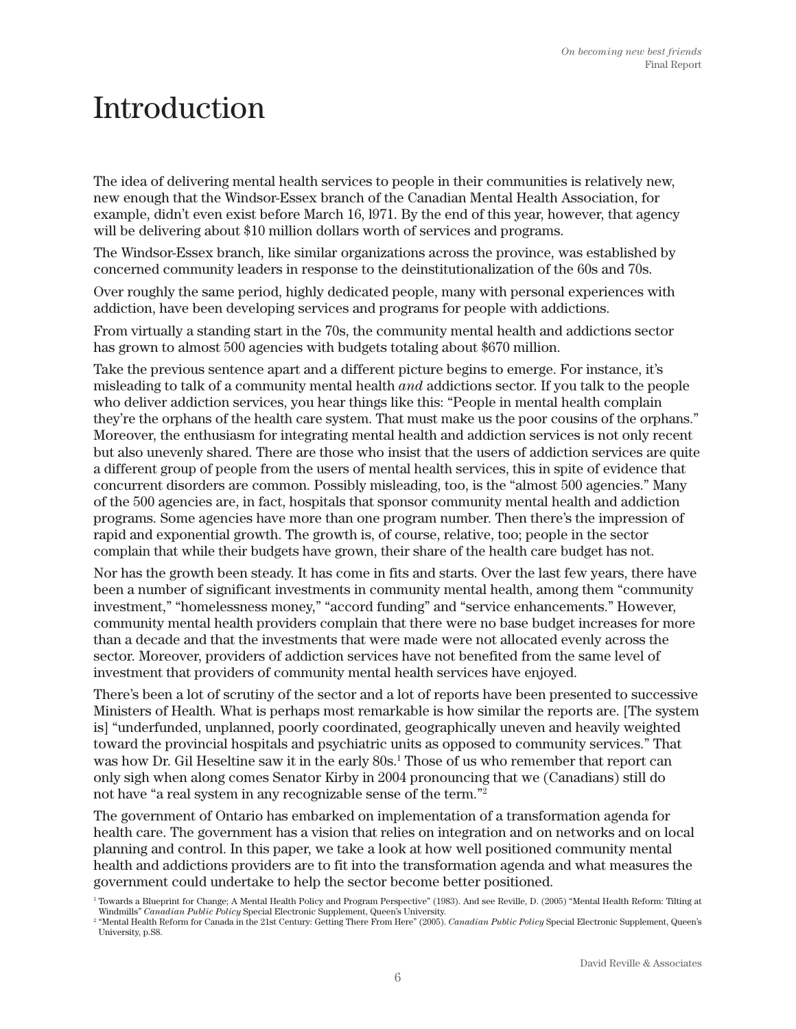# Introduction

The idea of delivering mental health services to people in their communities is relatively new, new enough that the Windsor-Essex branch of the Canadian Mental Health Association, for example, didn't even exist before March 16, l971. By the end of this year, however, that agency will be delivering about $10 million dollars worth of services and programs.

The Windsor-Essex branch, like similar organizations across the province, was established by concerned community leaders in response to the deinstitutionalization of the 60s and 70s.

Over roughly the same period, highly dedicated people, many with personal experiences with addiction, have been developing services and programs for people with addictions.

From virtually a standing start in the 70s, the community mental health and addictions sector has grown to almost 500 agencies with budgets totaling about $670 million.

Take the previous sentence apart and a different picture begins to emerge. For instance, it's misleading to talk of a community mental health *and* addictions sector. If you talk to the people who deliver addiction services, you hear things like this: "People in mental health complain they're the orphans of the health care system. That must make us the poor cousins of the orphans." Moreover, the enthusiasm for integrating mental health and addiction services is not only recent but also unevenly shared. There are those who insist that the users of addiction services are quite a different group of people from the users of mental health services, this in spite of evidence that concurrent disorders are common. Possibly misleading, too, is the "almost 500 agencies." Many of the 500 agencies are, in fact, hospitals that sponsor community mental health and addiction programs. Some agencies have more than one program number. Then there's the impression of rapid and exponential growth. The growth is, of course, relative, too; people in the sector complain that while their budgets have grown, their share of the health care budget has not.

Nor has the growth been steady. It has come in fits and starts. Over the last few years, there have been a number of significant investments in community mental health, among them "community investment," "homelessness money," "accord funding" and "service enhancements." However, community mental health providers complain that there were no base budget increases for more than a decade and that the investments that were made were not allocated evenly across the sector. Moreover, providers of addiction services have not benefited from the same level of investment that providers of community mental health services have enjoyed.

There's been a lot of scrutiny of the sector and a lot of reports have been presented to successive Ministers of Health. What is perhaps most remarkable is how similar the reports are. [The system is] "underfunded, unplanned, poorly coordinated, geographically uneven and heavily weighted toward the provincial hospitals and psychiatric units as opposed to community services." That was how Dr. Gil Heseltine saw it in the early 80s.[1] Those of us who remember that report can only sigh when along comes Senator Kirby in 2004 pronouncing that we (Canadians) still do not have "a real system in any recognizable sense of the term."[2]

The government of Ontario has embarked on implementation of a transformation agenda for health care. The government has a vision that relies on integration and on networks and on local planning and control. In this paper, we take a look at how well positioned community mental health and addictions providers are to fit into the transformation agenda and what measures the government could undertake to help the sector become better positioned.

[1] Towards a Blueprint for Change; A Mental Health Policy and Program Perspective" (1983). And see Reville, D. (2005) "Mental Health Reform: Tilting at Windmills" *Canadian Public Policy* Special Electronic Supplement, Queen's University.

[2] "Mental Health Reform for Canada in the 21st Century: Getting There From Here" (2005). *Canadian Public Policy* Special Electronic Supplement, Queen's University, p.S8.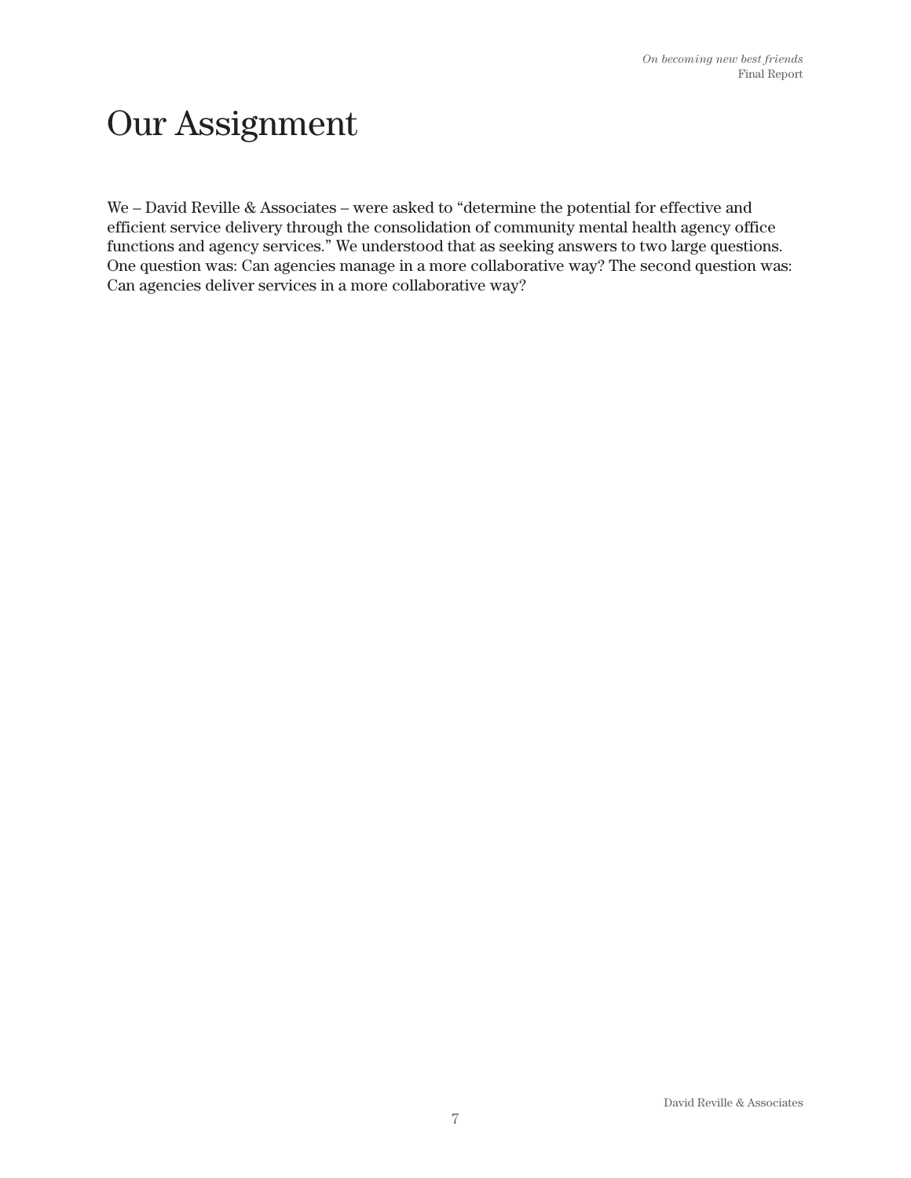# Our Assignment

We – David Reville & Associates – were asked to "determine the potential for effective and efficient service delivery through the consolidation of community mental health agency office functions and agency services." We understood that as seeking answers to two large questions. One question was: Can agencies manage in a more collaborative way? The second question was: Can agencies deliver services in a more collaborative way?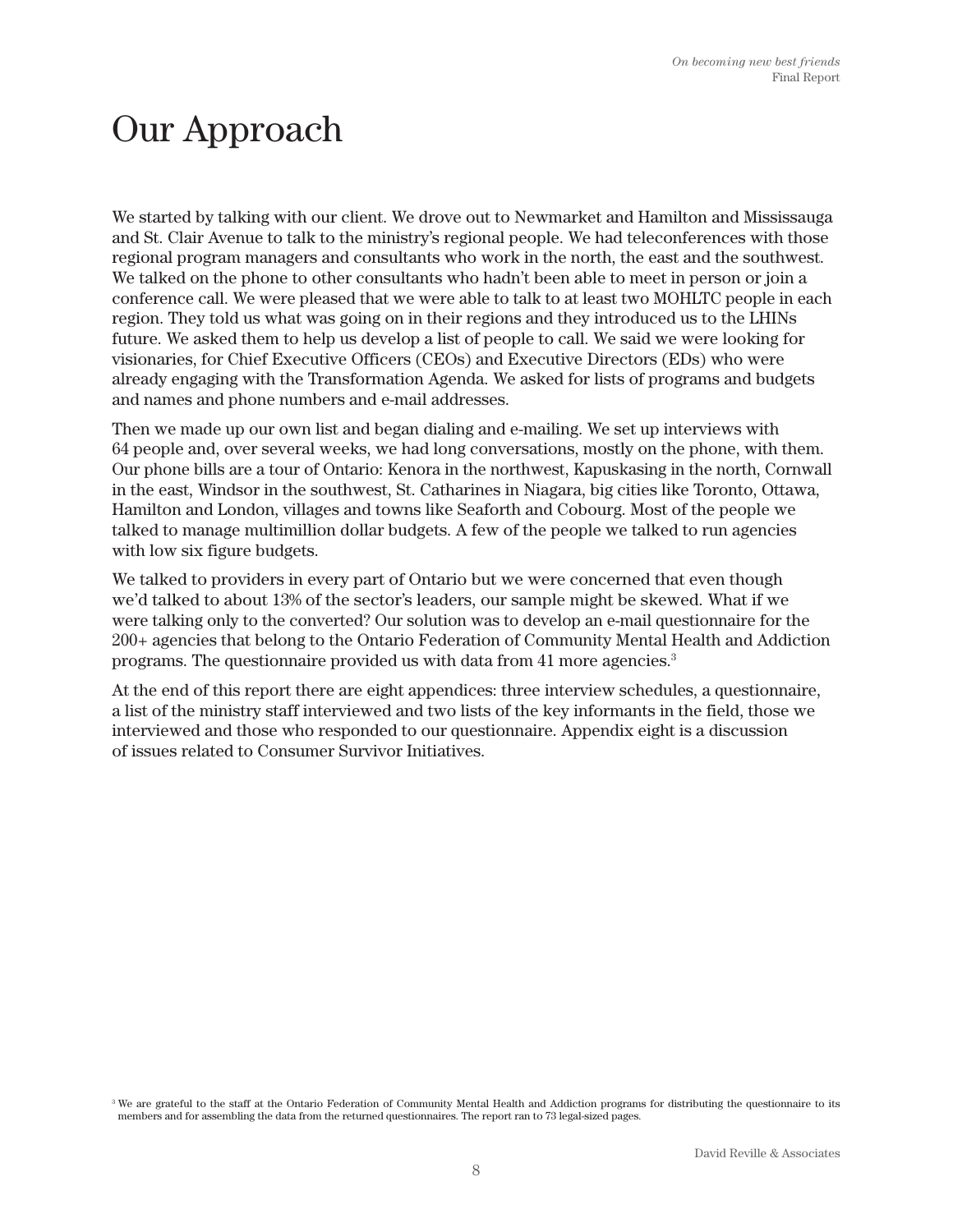# Our Approach

We started by talking with our client. We drove out to Newmarket and Hamilton and Mississauga and St. Clair Avenue to talk to the ministry's regional people. We had teleconferences with those regional program managers and consultants who work in the north, the east and the southwest. We talked on the phone to other consultants who hadn't been able to meet in person or join a conference call. We were pleased that we were able to talk to at least two MOHLTC people in each region. They told us what was going on in their regions and they introduced us to the LHINs future. We asked them to help us develop a list of people to call. We said we were looking for visionaries, for Chief Executive Officers (CEOs) and Executive Directors (EDs) who were already engaging with the Transformation Agenda. We asked for lists of programs and budgets and names and phone numbers and e-mail addresses.

Then we made up our own list and began dialing and e-mailing. We set up interviews with 64 people and, over several weeks, we had long conversations, mostly on the phone, with them. Our phone bills are a tour of Ontario: Kenora in the northwest, Kapuskasing in the north, Cornwall in the east, Windsor in the southwest, St. Catharines in Niagara, big cities like Toronto, Ottawa, Hamilton and London, villages and towns like Seaforth and Cobourg. Most of the people we talked to manage multimillion dollar budgets. A few of the people we talked to run agencies with low six figure budgets.

We talked to providers in every part of Ontario but we were concerned that even though we'd talked to about 13% of the sector's leaders, our sample might be skewed. What if we were talking only to the converted? Our solution was to develop an e-mail questionnaire for the 200+ agencies that belong to the Ontario Federation of Community Mental Health and Addiction programs. The questionnaire provided us with data from 41 more agencies.[3]

At the end of this report there are eight appendices: three interview schedules, a questionnaire, a list of the ministry staff interviewed and two lists of the key informants in the field, those we interviewed and those who responded to our questionnaire. Appendix eight is a discussion of issues related to Consumer Survivor Initiatives.

[3] We are grateful to the staff at the Ontario Federation of Community Mental Health and Addiction programs for distributing the questionnaire to its members and for assembling the data from the returned questionnaires. The report ran to 73 legal-sized pages.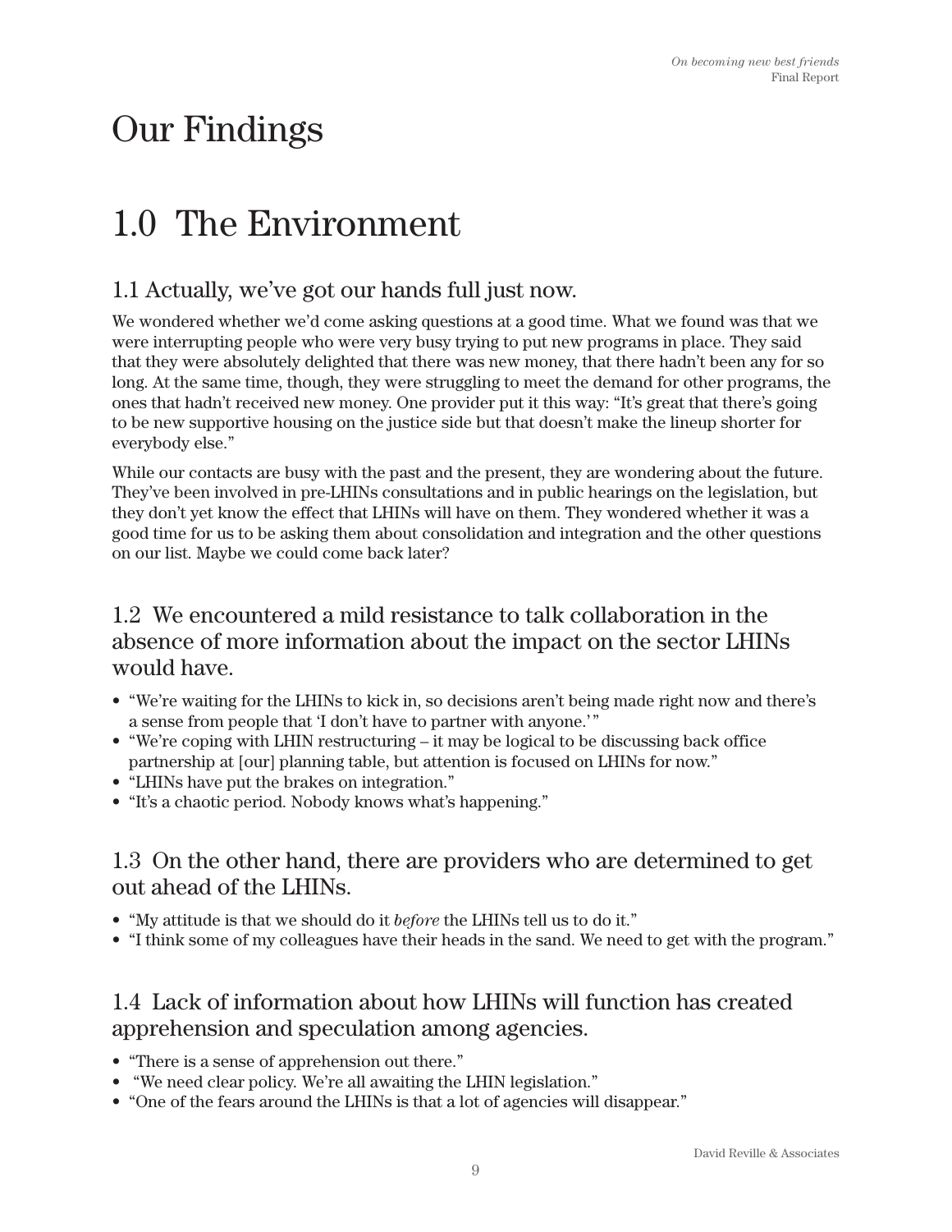# Our Findings

# 1.0 The Environment

## 1.1 Actually, we've got our hands full just now.

We wondered whether we'd come asking questions at a good time. What we found was that we were interrupting people who were very busy trying to put new programs in place. They said that they were absolutely delighted that there was new money, that there hadn't been any for so long. At the same time, though, they were struggling to meet the demand for other programs, the ones that hadn't received new money. One provider put it this way: "It's great that there's going to be new supportive housing on the justice side but that doesn't make the lineup shorter for everybody else."

While our contacts are busy with the past and the present, they are wondering about the future. They've been involved in pre-LHINs consultations and in public hearings on the legislation, but they don't yet know the effect that LHINs will have on them. They wondered whether it was a good time for us to be asking them about consolidation and integration and the other questions on our list. Maybe we could come back later?

## 1.2 We encountered a mild resistance to talk collaboration in the absence of more information about the impact on the sector LHINs would have.

- "We're waiting for the LHINs to kick in, so decisions aren't being made right now and there's a sense from people that 'I don't have to partner with anyone.'"
- "We're coping with LHIN restructuring – it may be logical to be discussing back office partnership at [our] planning table, but attention is focused on LHINs for now."
- "LHINs have put the brakes on integration."
- "It's a chaotic period. Nobody knows what's happening."

## 1.3 On the other hand, there are providers who are determined to get out ahead of the LHINs.

- "My attitude is that we should do it *before* the LHINs tell us to do it."
- "I think some of my colleagues have their heads in the sand. We need to get with the program."

## 1.4 Lack of information about how LHINs will function has created apprehension and speculation among agencies.

- "There is a sense of apprehension out there."
- "We need clear policy. We're all awaiting the LHIN legislation."
- "One of the fears around the LHINs is that a lot of agencies will disappear."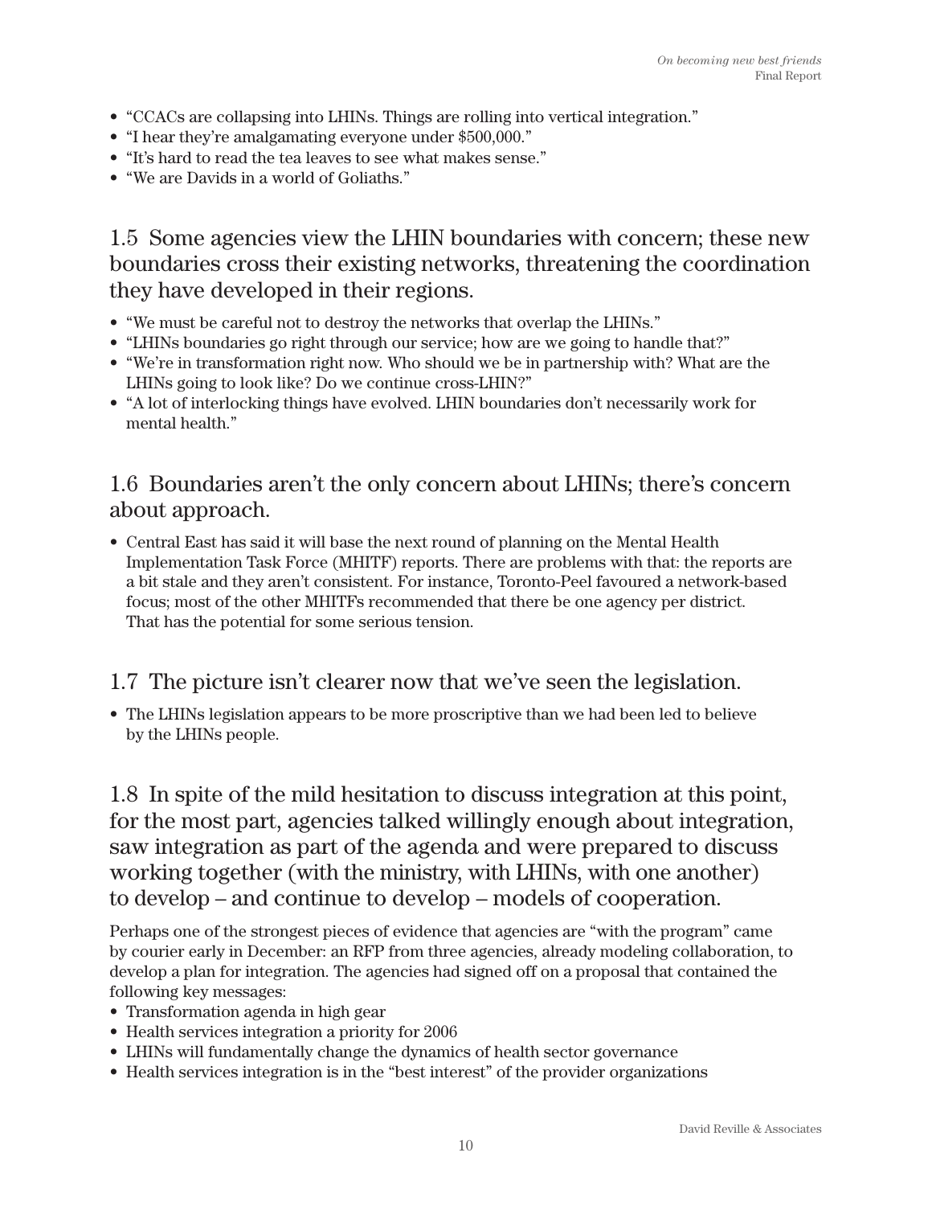- "CCACs are collapsing into LHINs. Things are rolling into vertical integration."
- "I hear they're amalgamating everyone under $500,000."
- "It's hard to read the tea leaves to see what makes sense."
- "We are Davids in a world of Goliaths."

## 1.5 Some agencies view the LHIN boundaries with concern; these new boundaries cross their existing networks, threatening the coordination they have developed in their regions.

- "We must be careful not to destroy the networks that overlap the LHINs."
- "LHINs boundaries go right through our service; how are we going to handle that?"
- "We're in transformation right now. Who should we be in partnership with? What are the LHINs going to look like? Do we continue cross-LHIN?"
- "A lot of interlocking things have evolved. LHIN boundaries don't necessarily work for mental health."

## 1.6 Boundaries aren't the only concern about LHINs; there's concern about approach.

- Central East has said it will base the next round of planning on the Mental Health Implementation Task Force (MHITF) reports. There are problems with that: the reports are a bit stale and they aren't consistent. For instance, Toronto-Peel favoured a network-based focus; most of the other MHITFs recommended that there be one agency per district. That has the potential for some serious tension.

## 1.7 The picture isn't clearer now that we've seen the legislation.

- The LHINs legislation appears to be more proscriptive than we had been led to believe by the LHINs people.

## 1.8 In spite of the mild hesitation to discuss integration at this point, for the most part, agencies talked willingly enough about integration, saw integration as part of the agenda and were prepared to discuss working together (with the ministry, with LHINs, with one another) to develop – and continue to develop – models of cooperation.

Perhaps one of the strongest pieces of evidence that agencies are "with the program" came by courier early in December: an RFP from three agencies, already modeling collaboration, to develop a plan for integration. The agencies had signed off on a proposal that contained the following key messages:

- Transformation agenda in high gear
- Health services integration a priority for 2006
- LHINs will fundamentally change the dynamics of health sector governance
- Health services integration is in the "best interest" of the provider organizations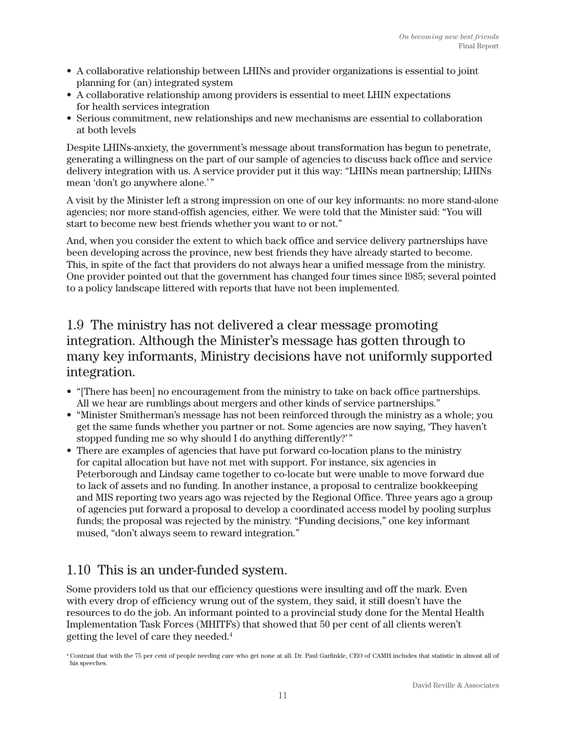- A collaborative relationship between LHINs and provider organizations is essential to joint planning for (an) integrated system
- A collaborative relationship among providers is essential to meet LHIN expectations for health services integration
- Serious commitment, new relationships and new mechanisms are essential to collaboration at both levels

Despite LHINs-anxiety, the government's message about transformation has begun to penetrate, generating a willingness on the part of our sample of agencies to discuss back office and service delivery integration with us. A service provider put it this way: "LHINs mean partnership; LHINs mean 'don't go anywhere alone.'"

A visit by the Minister left a strong impression on one of our key informants: no more stand-alone agencies; nor more stand-offish agencies, either. We were told that the Minister said: "You will start to become new best friends whether you want to or not."

And, when you consider the extent to which back office and service delivery partnerships have been developing across the province, new best friends they have already started to become. This, in spite of the fact that providers do not always hear a unified message from the ministry. One provider pointed out that the government has changed four times since 1985; several pointed to a policy landscape littered with reports that have not been implemented.

## 1.9 The ministry has not delivered a clear message promoting integration. Although the Minister's message has gotten through to many key informants, Ministry decisions have not uniformly supported integration.

- "[There has been] no encouragement from the ministry to take on back office partnerships. All we hear are rumblings about mergers and other kinds of service partnerships."
- "Minister Smitherman's message has not been reinforced through the ministry as a whole; you get the same funds whether you partner or not. Some agencies are now saying, 'They haven't stopped funding me so why should I do anything differently?'"
- There are examples of agencies that have put forward co-location plans to the ministry for capital allocation but have not met with support. For instance, six agencies in Peterborough and Lindsay came together to co-locate but were unable to move forward due to lack of assets and no funding. In another instance, a proposal to centralize bookkeeping and MIS reporting two years ago was rejected by the Regional Office. Three years ago a group of agencies put forward a proposal to develop a coordinated access model by pooling surplus funds; the proposal was rejected by the ministry. "Funding decisions," one key informant mused, "don't always seem to reward integration."

## 1.10 This is an under-funded system.

Some providers told us that our efficiency questions were insulting and off the mark. Even with every drop of efficiency wrung out of the system, they said, it still doesn't have the resources to do the job. An informant pointed to a provincial study done for the Mental Health Implementation Task Forces (MHITFs) that showed that 50 per cent of all clients weren't getting the level of care they needed.[4]

[4] Contrast that with the 75 per cent of people needing care who get none at all. Dr. Paul Garfinkle, CEO of CAMH includes that statistic in almost all of his speeches.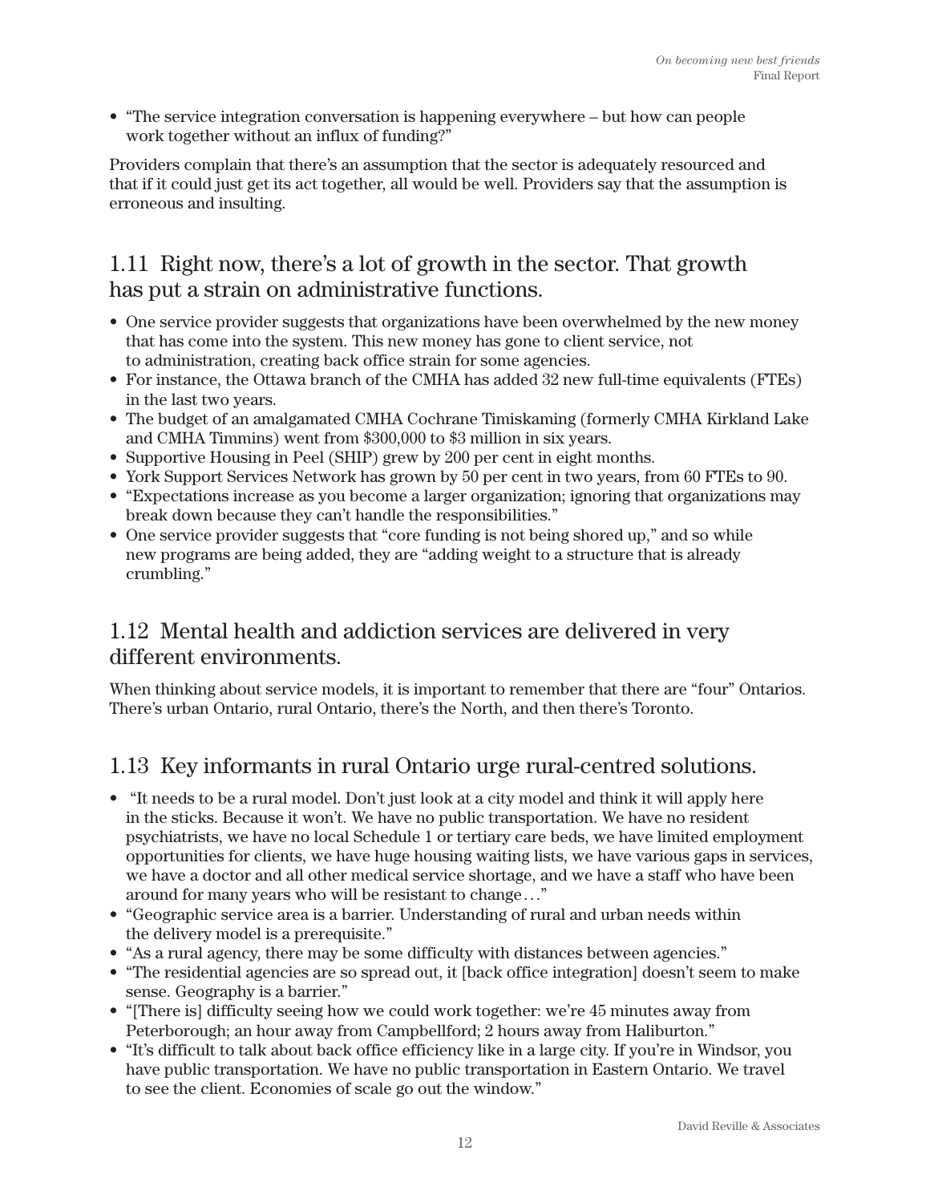- "The service integration conversation is happening everywhere – but how can people work together without an influx of funding?"

Providers complain that there's an assumption that the sector is adequately resourced and that if it could just get its act together, all would be well. Providers say that the assumption is erroneous and insulting.

## 1.11 Right now, there's a lot of growth in the sector. That growth has put a strain on administrative functions.

- One service provider suggests that organizations have been overwhelmed by the new money that has come into the system. This new money has gone to client service, not to administration, creating back office strain for some agencies.
- For instance, the Ottawa branch of the CMHA has added 32 new full-time equivalents (FTEs) in the last two years.
- The budget of an amalgamated CMHA Cochrane Timiskaming (formerly CMHA Kirkland Lake and CMHA Timmins) went from $300,000 to $3 million in six years.
- Supportive Housing in Peel (SHIP) grew by 200 per cent in eight months.
- York Support Services Network has grown by 50 per cent in two years, from 60 FTEs to 90.
- "Expectations increase as you become a larger organization; ignoring that organizations may break down because they can't handle the responsibilities."
- One service provider suggests that "core funding is not being shored up," and so while new programs are being added, they are "adding weight to a structure that is already crumbling."

## 1.12 Mental health and addiction services are delivered in very different environments.

When thinking about service models, it is important to remember that there are "four" Ontarios. There's urban Ontario, rural Ontario, there's the North, and then there's Toronto.

## 1.13 Key informants in rural Ontario urge rural-centred solutions.

- "It needs to be a rural model. Don't just look at a city model and think it will apply here in the sticks. Because it won't. We have no public transportation. We have no resident psychiatrists, we have no local Schedule 1 or tertiary care beds, we have limited employment opportunities for clients, we have huge housing waiting lists, we have various gaps in services, we have a doctor and all other medical service shortage, and we have a staff who have been around for many years who will be resistant to change…"
- "Geographic service area is a barrier. Understanding of rural and urban needs within the delivery model is a prerequisite."
- "As a rural agency, there may be some difficulty with distances between agencies."
- "The residential agencies are so spread out, it [back office integration] doesn't seem to make sense. Geography is a barrier."
- "[There is] difficulty seeing how we could work together: we're 45 minutes away from Peterborough; an hour away from Campbellford; 2 hours away from Haliburton."
- "It's difficult to talk about back office efficiency like in a large city. If you're in Windsor, you have public transportation. We have no public transportation in Eastern Ontario. We travel to see the client. Economies of scale go out the window."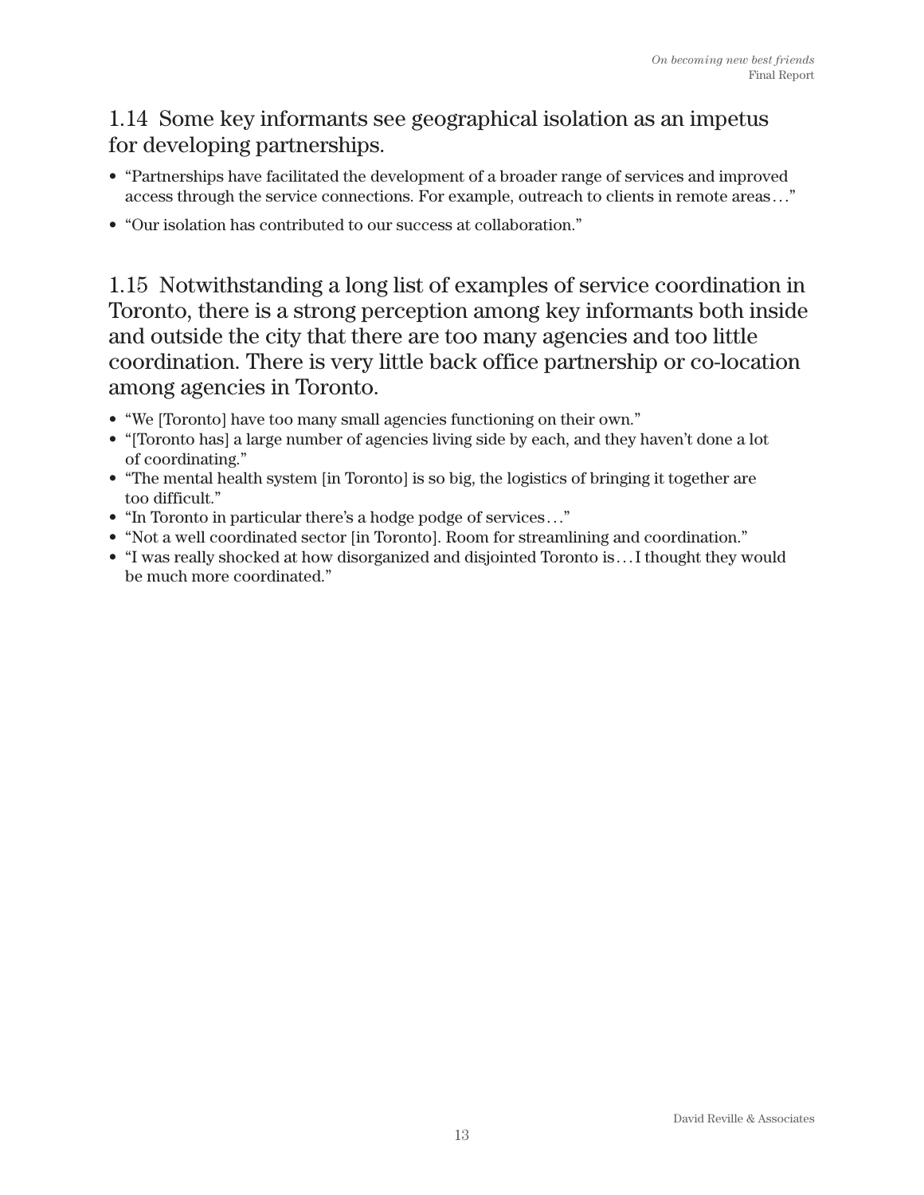### 1.14 Some key informants see geographical isolation as an impetus for developing partnerships.

- "Partnerships have facilitated the development of a broader range of services and improved access through the service connections. For example, outreach to clients in remote areas…"
- "Our isolation has contributed to our success at collaboration."

### 1.15 Notwithstanding a long list of examples of service coordination in Toronto, there is a strong perception among key informants both inside and outside the city that there are too many agencies and too little coordination. There is very little back office partnership or co-location among agencies in Toronto.

- "We [Toronto] have too many small agencies functioning on their own."
- "[Toronto has] a large number of agencies living side by each, and they haven't done a lot of coordinating."
- "The mental health system [in Toronto] is so big, the logistics of bringing it together are too difficult."
- "In Toronto in particular there's a hodge podge of services…"
- "Not a well coordinated sector [in Toronto]. Room for streamlining and coordination."
- "I was really shocked at how disorganized and disjointed Toronto is…I thought they would be much more coordinated."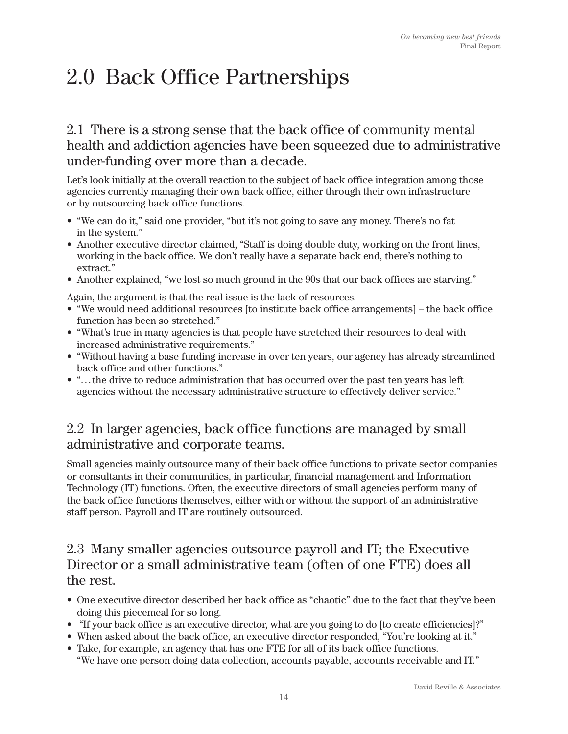# 2.0 Back Office Partnerships

## 2.1 There is a strong sense that the back office of community mental health and addiction agencies have been squeezed due to administrative under-funding over more than a decade.

Let's look initially at the overall reaction to the subject of back office integration among those agencies currently managing their own back office, either through their own infrastructure or by outsourcing back office functions.

- "We can do it," said one provider, "but it's not going to save any money. There's no fat in the system."
- Another executive director claimed, "Staff is doing double duty, working on the front lines, working in the back office. We don't really have a separate back end, there's nothing to extract."
- Another explained, "we lost so much ground in the 90s that our back offices are starving."

Again, the argument is that the real issue is the lack of resources.

- "We would need additional resources [to institute back office arrangements] – the back office function has been so stretched."
- "What's true in many agencies is that people have stretched their resources to deal with increased administrative requirements."
- "Without having a base funding increase in over ten years, our agency has already streamlined back office and other functions."
- "…the drive to reduce administration that has occurred over the past ten years has left agencies without the necessary administrative structure to effectively deliver service."

## 2.2 In larger agencies, back office functions are managed by small administrative and corporate teams.

Small agencies mainly outsource many of their back office functions to private sector companies or consultants in their communities, in particular, financial management and Information Technology (IT) functions. Often, the executive directors of small agencies perform many of the back office functions themselves, either with or without the support of an administrative staff person. Payroll and IT are routinely outsourced.

## 2.3 Many smaller agencies outsource payroll and IT; the Executive Director or a small administrative team (often of one FTE) does all the rest.

- One executive director described her back office as "chaotic" due to the fact that they've been doing this piecemeal for so long.
- "If your back office is an executive director, what are you going to do [to create efficiencies]?"
- When asked about the back office, an executive director responded, "You're looking at it."
- Take, for example, an agency that has one FTE for all of its back office functions. "We have one person doing data collection, accounts payable, accounts receivable and IT."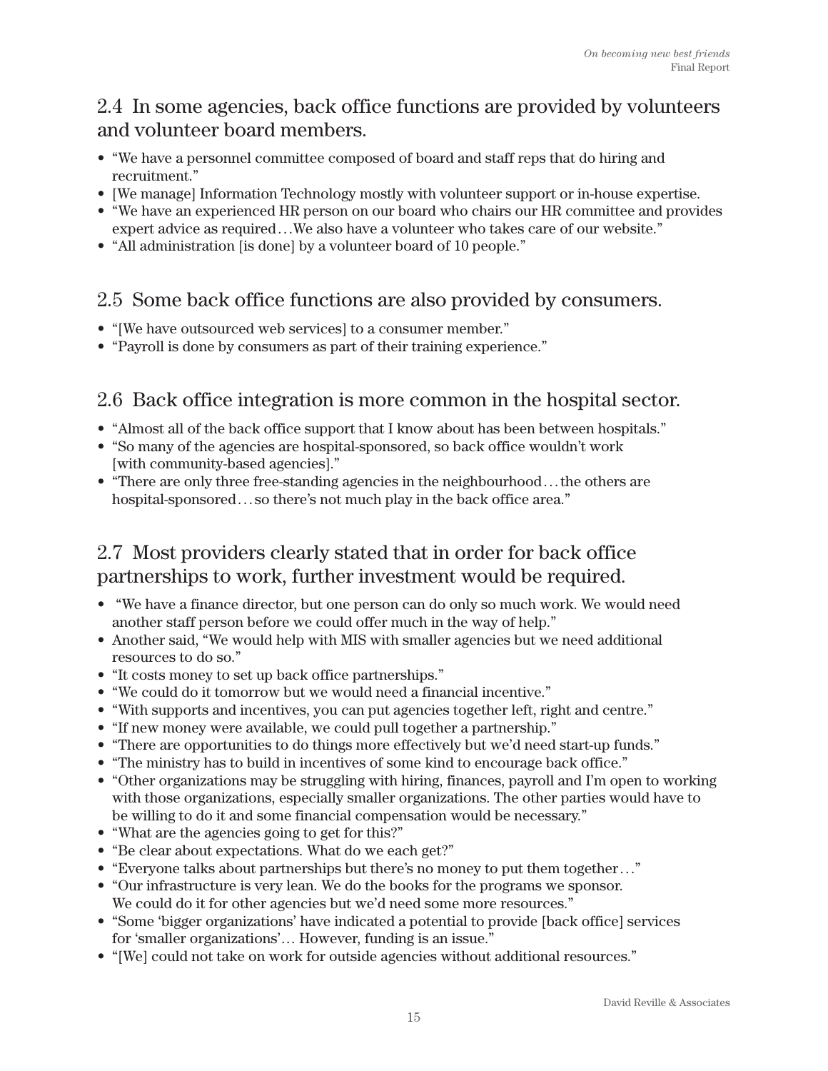## 2.4 In some agencies, back office functions are provided by volunteers and volunteer board members.

- "We have a personnel committee composed of board and staff reps that do hiring and recruitment."
- [We manage] Information Technology mostly with volunteer support or in-house expertise.
- "We have an experienced HR person on our board who chairs our HR committee and provides expert advice as required…We also have a volunteer who takes care of our website."
- "All administration [is done] by a volunteer board of 10 people."

## 2.5 Some back office functions are also provided by consumers.

- "[We have outsourced web services] to a consumer member."
- "Payroll is done by consumers as part of their training experience."

## 2.6 Back office integration is more common in the hospital sector.

- "Almost all of the back office support that I know about has been between hospitals."
- "So many of the agencies are hospital-sponsored, so back office wouldn't work [with community-based agencies]."
- "There are only three free-standing agencies in the neighbourhood…the others are hospital-sponsored…so there's not much play in the back office area."

## 2.7 Most providers clearly stated that in order for back office partnerships to work, further investment would be required.

- "We have a finance director, but one person can do only so much work. We would need another staff person before we could offer much in the way of help."
- Another said, "We would help with MIS with smaller agencies but we need additional resources to do so."
- "It costs money to set up back office partnerships."
- "We could do it tomorrow but we would need a financial incentive."
- "With supports and incentives, you can put agencies together left, right and centre."
- "If new money were available, we could pull together a partnership."
- "There are opportunities to do things more effectively but we'd need start-up funds."
- "The ministry has to build in incentives of some kind to encourage back office."
- "Other organizations may be struggling with hiring, finances, payroll and I'm open to working with those organizations, especially smaller organizations. The other parties would have to be willing to do it and some financial compensation would be necessary."
- "What are the agencies going to get for this?"
- "Be clear about expectations. What do we each get?"
- "Everyone talks about partnerships but there's no money to put them together…"
- "Our infrastructure is very lean. We do the books for the programs we sponsor. We could do it for other agencies but we'd need some more resources."
- "Some 'bigger organizations' have indicated a potential to provide [back office] services for 'smaller organizations'… However, funding is an issue."
- "[We] could not take on work for outside agencies without additional resources."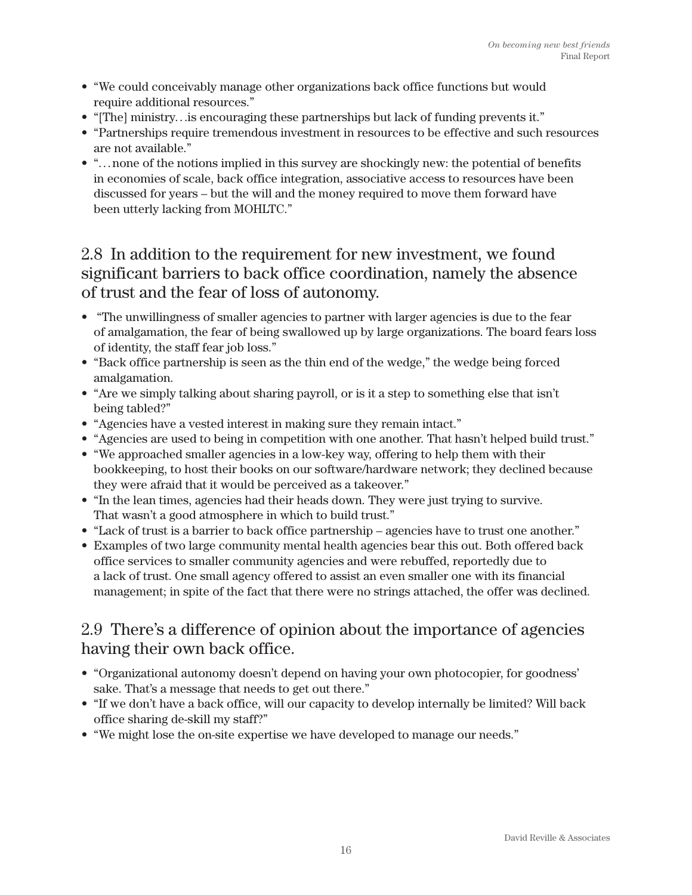- "We could conceivably manage other organizations back office functions but would require additional resources."
- "[The] ministry…is encouraging these partnerships but lack of funding prevents it."
- "Partnerships require tremendous investment in resources to be effective and such resources are not available."
- "…none of the notions implied in this survey are shockingly new: the potential of benefits in economies of scale, back office integration, associative access to resources have been discussed for years – but the will and the money required to move them forward have been utterly lacking from MOHLTC."

## 2.8 In addition to the requirement for new investment, we found significant barriers to back office coordination, namely the absence of trust and the fear of loss of autonomy.

- "The unwillingness of smaller agencies to partner with larger agencies is due to the fear of amalgamation, the fear of being swallowed up by large organizations. The board fears loss of identity, the staff fear job loss."
- "Back office partnership is seen as the thin end of the wedge," the wedge being forced amalgamation.
- "Are we simply talking about sharing payroll, or is it a step to something else that isn't being tabled?"
- "Agencies have a vested interest in making sure they remain intact."
- "Agencies are used to being in competition with one another. That hasn't helped build trust."
- "We approached smaller agencies in a low-key way, offering to help them with their bookkeeping, to host their books on our software/hardware network; they declined because they were afraid that it would be perceived as a takeover."
- "In the lean times, agencies had their heads down. They were just trying to survive. That wasn't a good atmosphere in which to build trust."
- "Lack of trust is a barrier to back office partnership – agencies have to trust one another."
- Examples of two large community mental health agencies bear this out. Both offered back office services to smaller community agencies and were rebuffed, reportedly due to a lack of trust. One small agency offered to assist an even smaller one with its financial management; in spite of the fact that there were no strings attached, the offer was declined.

## 2.9 There's a difference of opinion about the importance of agencies having their own back office.

- "Organizational autonomy doesn't depend on having your own photocopier, for goodness' sake. That's a message that needs to get out there."
- "If we don't have a back office, will our capacity to develop internally be limited? Will back office sharing de-skill my staff?"
- "We might lose the on-site expertise we have developed to manage our needs."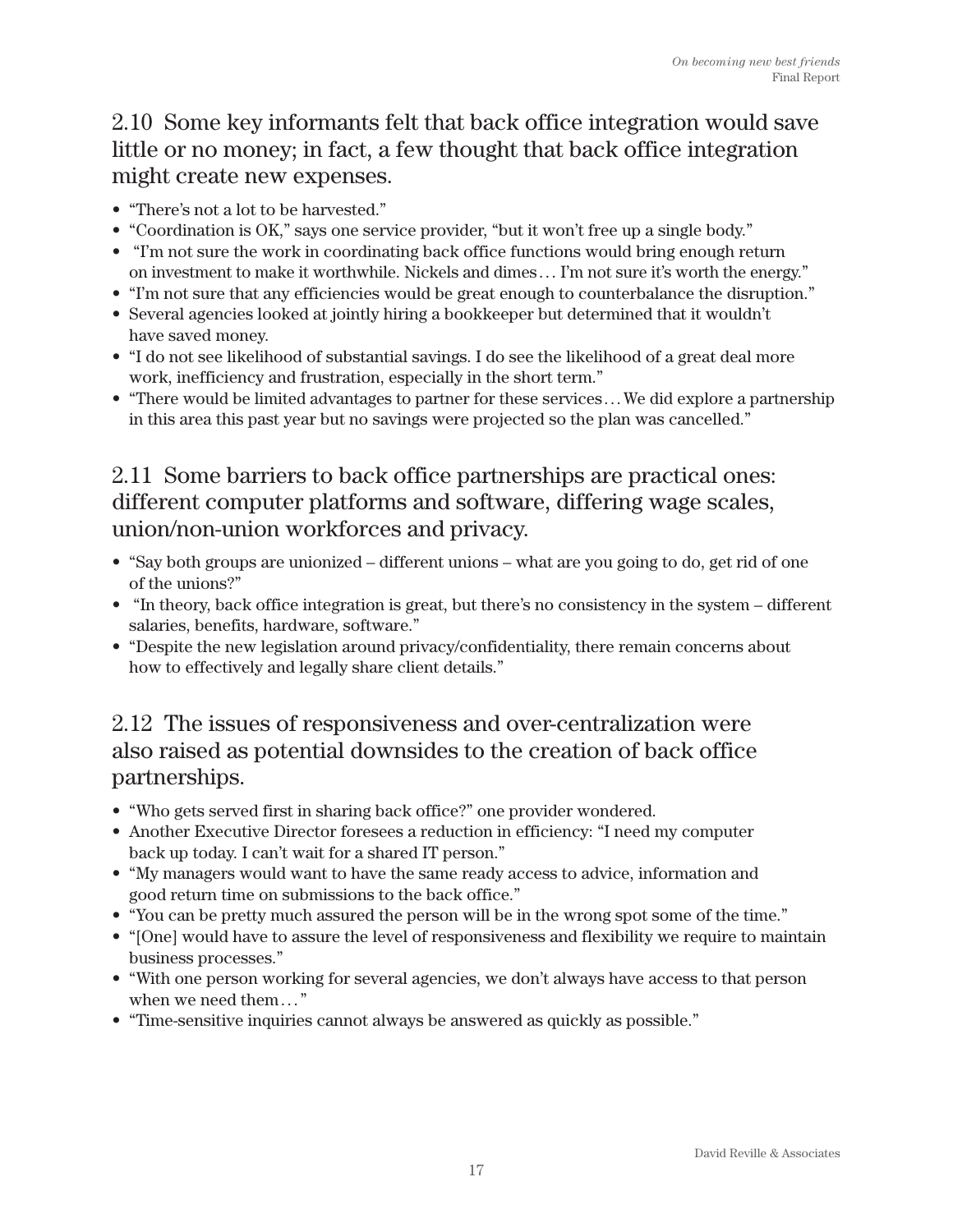## 2.10 Some key informants felt that back office integration would save little or no money; in fact, a few thought that back office integration might create new expenses.

- "There's not a lot to be harvested."
- "Coordination is OK," says one service provider, "but it won't free up a single body."
- "I'm not sure the work in coordinating back office functions would bring enough return on investment to make it worthwhile. Nickels and dimes… I'm not sure it's worth the energy."
- "I'm not sure that any efficiencies would be great enough to counterbalance the disruption."
- Several agencies looked at jointly hiring a bookkeeper but determined that it wouldn't have saved money.
- "I do not see likelihood of substantial savings. I do see the likelihood of a great deal more work, inefficiency and frustration, especially in the short term."
- "There would be limited advantages to partner for these services… We did explore a partnership in this area this past year but no savings were projected so the plan was cancelled."

## 2.11 Some barriers to back office partnerships are practical ones: different computer platforms and software, differing wage scales, union/non-union workforces and privacy.

- "Say both groups are unionized – different unions – what are you going to do, get rid of one of the unions?"
- "In theory, back office integration is great, but there's no consistency in the system – different salaries, benefits, hardware, software."
- "Despite the new legislation around privacy/confidentiality, there remain concerns about how to effectively and legally share client details."

## 2.12 The issues of responsiveness and over-centralization were also raised as potential downsides to the creation of back office partnerships.

- "Who gets served first in sharing back office?" one provider wondered.
- Another Executive Director foresees a reduction in efficiency: "I need my computer back up today. I can't wait for a shared IT person."
- "My managers would want to have the same ready access to advice, information and good return time on submissions to the back office."
- "You can be pretty much assured the person will be in the wrong spot some of the time."
- "[One] would have to assure the level of responsiveness and flexibility we require to maintain business processes."
- "With one person working for several agencies, we don't always have access to that person when we need them… "
- "Time-sensitive inquiries cannot always be answered as quickly as possible."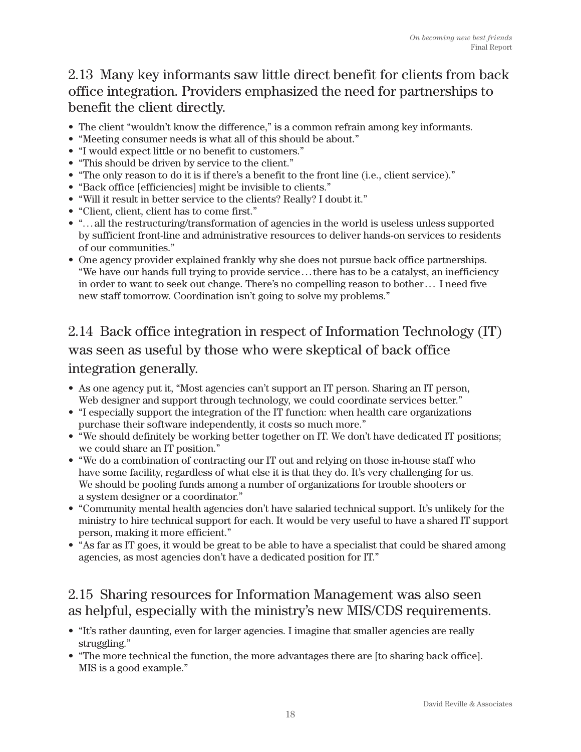## 2.13 Many key informants saw little direct benefit for clients from back office integration. Providers emphasized the need for partnerships to benefit the client directly.

- The client "wouldn't know the difference," is a common refrain among key informants.
- "Meeting consumer needs is what all of this should be about."
- "I would expect little or no benefit to customers."
- "This should be driven by service to the client."
- "The only reason to do it is if there's a benefit to the front line (i.e., client service)."
- "Back office [efficiencies] might be invisible to clients."
- "Will it result in better service to the clients? Really? I doubt it."
- "Client, client, client has to come first."
- "…all the restructuring/transformation of agencies in the world is useless unless supported by sufficient front-line and administrative resources to deliver hands-on services to residents of our communities."
- One agency provider explained frankly why she does not pursue back office partnerships. "We have our hands full trying to provide service…there has to be a catalyst, an inefficiency in order to want to seek out change. There's no compelling reason to bother… I need five new staff tomorrow. Coordination isn't going to solve my problems."

## 2.14 Back office integration in respect of Information Technology (IT) was seen as useful by those who were skeptical of back office integration generally.

- As one agency put it, "Most agencies can't support an IT person. Sharing an IT person, Web designer and support through technology, we could coordinate services better."
- "I especially support the integration of the IT function: when health care organizations purchase their software independently, it costs so much more."
- "We should definitely be working better together on IT. We don't have dedicated IT positions; we could share an IT position."
- "We do a combination of contracting our IT out and relying on those in-house staff who have some facility, regardless of what else it is that they do. It's very challenging for us. We should be pooling funds among a number of organizations for trouble shooters or a system designer or a coordinator."
- "Community mental health agencies don't have salaried technical support. It's unlikely for the ministry to hire technical support for each. It would be very useful to have a shared IT support person, making it more efficient."
- "As far as IT goes, it would be great to be able to have a specialist that could be shared among agencies, as most agencies don't have a dedicated position for IT."

## 2.15 Sharing resources for Information Management was also seen as helpful, especially with the ministry's new MIS/CDS requirements.

- "It's rather daunting, even for larger agencies. I imagine that smaller agencies are really struggling."
- "The more technical the function, the more advantages there are [to sharing back office]. MIS is a good example."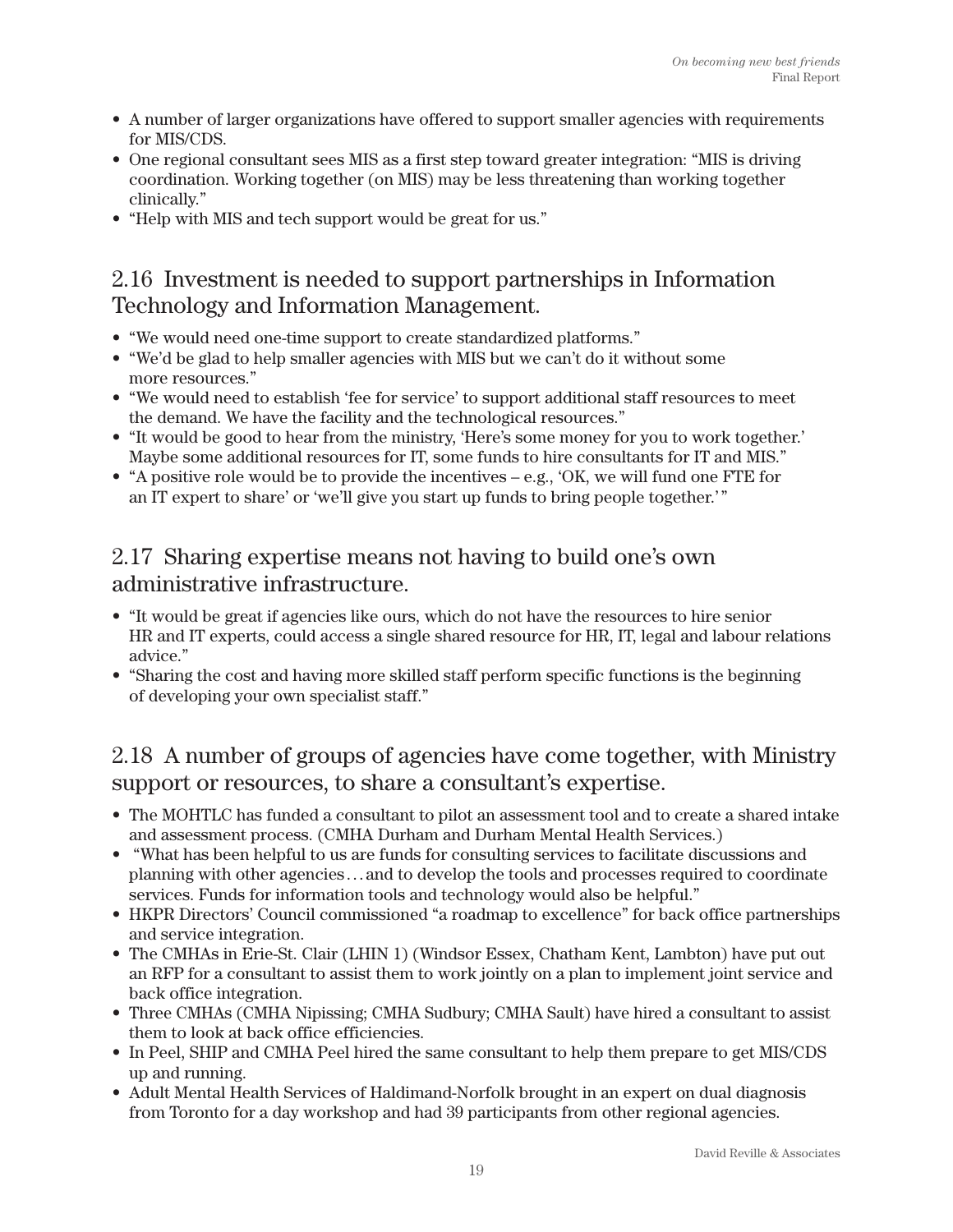- A number of larger organizations have offered to support smaller agencies with requirements for MIS/CDS.
- One regional consultant sees MIS as a first step toward greater integration: "MIS is driving coordination. Working together (on MIS) may be less threatening than working together clinically."
- "Help with MIS and tech support would be great for us."

## 2.16 Investment is needed to support partnerships in Information Technology and Information Management.

- "We would need one-time support to create standardized platforms."
- "We'd be glad to help smaller agencies with MIS but we can't do it without some more resources."
- "We would need to establish 'fee for service' to support additional staff resources to meet the demand. We have the facility and the technological resources."
- "It would be good to hear from the ministry, 'Here's some money for you to work together.' Maybe some additional resources for IT, some funds to hire consultants for IT and MIS."
- "A positive role would be to provide the incentives – e.g., 'OK, we will fund one FTE for an IT expert to share' or 'we'll give you start up funds to bring people together.' "

## 2.17 Sharing expertise means not having to build one's own administrative infrastructure.

- "It would be great if agencies like ours, which do not have the resources to hire senior HR and IT experts, could access a single shared resource for HR, IT, legal and labour relations advice."
- "Sharing the cost and having more skilled staff perform specific functions is the beginning of developing your own specialist staff."

## 2.18 A number of groups of agencies have come together, with Ministry support or resources, to share a consultant's expertise.

- The MOHTLC has funded a consultant to pilot an assessment tool and to create a shared intake and assessment process. (CMHA Durham and Durham Mental Health Services.)
- "What has been helpful to us are funds for consulting services to facilitate discussions and planning with other agencies…and to develop the tools and processes required to coordinate services. Funds for information tools and technology would also be helpful."
- HKPR Directors' Council commissioned "a roadmap to excellence" for back office partnerships and service integration.
- The CMHAs in Erie-St. Clair (LHIN 1) (Windsor Essex, Chatham Kent, Lambton) have put out an RFP for a consultant to assist them to work jointly on a plan to implement joint service and back office integration.
- Three CMHAs (CMHA Nipissing; CMHA Sudbury; CMHA Sault) have hired a consultant to assist them to look at back office efficiencies.
- In Peel, SHIP and CMHA Peel hired the same consultant to help them prepare to get MIS/CDS up and running.
- Adult Mental Health Services of Haldimand-Norfolk brought in an expert on dual diagnosis from Toronto for a day workshop and had 39 participants from other regional agencies.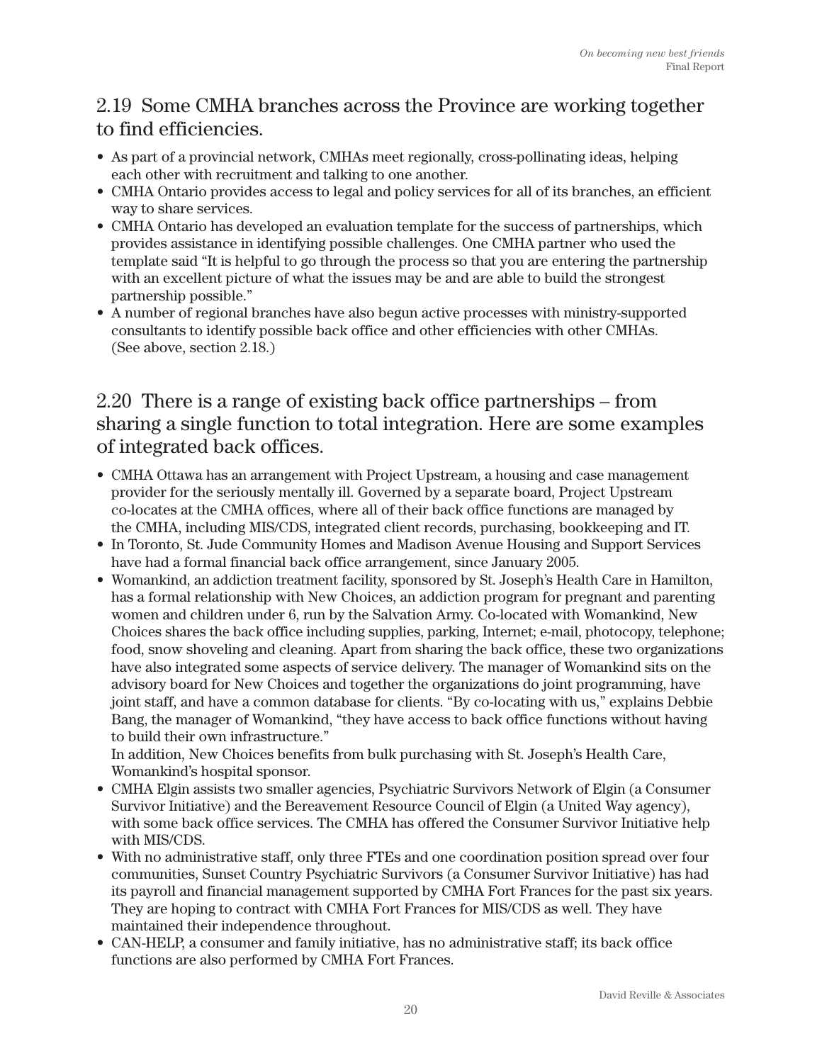## 2.19 Some CMHA branches across the Province are working together to find efficiencies.

- As part of a provincial network, CMHAs meet regionally, cross-pollinating ideas, helping each other with recruitment and talking to one another.
- CMHA Ontario provides access to legal and policy services for all of its branches, an efficient way to share services.
- CMHA Ontario has developed an evaluation template for the success of partnerships, which provides assistance in identifying possible challenges. One CMHA partner who used the template said "It is helpful to go through the process so that you are entering the partnership with an excellent picture of what the issues may be and are able to build the strongest partnership possible."
- A number of regional branches have also begun active processes with ministry-supported consultants to identify possible back office and other efficiencies with other CMHAs. (See above, section 2.18.)

## 2.20 There is a range of existing back office partnerships – from sharing a single function to total integration. Here are some examples of integrated back offices.

- CMHA Ottawa has an arrangement with Project Upstream, a housing and case management provider for the seriously mentally ill. Governed by a separate board, Project Upstream co-locates at the CMHA offices, where all of their back office functions are managed by the CMHA, including MIS/CDS, integrated client records, purchasing, bookkeeping and IT.
- In Toronto, St. Jude Community Homes and Madison Avenue Housing and Support Services have had a formal financial back office arrangement, since January 2005.
- Womankind, an addiction treatment facility, sponsored by St. Joseph's Health Care in Hamilton, has a formal relationship with New Choices, an addiction program for pregnant and parenting women and children under 6, run by the Salvation Army. Co-located with Womankind, New Choices shares the back office including supplies, parking, Internet; e-mail, photocopy, telephone; food, snow shoveling and cleaning. Apart from sharing the back office, these two organizations have also integrated some aspects of service delivery. The manager of Womankind sits on the advisory board for New Choices and together the organizations do joint programming, have joint staff, and have a common database for clients. "By co-locating with us," explains Debbie Bang, the manager of Womankind, "they have access to back office functions without having to build their own infrastructure."
  In addition, New Choices benefits from bulk purchasing with St. Joseph's Health Care, Womankind's hospital sponsor.
- CMHA Elgin assists two smaller agencies, Psychiatric Survivors Network of Elgin (a Consumer Survivor Initiative) and the Bereavement Resource Council of Elgin (a United Way agency), with some back office services. The CMHA has offered the Consumer Survivor Initiative help with MIS/CDS.
- With no administrative staff, only three FTEs and one coordination position spread over four communities, Sunset Country Psychiatric Survivors (a Consumer Survivor Initiative) has had its payroll and financial management supported by CMHA Fort Frances for the past six years. They are hoping to contract with CMHA Fort Frances for MIS/CDS as well. They have maintained their independence throughout.
- CAN-HELP, a consumer and family initiative, has no administrative staff; its back office functions are also performed by CMHA Fort Frances.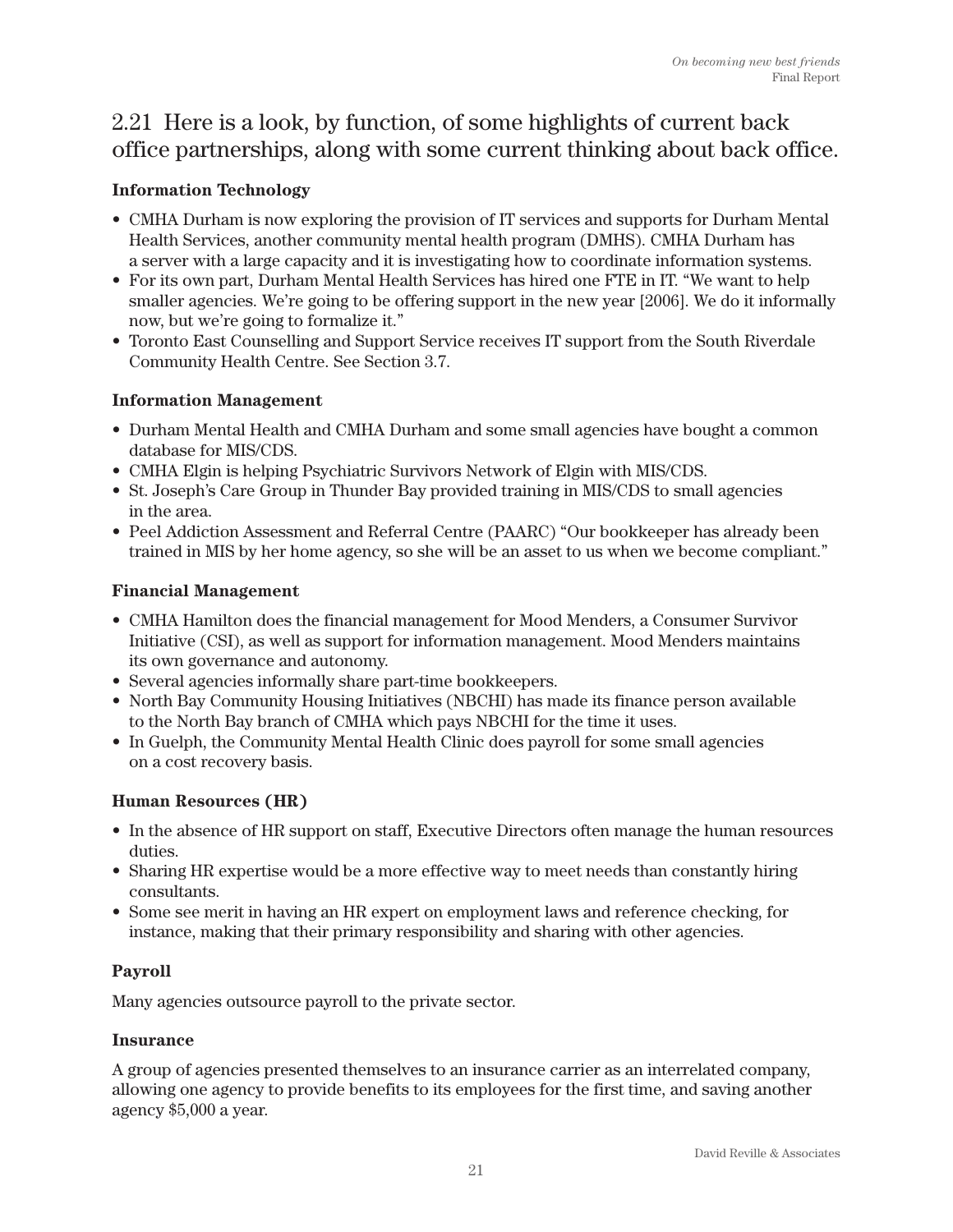## 2.21 Here is a look, by function, of some highlights of current back office partnerships, along with some current thinking about back office.

**Information Technology**

- CMHA Durham is now exploring the provision of IT services and supports for Durham Mental Health Services, another community mental health program (DMHS). CMHA Durham has a server with a large capacity and it is investigating how to coordinate information systems.
- For its own part, Durham Mental Health Services has hired one FTE in IT. "We want to help smaller agencies. We're going to be offering support in the new year [2006]. We do it informally now, but we're going to formalize it."
- Toronto East Counselling and Support Service receives IT support from the South Riverdale Community Health Centre. See Section 3.7.

**Information Management**

- Durham Mental Health and CMHA Durham and some small agencies have bought a common database for MIS/CDS.
- CMHA Elgin is helping Psychiatric Survivors Network of Elgin with MIS/CDS.
- St. Joseph's Care Group in Thunder Bay provided training in MIS/CDS to small agencies in the area.
- Peel Addiction Assessment and Referral Centre (PAARC) "Our bookkeeper has already been trained in MIS by her home agency, so she will be an asset to us when we become compliant."

**Financial Management**

- CMHA Hamilton does the financial management for Mood Menders, a Consumer Survivor Initiative (CSI), as well as support for information management. Mood Menders maintains its own governance and autonomy.
- Several agencies informally share part-time bookkeepers.
- North Bay Community Housing Initiatives (NBCHI) has made its finance person available to the North Bay branch of CMHA which pays NBCHI for the time it uses.
- In Guelph, the Community Mental Health Clinic does payroll for some small agencies on a cost recovery basis.

**Human Resources (HR)**

- In the absence of HR support on staff, Executive Directors often manage the human resources duties.
- Sharing HR expertise would be a more effective way to meet needs than constantly hiring consultants.
- Some see merit in having an HR expert on employment laws and reference checking, for instance, making that their primary responsibility and sharing with other agencies.

**Payroll**

Many agencies outsource payroll to the private sector.

**Insurance**

A group of agencies presented themselves to an insurance carrier as an interrelated company, allowing one agency to provide benefits to its employees for the first time, and saving another agency $5,000 a year.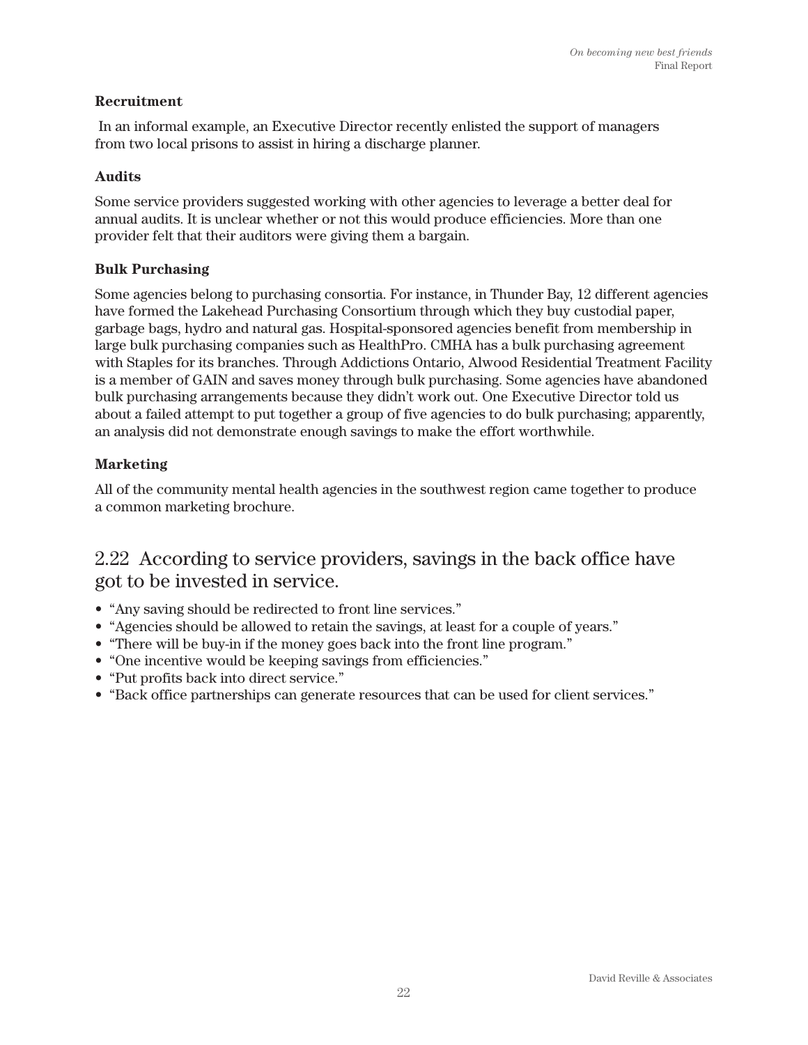### Recruitment

In an informal example, an Executive Director recently enlisted the support of managers from two local prisons to assist in hiring a discharge planner.

### Audits

Some service providers suggested working with other agencies to leverage a better deal for annual audits. It is unclear whether or not this would produce efficiencies. More than one provider felt that their auditors were giving them a bargain.

### Bulk Purchasing

Some agencies belong to purchasing consortia. For instance, in Thunder Bay, 12 different agencies have formed the Lakehead Purchasing Consortium through which they buy custodial paper, garbage bags, hydro and natural gas. Hospital-sponsored agencies benefit from membership in large bulk purchasing companies such as HealthPro. CMHA has a bulk purchasing agreement with Staples for its branches. Through Addictions Ontario, Alwood Residential Treatment Facility is a member of GAIN and saves money through bulk purchasing. Some agencies have abandoned bulk purchasing arrangements because they didn't work out. One Executive Director told us about a failed attempt to put together a group of five agencies to do bulk purchasing; apparently, an analysis did not demonstrate enough savings to make the effort worthwhile.

### Marketing

All of the community mental health agencies in the southwest region came together to produce a common marketing brochure.

## 2.22 According to service providers, savings in the back office have got to be invested in service.

- "Any saving should be redirected to front line services."
- "Agencies should be allowed to retain the savings, at least for a couple of years."
- "There will be buy-in if the money goes back into the front line program."
- "One incentive would be keeping savings from efficiencies."
- "Put profits back into direct service."
- "Back office partnerships can generate resources that can be used for client services."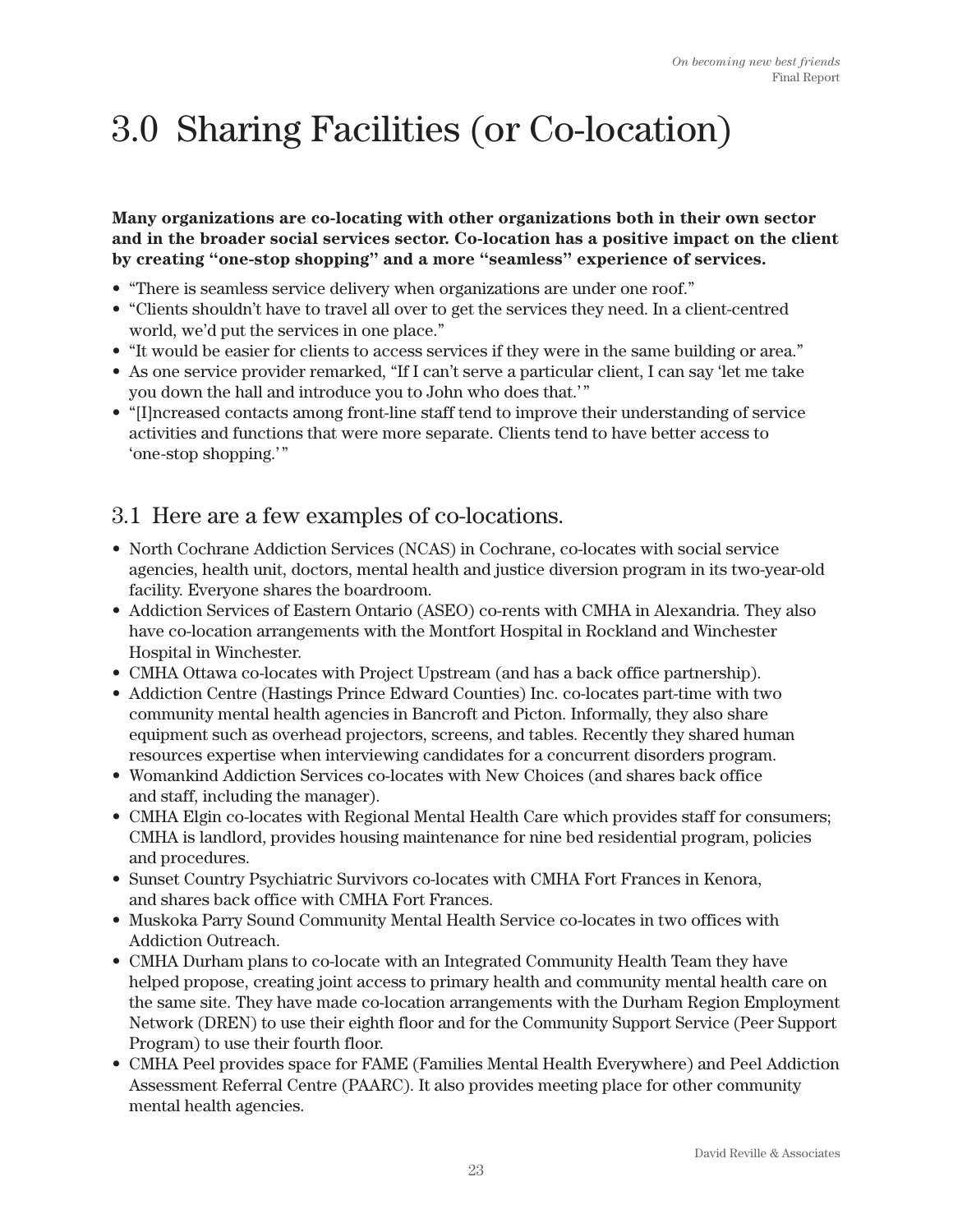# 3.0 Sharing Facilities (or Co-location)

**Many organizations are co-locating with other organizations both in their own sector and in the broader social services sector. Co-location has a positive impact on the client by creating "one-stop shopping" and a more "seamless" experience of services.**

- "There is seamless service delivery when organizations are under one roof."
- "Clients shouldn't have to travel all over to get the services they need. In a client-centred world, we'd put the services in one place."
- "It would be easier for clients to access services if they were in the same building or area."
- As one service provider remarked, "If I can't serve a particular client, I can say 'let me take you down the hall and introduce you to John who does that.' "
- "[I]ncreased contacts among front-line staff tend to improve their understanding of service activities and functions that were more separate. Clients tend to have better access to 'one-stop shopping.' "

## 3.1 Here are a few examples of co-locations.

- North Cochrane Addiction Services (NCAS) in Cochrane, co-locates with social service agencies, health unit, doctors, mental health and justice diversion program in its two-year-old facility. Everyone shares the boardroom.
- Addiction Services of Eastern Ontario (ASEO) co-rents with CMHA in Alexandria. They also have co-location arrangements with the Montfort Hospital in Rockland and Winchester Hospital in Winchester.
- CMHA Ottawa co-locates with Project Upstream (and has a back office partnership).
- Addiction Centre (Hastings Prince Edward Counties) Inc. co-locates part-time with two community mental health agencies in Bancroft and Picton. Informally, they also share equipment such as overhead projectors, screens, and tables. Recently they shared human resources expertise when interviewing candidates for a concurrent disorders program.
- Womankind Addiction Services co-locates with New Choices (and shares back office and staff, including the manager).
- CMHA Elgin co-locates with Regional Mental Health Care which provides staff for consumers; CMHA is landlord, provides housing maintenance for nine bed residential program, policies and procedures.
- Sunset Country Psychiatric Survivors co-locates with CMHA Fort Frances in Kenora, and shares back office with CMHA Fort Frances.
- Muskoka Parry Sound Community Mental Health Service co-locates in two offices with Addiction Outreach.
- CMHA Durham plans to co-locate with an Integrated Community Health Team they have helped propose, creating joint access to primary health and community mental health care on the same site. They have made co-location arrangements with the Durham Region Employment Network (DREN) to use their eighth floor and for the Community Support Service (Peer Support Program) to use their fourth floor.
- CMHA Peel provides space for FAME (Families Mental Health Everywhere) and Peel Addiction Assessment Referral Centre (PAARC). It also provides meeting place for other community mental health agencies.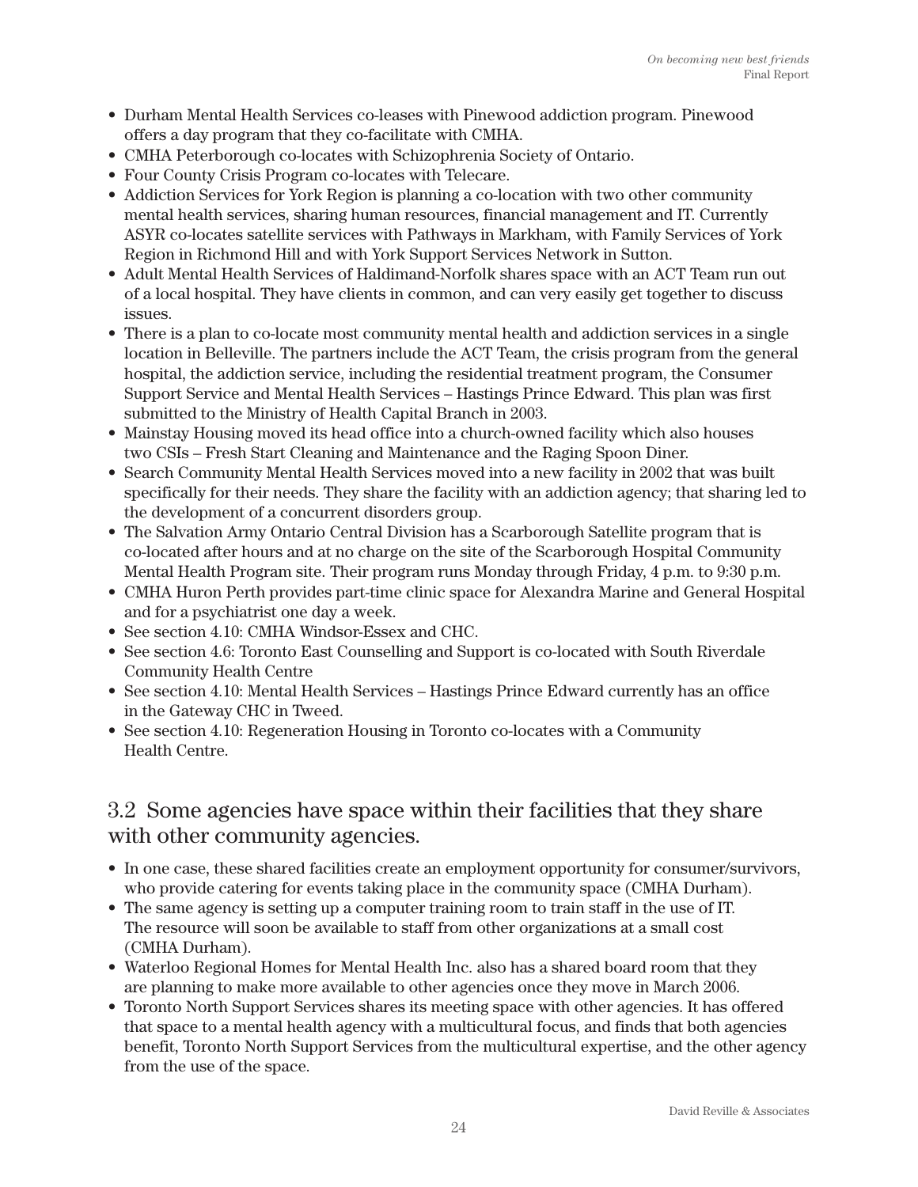- Durham Mental Health Services co-leases with Pinewood addiction program. Pinewood offers a day program that they co-facilitate with CMHA.
- CMHA Peterborough co-locates with Schizophrenia Society of Ontario.
- Four County Crisis Program co-locates with Telecare.
- Addiction Services for York Region is planning a co-location with two other community mental health services, sharing human resources, financial management and IT. Currently ASYR co-locates satellite services with Pathways in Markham, with Family Services of York Region in Richmond Hill and with York Support Services Network in Sutton.
- Adult Mental Health Services of Haldimand-Norfolk shares space with an ACT Team run out of a local hospital. They have clients in common, and can very easily get together to discuss issues.
- There is a plan to co-locate most community mental health and addiction services in a single location in Belleville. The partners include the ACT Team, the crisis program from the general hospital, the addiction service, including the residential treatment program, the Consumer Support Service and Mental Health Services – Hastings Prince Edward. This plan was first submitted to the Ministry of Health Capital Branch in 2003.
- Mainstay Housing moved its head office into a church-owned facility which also houses two CSIs – Fresh Start Cleaning and Maintenance and the Raging Spoon Diner.
- Search Community Mental Health Services moved into a new facility in 2002 that was built specifically for their needs. They share the facility with an addiction agency; that sharing led to the development of a concurrent disorders group.
- The Salvation Army Ontario Central Division has a Scarborough Satellite program that is co-located after hours and at no charge on the site of the Scarborough Hospital Community Mental Health Program site. Their program runs Monday through Friday, 4 p.m. to 9:30 p.m.
- CMHA Huron Perth provides part-time clinic space for Alexandra Marine and General Hospital and for a psychiatrist one day a week.
- See section 4.10: CMHA Windsor-Essex and CHC.
- See section 4.6: Toronto East Counselling and Support is co-located with South Riverdale Community Health Centre
- See section 4.10: Mental Health Services – Hastings Prince Edward currently has an office in the Gateway CHC in Tweed.
- See section 4.10: Regeneration Housing in Toronto co-locates with a Community Health Centre.

## 3.2 Some agencies have space within their facilities that they share with other community agencies.

- In one case, these shared facilities create an employment opportunity for consumer/survivors, who provide catering for events taking place in the community space (CMHA Durham).
- The same agency is setting up a computer training room to train staff in the use of IT. The resource will soon be available to staff from other organizations at a small cost (CMHA Durham).
- Waterloo Regional Homes for Mental Health Inc. also has a shared board room that they are planning to make more available to other agencies once they move in March 2006.
- Toronto North Support Services shares its meeting space with other agencies. It has offered that space to a mental health agency with a multicultural focus, and finds that both agencies benefit, Toronto North Support Services from the multicultural expertise, and the other agency from the use of the space.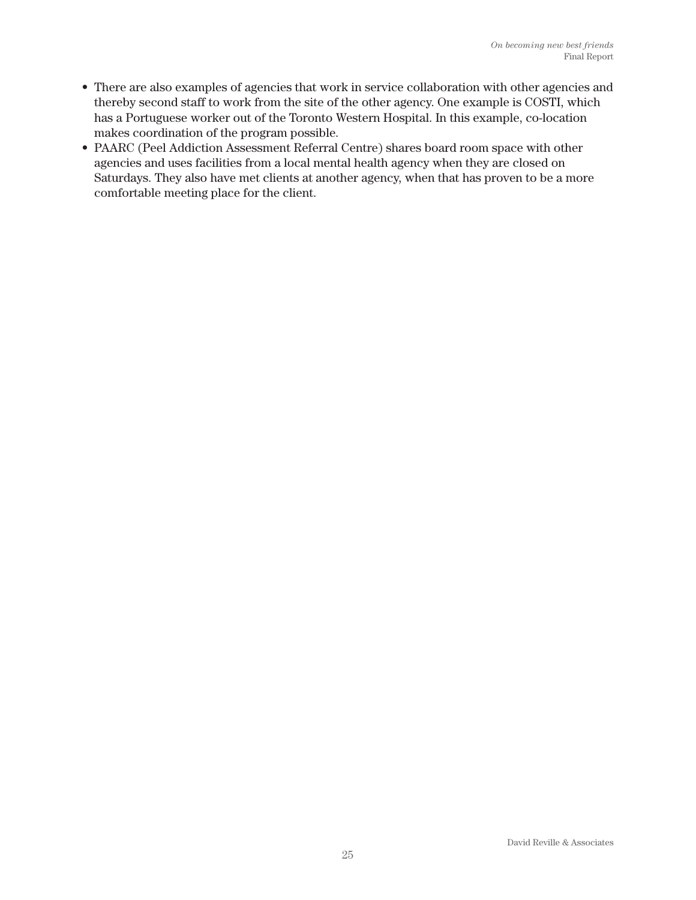- There are also examples of agencies that work in service collaboration with other agencies and thereby second staff to work from the site of the other agency. One example is COSTI, which has a Portuguese worker out of the Toronto Western Hospital. In this example, co-location makes coordination of the program possible.
- PAARC (Peel Addiction Assessment Referral Centre) shares board room space with other agencies and uses facilities from a local mental health agency when they are closed on Saturdays. They also have met clients at another agency, when that has proven to be a more comfortable meeting place for the client.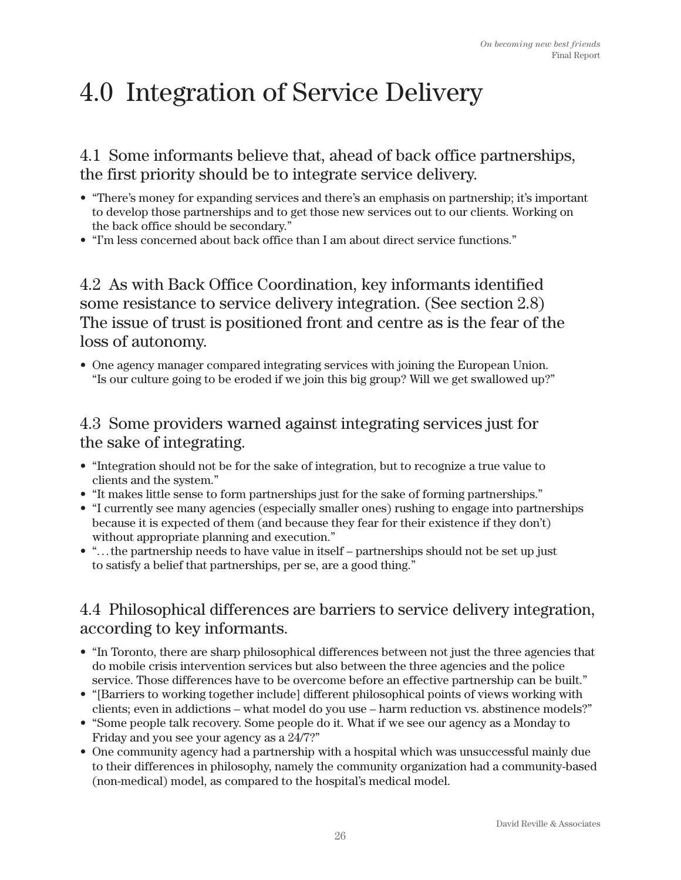# 4.0 Integration of Service Delivery

## 4.1 Some informants believe that, ahead of back office partnerships, the first priority should be to integrate service delivery.

- "There's money for expanding services and there's an emphasis on partnership; it's important to develop those partnerships and to get those new services out to our clients. Working on the back office should be secondary."
- "I'm less concerned about back office than I am about direct service functions."

## 4.2 As with Back Office Coordination, key informants identified some resistance to service delivery integration. (See section 2.8) The issue of trust is positioned front and centre as is the fear of the loss of autonomy.

- One agency manager compared integrating services with joining the European Union. "Is our culture going to be eroded if we join this big group? Will we get swallowed up?"

## 4.3 Some providers warned against integrating services just for the sake of integrating.

- "Integration should not be for the sake of integration, but to recognize a true value to clients and the system."
- "It makes little sense to form partnerships just for the sake of forming partnerships."
- "I currently see many agencies (especially smaller ones) rushing to engage into partnerships because it is expected of them (and because they fear for their existence if they don't) without appropriate planning and execution."
- "…the partnership needs to have value in itself – partnerships should not be set up just to satisfy a belief that partnerships, per se, are a good thing."

## 4.4 Philosophical differences are barriers to service delivery integration, according to key informants.

- "In Toronto, there are sharp philosophical differences between not just the three agencies that do mobile crisis intervention services but also between the three agencies and the police service. Those differences have to be overcome before an effective partnership can be built."
- "[Barriers to working together include] different philosophical points of views working with clients; even in addictions – what model do you use – harm reduction vs. abstinence models?"
- "Some people talk recovery. Some people do it. What if we see our agency as a Monday to Friday and you see your agency as a 24/7?"
- One community agency had a partnership with a hospital which was unsuccessful mainly due to their differences in philosophy, namely the community organization had a community-based (non-medical) model, as compared to the hospital's medical model.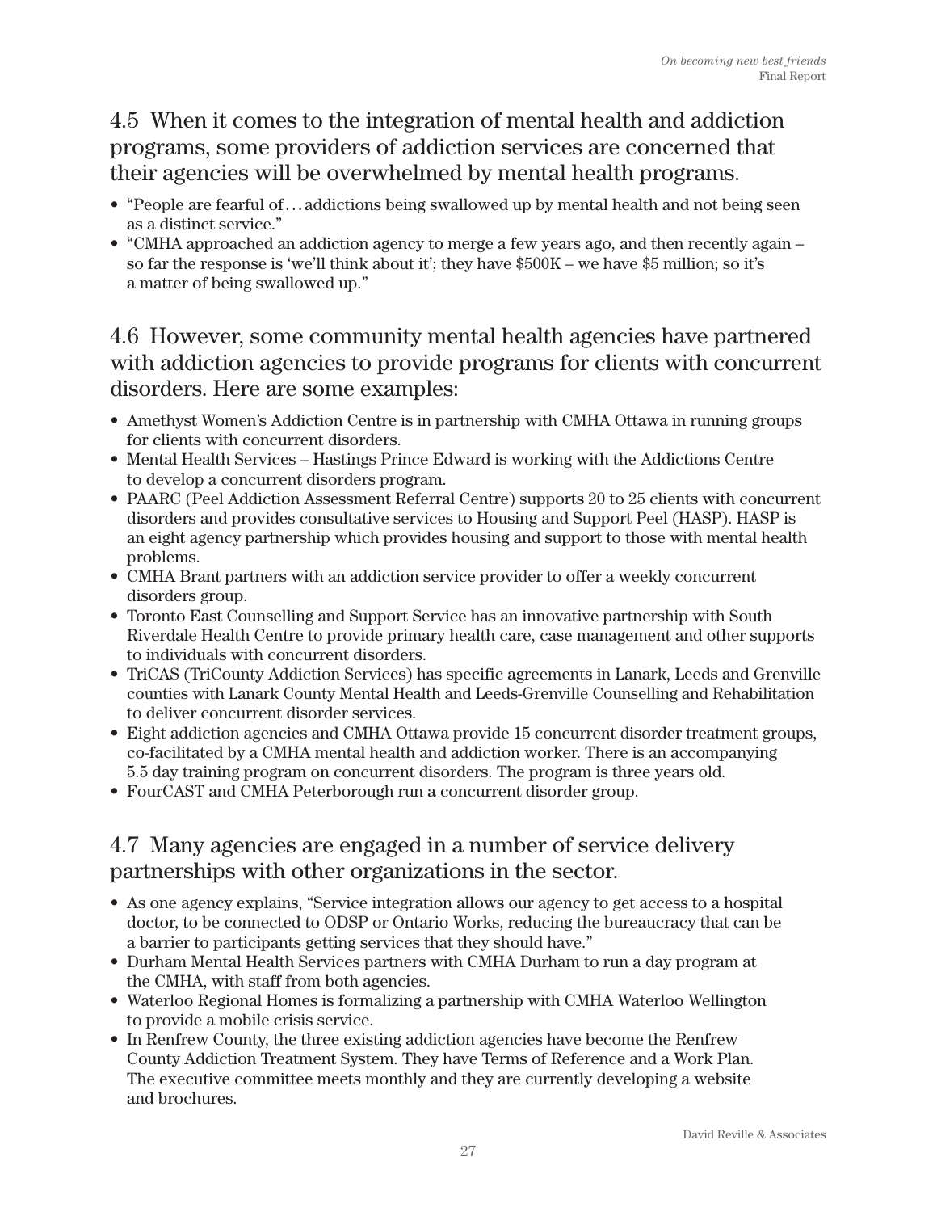## 4.5 When it comes to the integration of mental health and addiction programs, some providers of addiction services are concerned that their agencies will be overwhelmed by mental health programs.

- "People are fearful of…addictions being swallowed up by mental health and not being seen as a distinct service."
- "CMHA approached an addiction agency to merge a few years ago, and then recently again – so far the response is 'we'll think about it'; they have $500K – we have $5 million; so it's a matter of being swallowed up."

## 4.6 However, some community mental health agencies have partnered with addiction agencies to provide programs for clients with concurrent disorders. Here are some examples:

- Amethyst Women's Addiction Centre is in partnership with CMHA Ottawa in running groups for clients with concurrent disorders.
- Mental Health Services – Hastings Prince Edward is working with the Addictions Centre to develop a concurrent disorders program.
- PAARC (Peel Addiction Assessment Referral Centre) supports 20 to 25 clients with concurrent disorders and provides consultative services to Housing and Support Peel (HASP). HASP is an eight agency partnership which provides housing and support to those with mental health problems.
- CMHA Brant partners with an addiction service provider to offer a weekly concurrent disorders group.
- Toronto East Counselling and Support Service has an innovative partnership with South Riverdale Health Centre to provide primary health care, case management and other supports to individuals with concurrent disorders.
- TriCAS (TriCounty Addiction Services) has specific agreements in Lanark, Leeds and Grenville counties with Lanark County Mental Health and Leeds-Grenville Counselling and Rehabilitation to deliver concurrent disorder services.
- Eight addiction agencies and CMHA Ottawa provide 15 concurrent disorder treatment groups, co-facilitated by a CMHA mental health and addiction worker. There is an accompanying 5.5 day training program on concurrent disorders. The program is three years old.
- FourCAST and CMHA Peterborough run a concurrent disorder group.

## 4.7 Many agencies are engaged in a number of service delivery partnerships with other organizations in the sector.

- As one agency explains, "Service integration allows our agency to get access to a hospital doctor, to be connected to ODSP or Ontario Works, reducing the bureaucracy that can be a barrier to participants getting services that they should have."
- Durham Mental Health Services partners with CMHA Durham to run a day program at the CMHA, with staff from both agencies.
- Waterloo Regional Homes is formalizing a partnership with CMHA Waterloo Wellington to provide a mobile crisis service.
- In Renfrew County, the three existing addiction agencies have become the Renfrew County Addiction Treatment System. They have Terms of Reference and a Work Plan. The executive committee meets monthly and they are currently developing a website and brochures.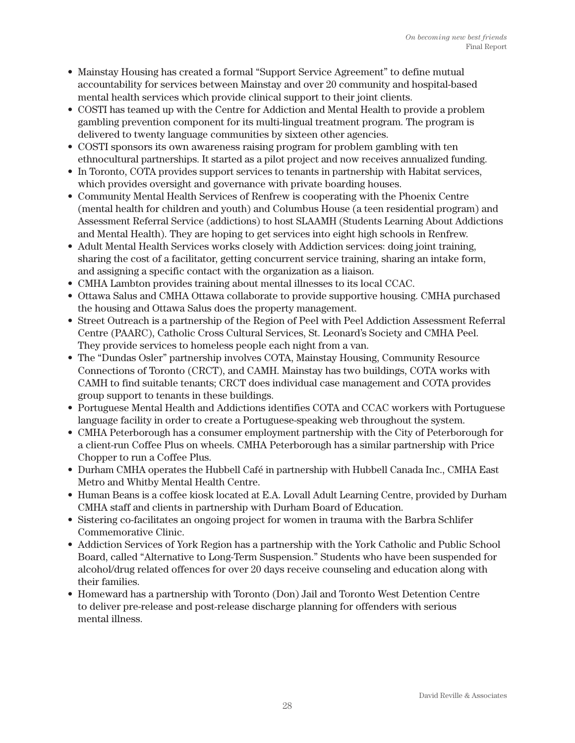- Mainstay Housing has created a formal “Support Service Agreement” to define mutual accountability for services between Mainstay and over 20 community and hospital-based mental health services which provide clinical support to their joint clients.
- COSTI has teamed up with the Centre for Addiction and Mental Health to provide a problem gambling prevention component for its multi-lingual treatment program. The program is delivered to twenty language communities by sixteen other agencies.
- COSTI sponsors its own awareness raising program for problem gambling with ten ethnocultural partnerships. It started as a pilot project and now receives annualized funding.
- In Toronto, COTA provides support services to tenants in partnership with Habitat services, which provides oversight and governance with private boarding houses.
- Community Mental Health Services of Renfrew is cooperating with the Phoenix Centre (mental health for children and youth) and Columbus House (a teen residential program) and Assessment Referral Service (addictions) to host SLAAMH (Students Learning About Addictions and Mental Health). They are hoping to get services into eight high schools in Renfrew.
- Adult Mental Health Services works closely with Addiction services: doing joint training, sharing the cost of a facilitator, getting concurrent service training, sharing an intake form, and assigning a specific contact with the organization as a liaison.
- CMHA Lambton provides training about mental illnesses to its local CCAC.
- Ottawa Salus and CMHA Ottawa collaborate to provide supportive housing. CMHA purchased the housing and Ottawa Salus does the property management.
- Street Outreach is a partnership of the Region of Peel with Peel Addiction Assessment Referral Centre (PAARC), Catholic Cross Cultural Services, St. Leonard’s Society and CMHA Peel. They provide services to homeless people each night from a van.
- The “Dundas Osler” partnership involves COTA, Mainstay Housing, Community Resource Connections of Toronto (CRCT), and CAMH. Mainstay has two buildings, COTA works with CAMH to find suitable tenants; CRCT does individual case management and COTA provides group support to tenants in these buildings.
- Portuguese Mental Health and Addictions identifies COTA and CCAC workers with Portuguese language facility in order to create a Portuguese-speaking web throughout the system.
- CMHA Peterborough has a consumer employment partnership with the City of Peterborough for a client-run Coffee Plus on wheels. CMHA Peterborough has a similar partnership with Price Chopper to run a Coffee Plus.
- Durham CMHA operates the Hubbell Café in partnership with Hubbell Canada Inc., CMHA East Metro and Whitby Mental Health Centre.
- Human Beans is a coffee kiosk located at E.A. Lovall Adult Learning Centre, provided by Durham CMHA staff and clients in partnership with Durham Board of Education.
- Sistering co-facilitates an ongoing project for women in trauma with the Barbra Schlifer Commemorative Clinic.
- Addiction Services of York Region has a partnership with the York Catholic and Public School Board, called “Alternative to Long-Term Suspension.” Students who have been suspended for alcohol/drug related offences for over 20 days receive counseling and education along with their families.
- Homeward has a partnership with Toronto (Don) Jail and Toronto West Detention Centre to deliver pre-release and post-release discharge planning for offenders with serious mental illness.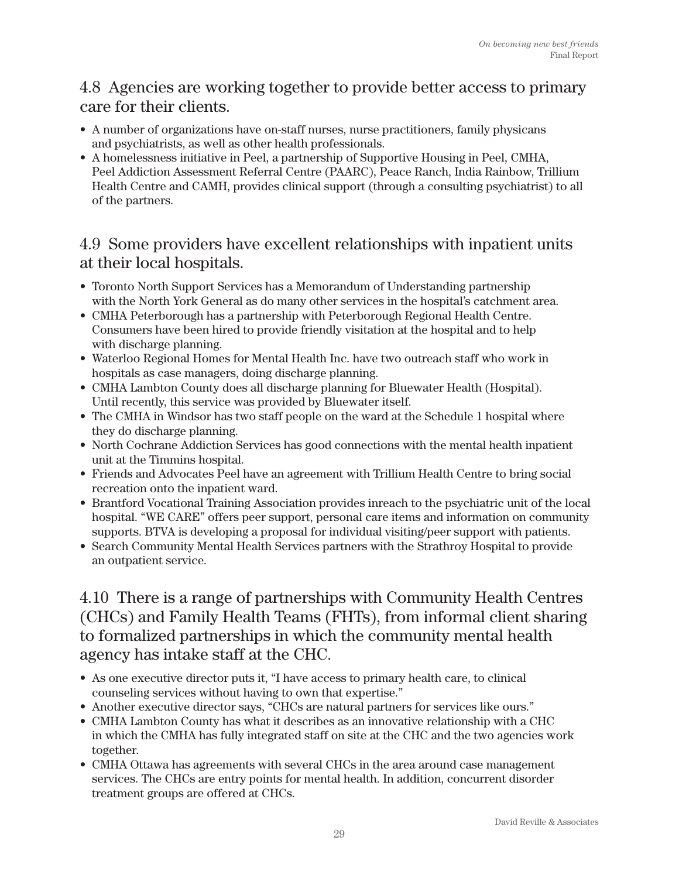## 4.8 Agencies are working together to provide better access to primary care for their clients.

- A number of organizations have on-staff nurses, nurse practitioners, family physicans and psychiatrists, as well as other health professionals.
- A homelessness initiative in Peel, a partnership of Supportive Housing in Peel, CMHA, Peel Addiction Assessment Referral Centre (PAARC), Peace Ranch, India Rainbow, Trillium Health Centre and CAMH, provides clinical support (through a consulting psychiatrist) to all of the partners.

## 4.9 Some providers have excellent relationships with inpatient units at their local hospitals.

- Toronto North Support Services has a Memorandum of Understanding partnership with the North York General as do many other services in the hospital's catchment area.
- CMHA Peterborough has a partnership with Peterborough Regional Health Centre. Consumers have been hired to provide friendly visitation at the hospital and to help with discharge planning.
- Waterloo Regional Homes for Mental Health Inc. have two outreach staff who work in hospitals as case managers, doing discharge planning.
- CMHA Lambton County does all discharge planning for Bluewater Health (Hospital). Until recently, this service was provided by Bluewater itself.
- The CMHA in Windsor has two staff people on the ward at the Schedule 1 hospital where they do discharge planning.
- North Cochrane Addiction Services has good connections with the mental health inpatient unit at the Timmins hospital.
- Friends and Advocates Peel have an agreement with Trillium Health Centre to bring social recreation onto the inpatient ward.
- Brantford Vocational Training Association provides inreach to the psychiatric unit of the local hospital. "WE CARE" offers peer support, personal care items and information on community supports. BTVA is developing a proposal for individual visiting/peer support with patients.
- Search Community Mental Health Services partners with the Strathroy Hospital to provide an outpatient service.

## 4.10 There is a range of partnerships with Community Health Centres (CHCs) and Family Health Teams (FHTs), from informal client sharing to formalized partnerships in which the community mental health agency has intake staff at the CHC.

- As one executive director puts it, "I have access to primary health care, to clinical counseling services without having to own that expertise."
- Another executive director says, "CHCs are natural partners for services like ours."
- CMHA Lambton County has what it describes as an innovative relationship with a CHC in which the CMHA has fully integrated staff on site at the CHC and the two agencies work together.
- CMHA Ottawa has agreements with several CHCs in the area around case management services. The CHCs are entry points for mental health. In addition, concurrent disorder treatment groups are offered at CHCs.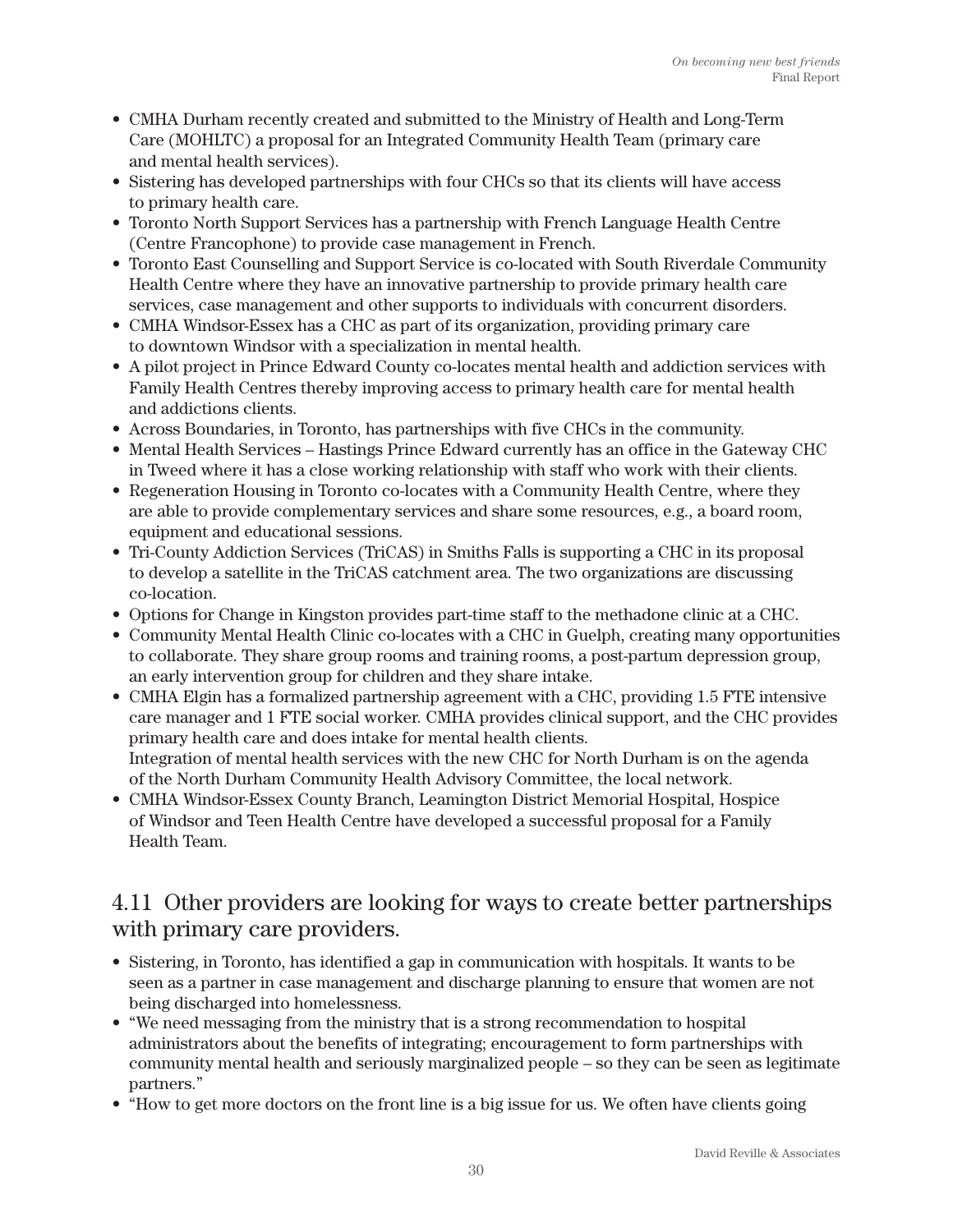- CMHA Durham recently created and submitted to the Ministry of Health and Long-Term Care (MOHLTC) a proposal for an Integrated Community Health Team (primary care and mental health services).
- Sistering has developed partnerships with four CHCs so that its clients will have access to primary health care.
- Toronto North Support Services has a partnership with French Language Health Centre (Centre Francophone) to provide case management in French.
- Toronto East Counselling and Support Service is co-located with South Riverdale Community Health Centre where they have an innovative partnership to provide primary health care services, case management and other supports to individuals with concurrent disorders.
- CMHA Windsor-Essex has a CHC as part of its organization, providing primary care to downtown Windsor with a specialization in mental health.
- A pilot project in Prince Edward County co-locates mental health and addiction services with Family Health Centres thereby improving access to primary health care for mental health and addictions clients.
- Across Boundaries, in Toronto, has partnerships with five CHCs in the community.
- Mental Health Services – Hastings Prince Edward currently has an office in the Gateway CHC in Tweed where it has a close working relationship with staff who work with their clients.
- Regeneration Housing in Toronto co-locates with a Community Health Centre, where they are able to provide complementary services and share some resources, e.g., a board room, equipment and educational sessions.
- Tri-County Addiction Services (TriCAS) in Smiths Falls is supporting a CHC in its proposal to develop a satellite in the TriCAS catchment area. The two organizations are discussing co-location.
- Options for Change in Kingston provides part-time staff to the methadone clinic at a CHC.
- Community Mental Health Clinic co-locates with a CHC in Guelph, creating many opportunities to collaborate. They share group rooms and training rooms, a post-partum depression group, an early intervention group for children and they share intake.
- CMHA Elgin has a formalized partnership agreement with a CHC, providing 1.5 FTE intensive care manager and 1 FTE social worker. CMHA provides clinical support, and the CHC provides primary health care and does intake for mental health clients.
  Integration of mental health services with the new CHC for North Durham is on the agenda of the North Durham Community Health Advisory Committee, the local network.
- CMHA Windsor-Essex County Branch, Leamington District Memorial Hospital, Hospice of Windsor and Teen Health Centre have developed a successful proposal for a Family Health Team.

## 4.11 Other providers are looking for ways to create better partnerships with primary care providers.

- Sistering, in Toronto, has identified a gap in communication with hospitals. It wants to be seen as a partner in case management and discharge planning to ensure that women are not being discharged into homelessness.
- "We need messaging from the ministry that is a strong recommendation to hospital administrators about the benefits of integrating; encouragement to form partnerships with community mental health and seriously marginalized people – so they can be seen as legitimate partners."
- "How to get more doctors on the front line is a big issue for us. We often have clients going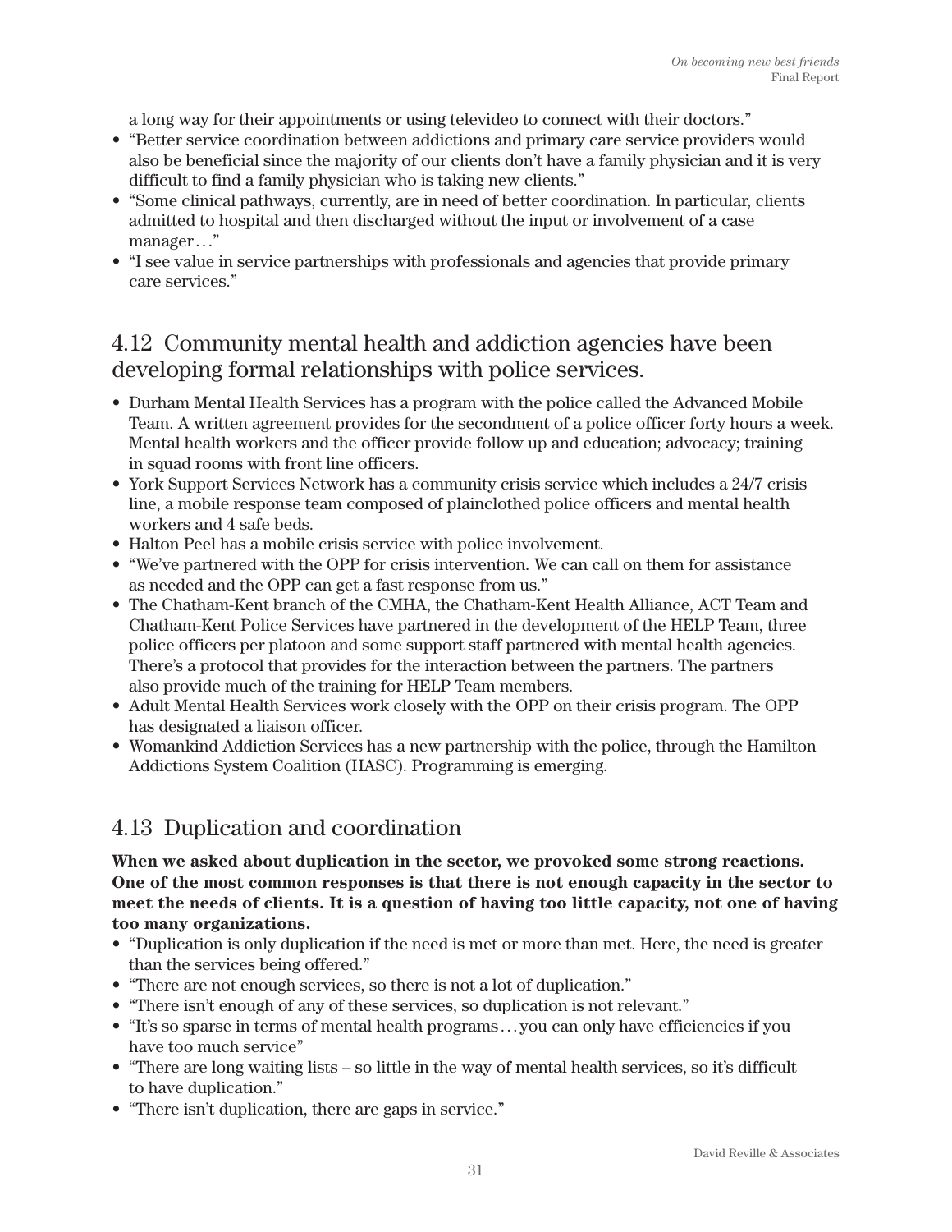a long way for their appointments or using televideo to connect with their doctors."

- "Better service coordination between addictions and primary care service providers would also be beneficial since the majority of our clients don't have a family physician and it is very difficult to find a family physician who is taking new clients."
- "Some clinical pathways, currently, are in need of better coordination. In particular, clients admitted to hospital and then discharged without the input or involvement of a case manager…"
- "I see value in service partnerships with professionals and agencies that provide primary care services."

## 4.12 Community mental health and addiction agencies have been developing formal relationships with police services.

- Durham Mental Health Services has a program with the police called the Advanced Mobile Team. A written agreement provides for the secondment of a police officer forty hours a week. Mental health workers and the officer provide follow up and education; advocacy; training in squad rooms with front line officers.
- York Support Services Network has a community crisis service which includes a 24/7 crisis line, a mobile response team composed of plainclothed police officers and mental health workers and 4 safe beds.
- Halton Peel has a mobile crisis service with police involvement.
- "We've partnered with the OPP for crisis intervention. We can call on them for assistance as needed and the OPP can get a fast response from us."
- The Chatham-Kent branch of the CMHA, the Chatham-Kent Health Alliance, ACT Team and Chatham-Kent Police Services have partnered in the development of the HELP Team, three police officers per platoon and some support staff partnered with mental health agencies. There's a protocol that provides for the interaction between the partners. The partners also provide much of the training for HELP Team members.
- Adult Mental Health Services work closely with the OPP on their crisis program. The OPP has designated a liaison officer.
- Womankind Addiction Services has a new partnership with the police, through the Hamilton Addictions System Coalition (HASC). Programming is emerging.

## 4.13 Duplication and coordination

**When we asked about duplication in the sector, we provoked some strong reactions. One of the most common responses is that there is not enough capacity in the sector to meet the needs of clients. It is a question of having too little capacity, not one of having too many organizations.**

- "Duplication is only duplication if the need is met or more than met. Here, the need is greater than the services being offered."
- "There are not enough services, so there is not a lot of duplication."
- "There isn't enough of any of these services, so duplication is not relevant."
- "It's so sparse in terms of mental health programs… you can only have efficiencies if you have too much service"
- "There are long waiting lists – so little in the way of mental health services, so it's difficult to have duplication."
- "There isn't duplication, there are gaps in service."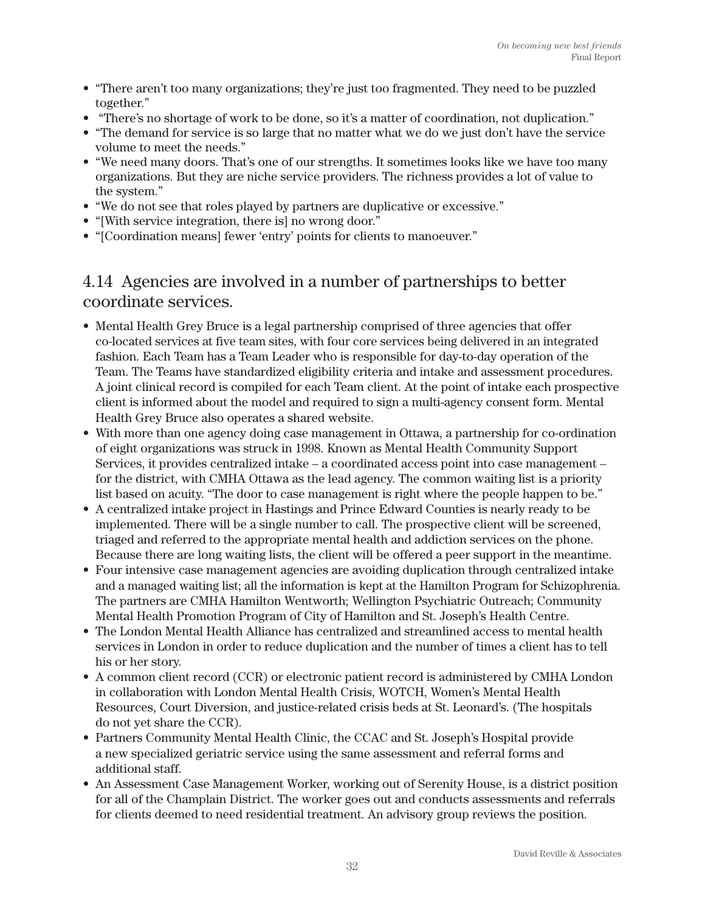- "There aren't too many organizations; they're just too fragmented. They need to be puzzled together."
- "There's no shortage of work to be done, so it's a matter of coordination, not duplication."
- "The demand for service is so large that no matter what we do we just don't have the service volume to meet the needs."
- "We need many doors. That's one of our strengths. It sometimes looks like we have too many organizations. But they are niche service providers. The richness provides a lot of value to the system."
- "We do not see that roles played by partners are duplicative or excessive."
- "[With service integration, there is] no wrong door."
- "[Coordination means] fewer 'entry' points for clients to manoeuver."

## 4.14 Agencies are involved in a number of partnerships to better coordinate services.

- Mental Health Grey Bruce is a legal partnership comprised of three agencies that offer co-located services at five team sites, with four core services being delivered in an integrated fashion. Each Team has a Team Leader who is responsible for day-to-day operation of the Team. The Teams have standardized eligibility criteria and intake and assessment procedures. A joint clinical record is compiled for each Team client. At the point of intake each prospective client is informed about the model and required to sign a multi-agency consent form. Mental Health Grey Bruce also operates a shared website.
- With more than one agency doing case management in Ottawa, a partnership for co-ordination of eight organizations was struck in 1998. Known as Mental Health Community Support Services, it provides centralized intake – a coordinated access point into case management – for the district, with CMHA Ottawa as the lead agency. The common waiting list is a priority list based on acuity. "The door to case management is right where the people happen to be."
- A centralized intake project in Hastings and Prince Edward Counties is nearly ready to be implemented. There will be a single number to call. The prospective client will be screened, triaged and referred to the appropriate mental health and addiction services on the phone. Because there are long waiting lists, the client will be offered a peer support in the meantime.
- Four intensive case management agencies are avoiding duplication through centralized intake and a managed waiting list; all the information is kept at the Hamilton Program for Schizophrenia. The partners are CMHA Hamilton Wentworth; Wellington Psychiatric Outreach; Community Mental Health Promotion Program of City of Hamilton and St. Joseph's Health Centre.
- The London Mental Health Alliance has centralized and streamlined access to mental health services in London in order to reduce duplication and the number of times a client has to tell his or her story.
- A common client record (CCR) or electronic patient record is administered by CMHA London in collaboration with London Mental Health Crisis, WOTCH, Women's Mental Health Resources, Court Diversion, and justice-related crisis beds at St. Leonard's. (The hospitals do not yet share the CCR).
- Partners Community Mental Health Clinic, the CCAC and St. Joseph's Hospital provide a new specialized geriatric service using the same assessment and referral forms and additional staff.
- An Assessment Case Management Worker, working out of Serenity House, is a district position for all of the Champlain District. The worker goes out and conducts assessments and referrals for clients deemed to need residential treatment. An advisory group reviews the position.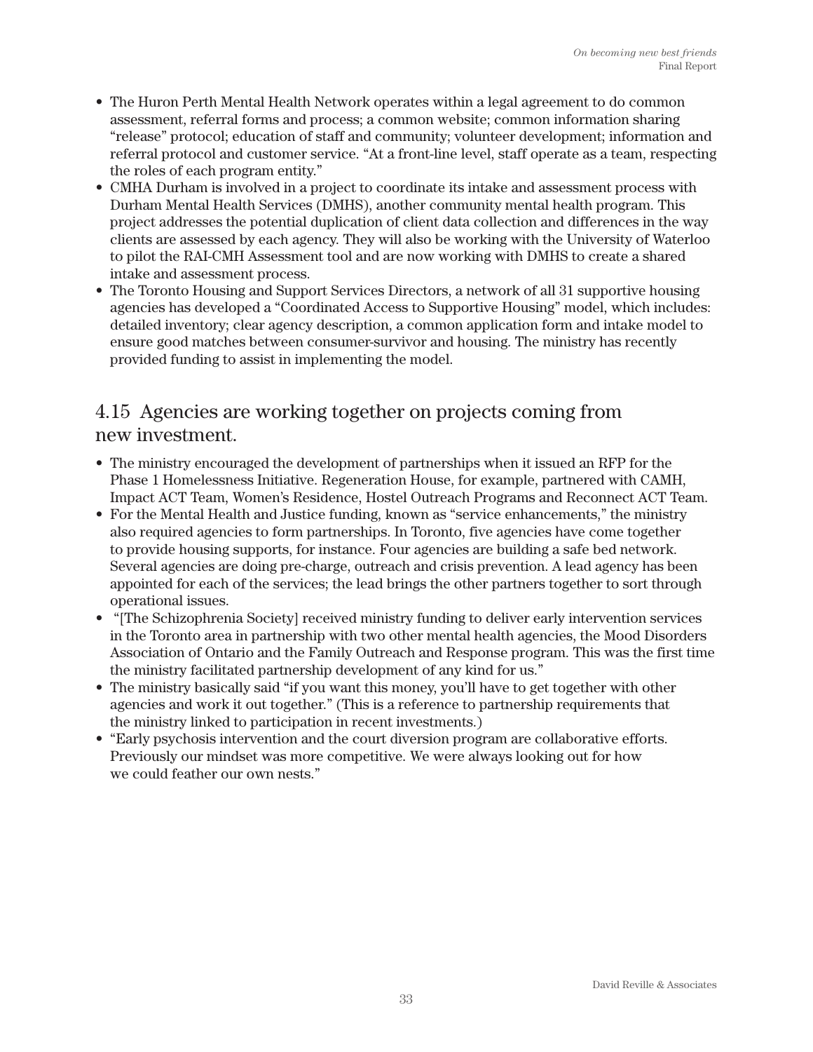- The Huron Perth Mental Health Network operates within a legal agreement to do common assessment, referral forms and process; a common website; common information sharing "release" protocol; education of staff and community; volunteer development; information and referral protocol and customer service. "At a front-line level, staff operate as a team, respecting the roles of each program entity."
- CMHA Durham is involved in a project to coordinate its intake and assessment process with Durham Mental Health Services (DMHS), another community mental health program. This project addresses the potential duplication of client data collection and differences in the way clients are assessed by each agency. They will also be working with the University of Waterloo to pilot the RAI-CMH Assessment tool and are now working with DMHS to create a shared intake and assessment process.
- The Toronto Housing and Support Services Directors, a network of all 31 supportive housing agencies has developed a "Coordinated Access to Supportive Housing" model, which includes: detailed inventory; clear agency description, a common application form and intake model to ensure good matches between consumer-survivor and housing. The ministry has recently provided funding to assist in implementing the model.

## 4.15 Agencies are working together on projects coming from new investment.

- The ministry encouraged the development of partnerships when it issued an RFP for the Phase 1 Homelessness Initiative. Regeneration House, for example, partnered with CAMH, Impact ACT Team, Women's Residence, Hostel Outreach Programs and Reconnect ACT Team.
- For the Mental Health and Justice funding, known as "service enhancements," the ministry also required agencies to form partnerships. In Toronto, five agencies have come together to provide housing supports, for instance. Four agencies are building a safe bed network. Several agencies are doing pre-charge, outreach and crisis prevention. A lead agency has been appointed for each of the services; the lead brings the other partners together to sort through operational issues.
- "[The Schizophrenia Society] received ministry funding to deliver early intervention services in the Toronto area in partnership with two other mental health agencies, the Mood Disorders Association of Ontario and the Family Outreach and Response program. This was the first time the ministry facilitated partnership development of any kind for us."
- The ministry basically said "if you want this money, you'll have to get together with other agencies and work it out together." (This is a reference to partnership requirements that the ministry linked to participation in recent investments.)
- "Early psychosis intervention and the court diversion program are collaborative efforts. Previously our mindset was more competitive. We were always looking out for how we could feather our own nests."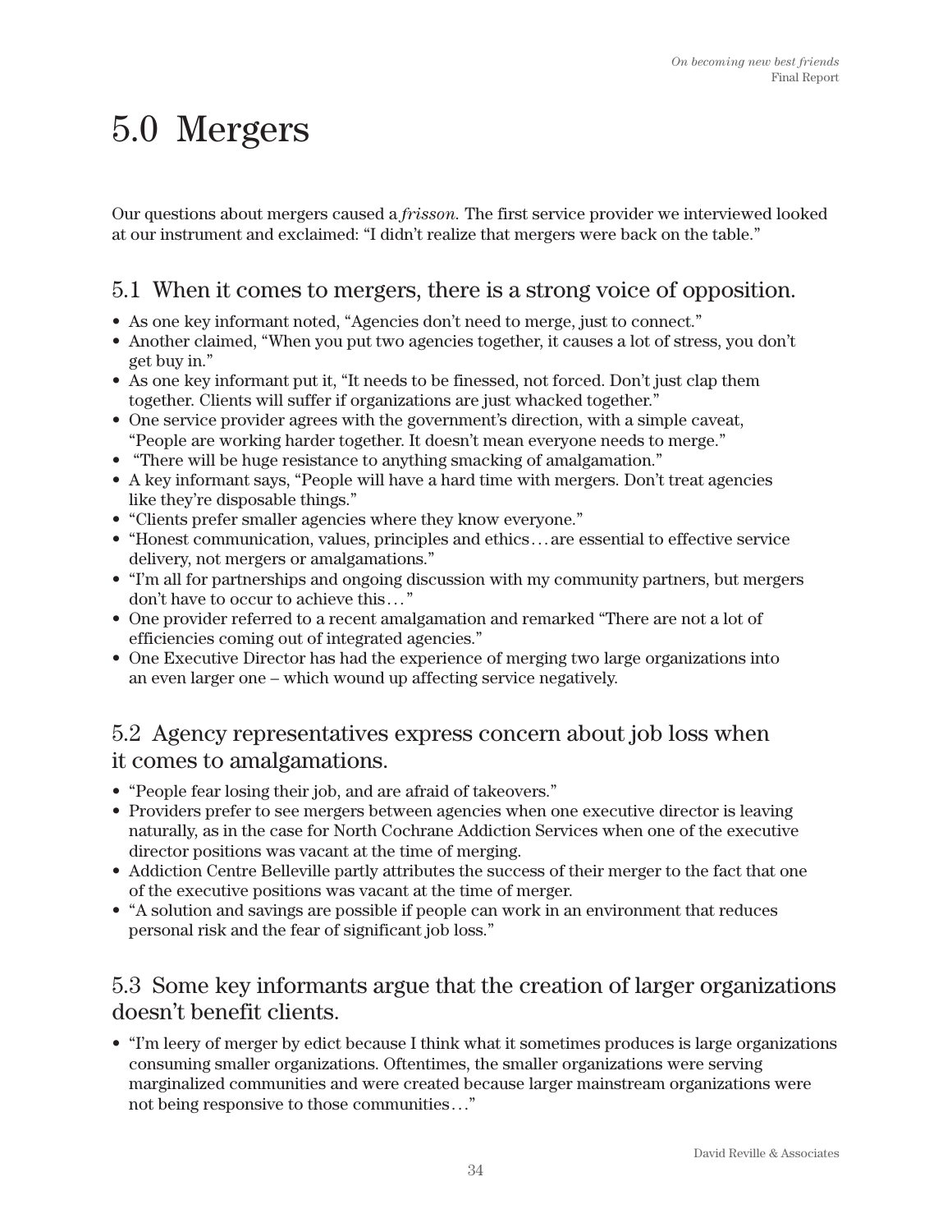# 5.0 Mergers

Our questions about mergers caused a *frisson.* The first service provider we interviewed looked at our instrument and exclaimed: "I didn't realize that mergers were back on the table."

## 5.1 When it comes to mergers, there is a strong voice of opposition.

- As one key informant noted, "Agencies don't need to merge, just to connect."
- Another claimed, "When you put two agencies together, it causes a lot of stress, you don't get buy in."
- As one key informant put it, "It needs to be finessed, not forced. Don't just clap them together. Clients will suffer if organizations are just whacked together."
- One service provider agrees with the government's direction, with a simple caveat, "People are working harder together. It doesn't mean everyone needs to merge."
- "There will be huge resistance to anything smacking of amalgamation."
- A key informant says, "People will have a hard time with mergers. Don't treat agencies like they're disposable things."
- "Clients prefer smaller agencies where they know everyone."
- "Honest communication, values, principles and ethics… are essential to effective service delivery, not mergers or amalgamations."
- "I'm all for partnerships and ongoing discussion with my community partners, but mergers don't have to occur to achieve this…"
- One provider referred to a recent amalgamation and remarked "There are not a lot of efficiencies coming out of integrated agencies."
- One Executive Director has had the experience of merging two large organizations into an even larger one – which wound up affecting service negatively.

## 5.2 Agency representatives express concern about job loss when it comes to amalgamations.

- "People fear losing their job, and are afraid of takeovers."
- Providers prefer to see mergers between agencies when one executive director is leaving naturally, as in the case for North Cochrane Addiction Services when one of the executive director positions was vacant at the time of merging.
- Addiction Centre Belleville partly attributes the success of their merger to the fact that one of the executive positions was vacant at the time of merger.
- "A solution and savings are possible if people can work in an environment that reduces personal risk and the fear of significant job loss."

## 5.3 Some key informants argue that the creation of larger organizations doesn't benefit clients.

- "I'm leery of merger by edict because I think what it sometimes produces is large organizations consuming smaller organizations. Oftentimes, the smaller organizations were serving marginalized communities and were created because larger mainstream organizations were not being responsive to those communities…"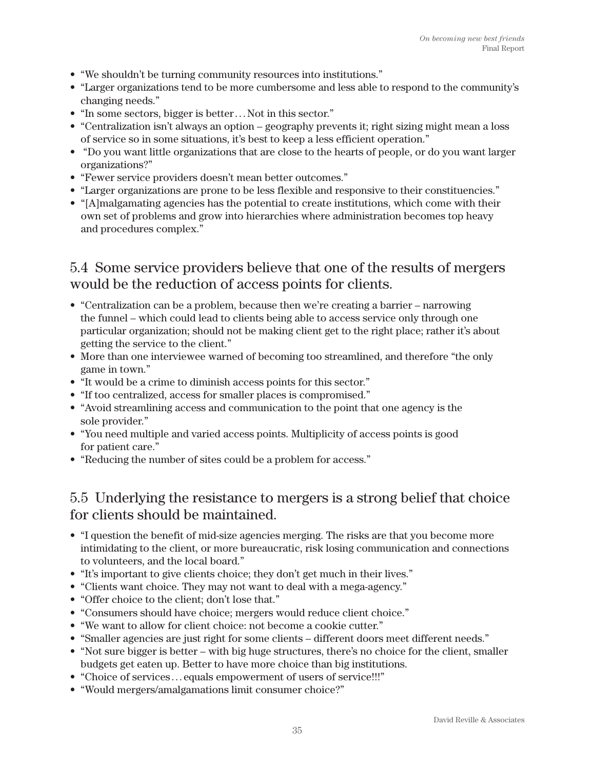- "We shouldn't be turning community resources into institutions."
- "Larger organizations tend to be more cumbersome and less able to respond to the community's changing needs."
- "In some sectors, bigger is better… Not in this sector."
- "Centralization isn't always an option – geography prevents it; right sizing might mean a loss of service so in some situations, it's best to keep a less efficient operation."
- "Do you want little organizations that are close to the hearts of people, or do you want larger organizations?"
- "Fewer service providers doesn't mean better outcomes."
- "Larger organizations are prone to be less flexible and responsive to their constituencies."
- "[A]malgamating agencies has the potential to create institutions, which come with their own set of problems and grow into hierarchies where administration becomes top heavy and procedures complex."

## 5.4 Some service providers believe that one of the results of mergers would be the reduction of access points for clients.

- "Centralization can be a problem, because then we're creating a barrier – narrowing the funnel – which could lead to clients being able to access service only through one particular organization; should not be making client get to the right place; rather it's about getting the service to the client."
- More than one interviewee warned of becoming too streamlined, and therefore "the only game in town."
- "It would be a crime to diminish access points for this sector."
- "If too centralized, access for smaller places is compromised."
- "Avoid streamlining access and communication to the point that one agency is the sole provider."
- "You need multiple and varied access points. Multiplicity of access points is good for patient care."
- "Reducing the number of sites could be a problem for access."

## 5.5 Underlying the resistance to mergers is a strong belief that choice for clients should be maintained.

- "I question the benefit of mid-size agencies merging. The risks are that you become more intimidating to the client, or more bureaucratic, risk losing communication and connections to volunteers, and the local board."
- "It's important to give clients choice; they don't get much in their lives."
- "Clients want choice. They may not want to deal with a mega-agency."
- "Offer choice to the client; don't lose that."
- "Consumers should have choice; mergers would reduce client choice."
- "We want to allow for client choice: not become a cookie cutter."
- "Smaller agencies are just right for some clients – different doors meet different needs."
- "Not sure bigger is better – with big huge structures, there's no choice for the client, smaller budgets get eaten up. Better to have more choice than big institutions.
- "Choice of services… equals empowerment of users of service!!!"
- "Would mergers/amalgamations limit consumer choice?"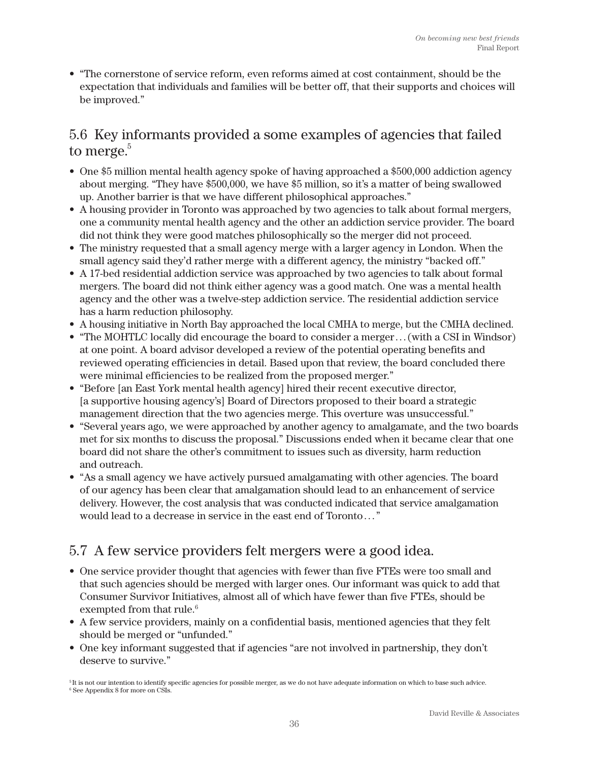- "The cornerstone of service reform, even reforms aimed at cost containment, should be the expectation that individuals and families will be better off, that their supports and choices will be improved."

## 5.6 Key informants provided a some examples of agencies that failed to merge.[5]

- One $5 million mental health agency spoke of having approached a $500,000 addiction agency about merging. "They have $500,000, we have $5 million, so it's a matter of being swallowed up. Another barrier is that we have different philosophical approaches."
- A housing provider in Toronto was approached by two agencies to talk about formal mergers, one a community mental health agency and the other an addiction service provider. The board did not think they were good matches philosophically so the merger did not proceed.
- The ministry requested that a small agency merge with a larger agency in London. When the small agency said they'd rather merge with a different agency, the ministry "backed off."
- A 17-bed residential addiction service was approached by two agencies to talk about formal mergers. The board did not think either agency was a good match. One was a mental health agency and the other was a twelve-step addiction service. The residential addiction service has a harm reduction philosophy.
- A housing initiative in North Bay approached the local CMHA to merge, but the CMHA declined.
- "The MOHTLC locally did encourage the board to consider a merger… (with a CSI in Windsor) at one point. A board advisor developed a review of the potential operating benefits and reviewed operating efficiencies in detail. Based upon that review, the board concluded there were minimal efficiencies to be realized from the proposed merger."
- "Before [an East York mental health agency] hired their recent executive director, [a supportive housing agency's] Board of Directors proposed to their board a strategic management direction that the two agencies merge. This overture was unsuccessful."
- "Several years ago, we were approached by another agency to amalgamate, and the two boards met for six months to discuss the proposal." Discussions ended when it became clear that one board did not share the other's commitment to issues such as diversity, harm reduction and outreach.
- "As a small agency we have actively pursued amalgamating with other agencies. The board of our agency has been clear that amalgamation should lead to an enhancement of service delivery. However, the cost analysis that was conducted indicated that service amalgamation would lead to a decrease in service in the east end of Toronto… "

## 5.7 A few service providers felt mergers were a good idea.

- One service provider thought that agencies with fewer than five FTEs were too small and that such agencies should be merged with larger ones. Our informant was quick to add that Consumer Survivor Initiatives, almost all of which have fewer than five FTEs, should be exempted from that rule.[6]
- A few service providers, mainly on a confidential basis, mentioned agencies that they felt should be merged or "unfunded."
- One key informant suggested that if agencies "are not involved in partnership, they don't deserve to survive."

[5] It is not our intention to identify specific agencies for possible merger, as we do not have adequate information on which to base such advice.
[6] See Appendix 8 for more on CSIs.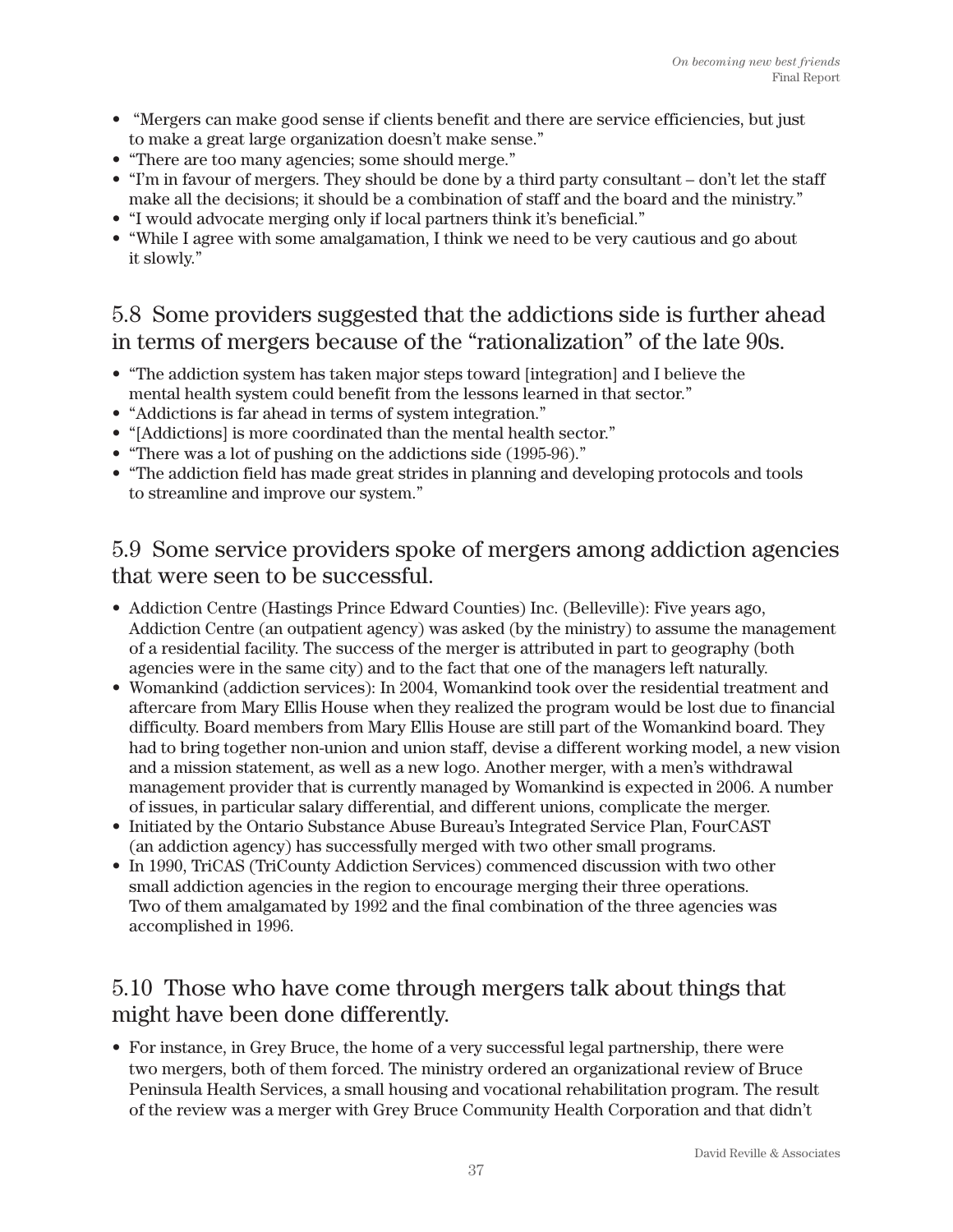- "Mergers can make good sense if clients benefit and there are service efficiencies, but just to make a great large organization doesn't make sense."
- "There are too many agencies; some should merge."
- "I'm in favour of mergers. They should be done by a third party consultant – don't let the staff make all the decisions; it should be a combination of staff and the board and the ministry."
- "I would advocate merging only if local partners think it's beneficial."
- "While I agree with some amalgamation, I think we need to be very cautious and go about it slowly."

## 5.8 Some providers suggested that the addictions side is further ahead in terms of mergers because of the "rationalization" of the late 90s.

- "The addiction system has taken major steps toward [integration] and I believe the mental health system could benefit from the lessons learned in that sector."
- "Addictions is far ahead in terms of system integration."
- "[Addictions] is more coordinated than the mental health sector."
- "There was a lot of pushing on the addictions side (1995-96)."
- "The addiction field has made great strides in planning and developing protocols and tools to streamline and improve our system."

## 5.9 Some service providers spoke of mergers among addiction agencies that were seen to be successful.

- Addiction Centre (Hastings Prince Edward Counties) Inc. (Belleville): Five years ago, Addiction Centre (an outpatient agency) was asked (by the ministry) to assume the management of a residential facility. The success of the merger is attributed in part to geography (both agencies were in the same city) and to the fact that one of the managers left naturally.
- Womankind (addiction services): In 2004, Womankind took over the residential treatment and aftercare from Mary Ellis House when they realized the program would be lost due to financial difficulty. Board members from Mary Ellis House are still part of the Womankind board. They had to bring together non-union and union staff, devise a different working model, a new vision and a mission statement, as well as a new logo. Another merger, with a men's withdrawal management provider that is currently managed by Womankind is expected in 2006. A number of issues, in particular salary differential, and different unions, complicate the merger.
- Initiated by the Ontario Substance Abuse Bureau's Integrated Service Plan, FourCAST (an addiction agency) has successfully merged with two other small programs.
- In 1990, TriCAS (TriCounty Addiction Services) commenced discussion with two other small addiction agencies in the region to encourage merging their three operations. Two of them amalgamated by 1992 and the final combination of the three agencies was accomplished in 1996.

## 5.10 Those who have come through mergers talk about things that might have been done differently.

- For instance, in Grey Bruce, the home of a very successful legal partnership, there were two mergers, both of them forced. The ministry ordered an organizational review of Bruce Peninsula Health Services, a small housing and vocational rehabilitation program. The result of the review was a merger with Grey Bruce Community Health Corporation and that didn't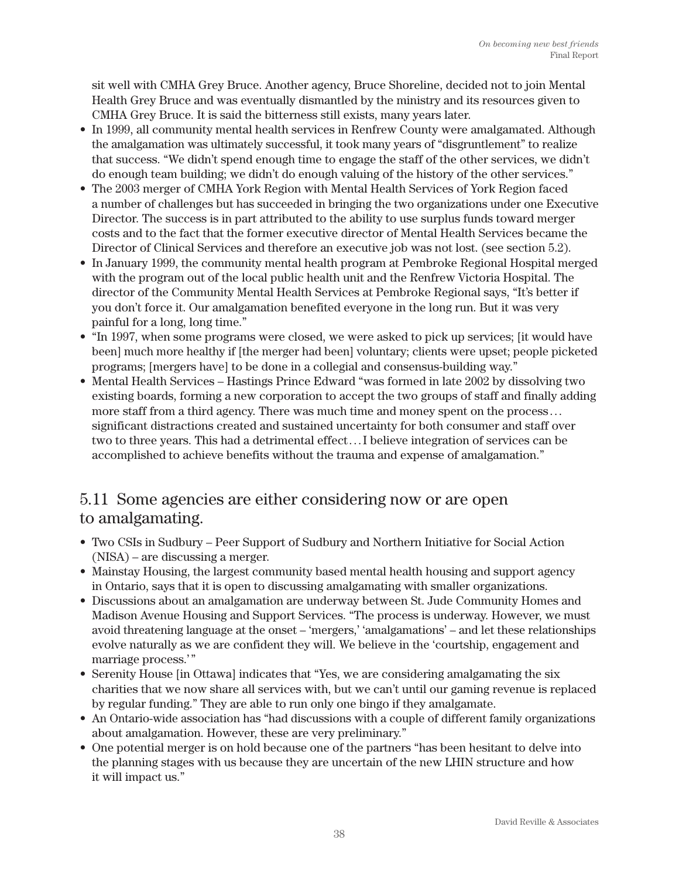sit well with CMHA Grey Bruce. Another agency, Bruce Shoreline, decided not to join Mental Health Grey Bruce and was eventually dismantled by the ministry and its resources given to CMHA Grey Bruce. It is said the bitterness still exists, many years later.

- In 1999, all community mental health services in Renfrew County were amalgamated. Although the amalgamation was ultimately successful, it took many years of "disgruntlement" to realize that success. "We didn't spend enough time to engage the staff of the other services, we didn't do enough team building; we didn't do enough valuing of the history of the other services."
- The 2003 merger of CMHA York Region with Mental Health Services of York Region faced a number of challenges but has succeeded in bringing the two organizations under one Executive Director. The success is in part attributed to the ability to use surplus funds toward merger costs and to the fact that the former executive director of Mental Health Services became the Director of Clinical Services and therefore an executive job was not lost. (see section 5.2).
- In January 1999, the community mental health program at Pembroke Regional Hospital merged with the program out of the local public health unit and the Renfrew Victoria Hospital. The director of the Community Mental Health Services at Pembroke Regional says, "It's better if you don't force it. Our amalgamation benefited everyone in the long run. But it was very painful for a long, long time."
- "In 1997, when some programs were closed, we were asked to pick up services; [it would have been] much more healthy if [the merger had been] voluntary; clients were upset; people picketed programs; [mergers have] to be done in a collegial and consensus-building way."
- Mental Health Services – Hastings Prince Edward "was formed in late 2002 by dissolving two existing boards, forming a new corporation to accept the two groups of staff and finally adding more staff from a third agency. There was much time and money spent on the process… significant distractions created and sustained uncertainty for both consumer and staff over two to three years. This had a detrimental effect…I believe integration of services can be accomplished to achieve benefits without the trauma and expense of amalgamation."

## 5.11 Some agencies are either considering now or are open to amalgamating.

- Two CSIs in Sudbury – Peer Support of Sudbury and Northern Initiative for Social Action (NISA) – are discussing a merger.
- Mainstay Housing, the largest community based mental health housing and support agency in Ontario, says that it is open to discussing amalgamating with smaller organizations.
- Discussions about an amalgamation are underway between St. Jude Community Homes and Madison Avenue Housing and Support Services. "The process is underway. However, we must avoid threatening language at the onset – 'mergers,' 'amalgamations' – and let these relationships evolve naturally as we are confident they will. We believe in the 'courtship, engagement and marriage process.'"
- Serenity House [in Ottawa] indicates that "Yes, we are considering amalgamating the six charities that we now share all services with, but we can't until our gaming revenue is replaced by regular funding." They are able to run only one bingo if they amalgamate.
- An Ontario-wide association has "had discussions with a couple of different family organizations about amalgamation. However, these are very preliminary."
- One potential merger is on hold because one of the partners "has been hesitant to delve into the planning stages with us because they are uncertain of the new LHIN structure and how it will impact us."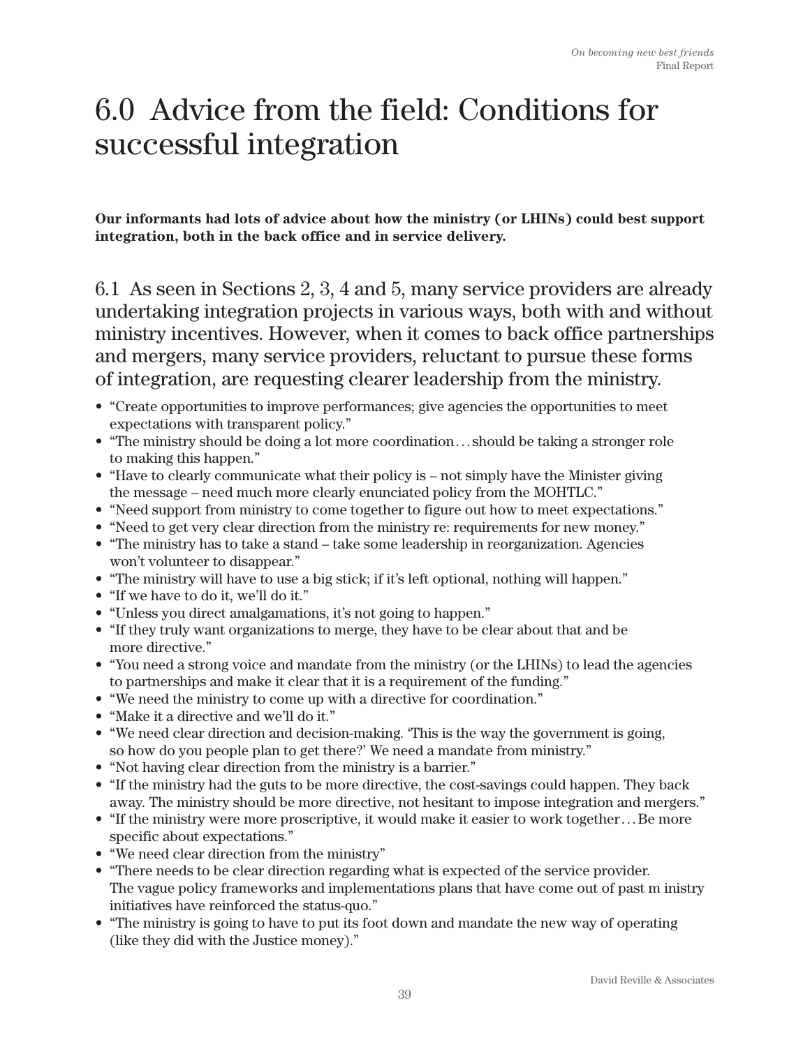# 6.0 Advice from the field: Conditions for successful integration

**Our informants had lots of advice about how the ministry (or LHINs) could best support integration, both in the back office and in service delivery.**

6.1 As seen in Sections 2, 3, 4 and 5, many service providers are already undertaking integration projects in various ways, both with and without ministry incentives. However, when it comes to back office partnerships and mergers, many service providers, reluctant to pursue these forms of integration, are requesting clearer leadership from the ministry.

- "Create opportunities to improve performances; give agencies the opportunities to meet expectations with transparent policy."
- "The ministry should be doing a lot more coordination…should be taking a stronger role to making this happen."
- "Have to clearly communicate what their policy is – not simply have the Minister giving the message – need much more clearly enunciated policy from the MOHTLC."
- "Need support from ministry to come together to figure out how to meet expectations."
- "Need to get very clear direction from the ministry re: requirements for new money."
- "The ministry has to take a stand – take some leadership in reorganization. Agencies won't volunteer to disappear."
- "The ministry will have to use a big stick; if it's left optional, nothing will happen."
- "If we have to do it, we'll do it."
- "Unless you direct amalgamations, it's not going to happen."
- "If they truly want organizations to merge, they have to be clear about that and be more directive."
- "You need a strong voice and mandate from the ministry (or the LHINs) to lead the agencies to partnerships and make it clear that it is a requirement of the funding."
- "We need the ministry to come up with a directive for coordination."
- "Make it a directive and we'll do it."
- "We need clear direction and decision-making. 'This is the way the government is going, so how do you people plan to get there?' We need a mandate from ministry."
- "Not having clear direction from the ministry is a barrier."
- "If the ministry had the guts to be more directive, the cost-savings could happen. They back away. The ministry should be more directive, not hesitant to impose integration and mergers."
- "If the ministry were more proscriptive, it would make it easier to work together…Be more specific about expectations."
- "We need clear direction from the ministry"
- "There needs to be clear direction regarding what is expected of the service provider. The vague policy frameworks and implementations plans that have come out of past m inistry initiatives have reinforced the status-quo."
- "The ministry is going to have to put its foot down and mandate the new way of operating (like they did with the Justice money)."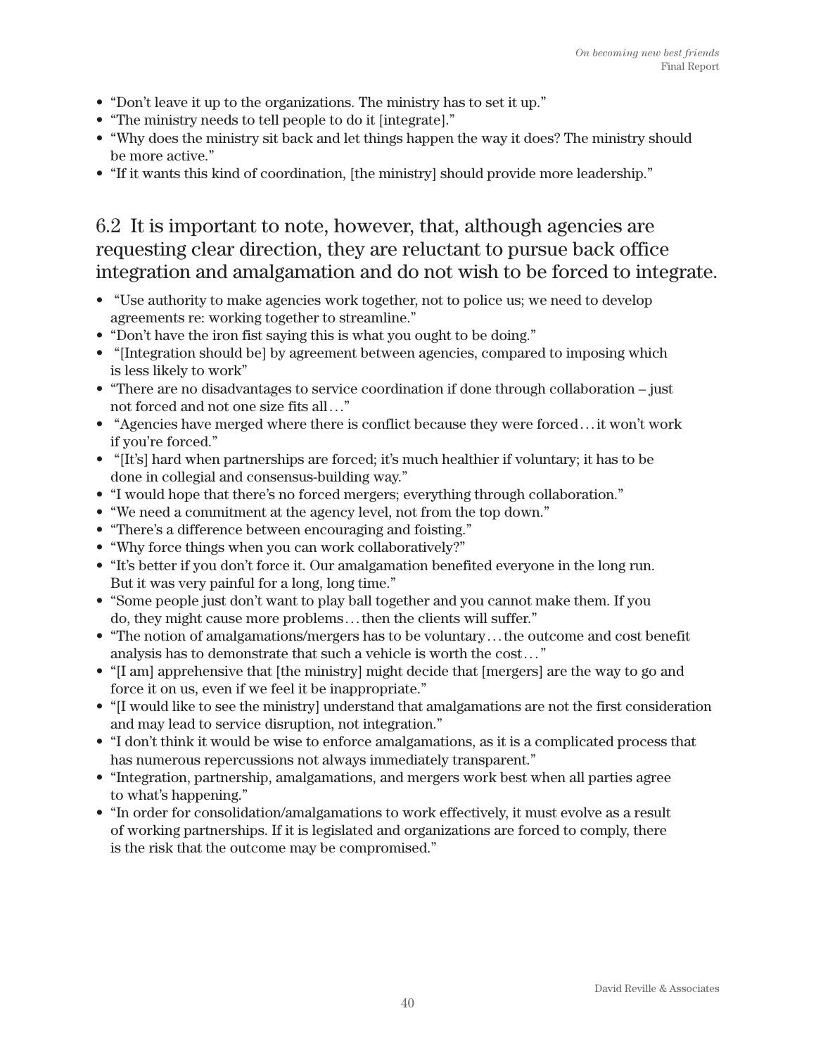- "Don't leave it up to the organizations. The ministry has to set it up."
- "The ministry needs to tell people to do it [integrate]."
- "Why does the ministry sit back and let things happen the way it does? The ministry should be more active."
- "If it wants this kind of coordination, [the ministry] should provide more leadership."

## 6.2 It is important to note, however, that, although agencies are requesting clear direction, they are reluctant to pursue back office integration and amalgamation and do not wish to be forced to integrate.

- "Use authority to make agencies work together, not to police us; we need to develop agreements re: working together to streamline."
- "Don't have the iron fist saying this is what you ought to be doing."
- "[Integration should be] by agreement between agencies, compared to imposing which is less likely to work"
- "There are no disadvantages to service coordination if done through collaboration – just not forced and not one size fits all…"
- "Agencies have merged where there is conflict because they were forced… it won't work if you're forced."
- "[It's] hard when partnerships are forced; it's much healthier if voluntary; it has to be done in collegial and consensus-building way."
- "I would hope that there's no forced mergers; everything through collaboration."
- "We need a commitment at the agency level, not from the top down."
- "There's a difference between encouraging and foisting."
- "Why force things when you can work collaboratively?"
- "It's better if you don't force it. Our amalgamation benefited everyone in the long run. But it was very painful for a long, long time."
- "Some people just don't want to play ball together and you cannot make them. If you do, they might cause more problems… then the clients will suffer."
- "The notion of amalgamations/mergers has to be voluntary… the outcome and cost benefit analysis has to demonstrate that such a vehicle is worth the cost…"
- "[I am] apprehensive that [the ministry] might decide that [mergers] are the way to go and force it on us, even if we feel it be inappropriate."
- "[I would like to see the ministry] understand that amalgamations are not the first consideration and may lead to service disruption, not integration."
- "I don't think it would be wise to enforce amalgamations, as it is a complicated process that has numerous repercussions not always immediately transparent."
- "Integration, partnership, amalgamations, and mergers work best when all parties agree to what's happening."
- "In order for consolidation/amalgamations to work effectively, it must evolve as a result of working partnerships. If it is legislated and organizations are forced to comply, there is the risk that the outcome may be compromised."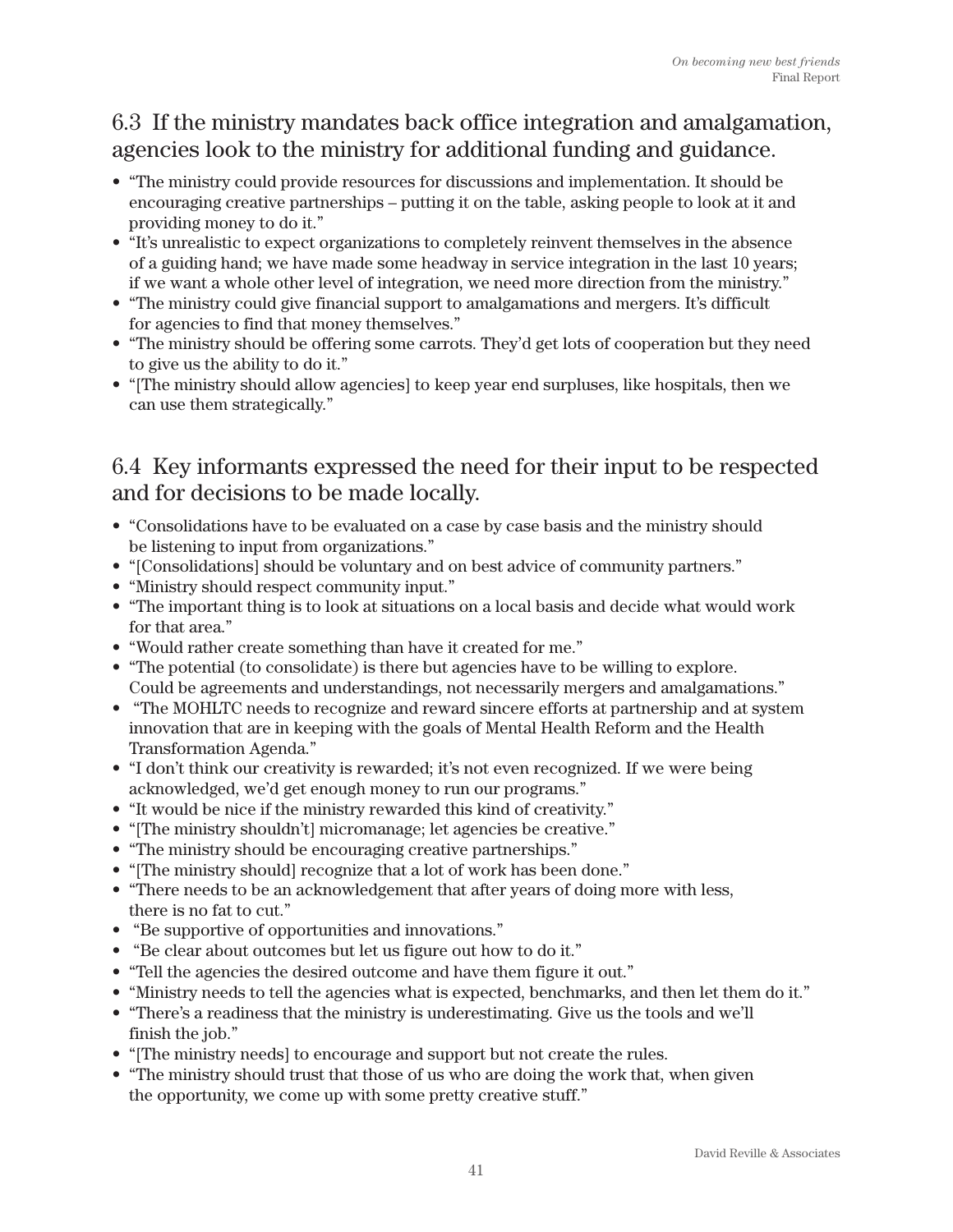## 6.3 If the ministry mandates back office integration and amalgamation, agencies look to the ministry for additional funding and guidance.

- "The ministry could provide resources for discussions and implementation. It should be encouraging creative partnerships – putting it on the table, asking people to look at it and providing money to do it."
- "It's unrealistic to expect organizations to completely reinvent themselves in the absence of a guiding hand; we have made some headway in service integration in the last 10 years; if we want a whole other level of integration, we need more direction from the ministry."
- "The ministry could give financial support to amalgamations and mergers. It's difficult for agencies to find that money themselves."
- "The ministry should be offering some carrots. They'd get lots of cooperation but they need to give us the ability to do it."
- "[The ministry should allow agencies] to keep year end surpluses, like hospitals, then we can use them strategically."

## 6.4 Key informants expressed the need for their input to be respected and for decisions to be made locally.

- "Consolidations have to be evaluated on a case by case basis and the ministry should be listening to input from organizations."
- "[Consolidations] should be voluntary and on best advice of community partners."
- "Ministry should respect community input."
- "The important thing is to look at situations on a local basis and decide what would work for that area."
- "Would rather create something than have it created for me."
- "The potential (to consolidate) is there but agencies have to be willing to explore. Could be agreements and understandings, not necessarily mergers and amalgamations."
- "The MOHLTC needs to recognize and reward sincere efforts at partnership and at system innovation that are in keeping with the goals of Mental Health Reform and the Health Transformation Agenda."
- "I don't think our creativity is rewarded; it's not even recognized. If we were being acknowledged, we'd get enough money to run our programs."
- "It would be nice if the ministry rewarded this kind of creativity."
- "[The ministry shouldn't] micromanage; let agencies be creative."
- "The ministry should be encouraging creative partnerships."
- "[The ministry should] recognize that a lot of work has been done."
- "There needs to be an acknowledgement that after years of doing more with less, there is no fat to cut."
- "Be supportive of opportunities and innovations."
- "Be clear about outcomes but let us figure out how to do it."
- "Tell the agencies the desired outcome and have them figure it out."
- "Ministry needs to tell the agencies what is expected, benchmarks, and then let them do it."
- "There's a readiness that the ministry is underestimating. Give us the tools and we'll finish the job."
- "[The ministry needs] to encourage and support but not create the rules.
- "The ministry should trust that those of us who are doing the work that, when given the opportunity, we come up with some pretty creative stuff."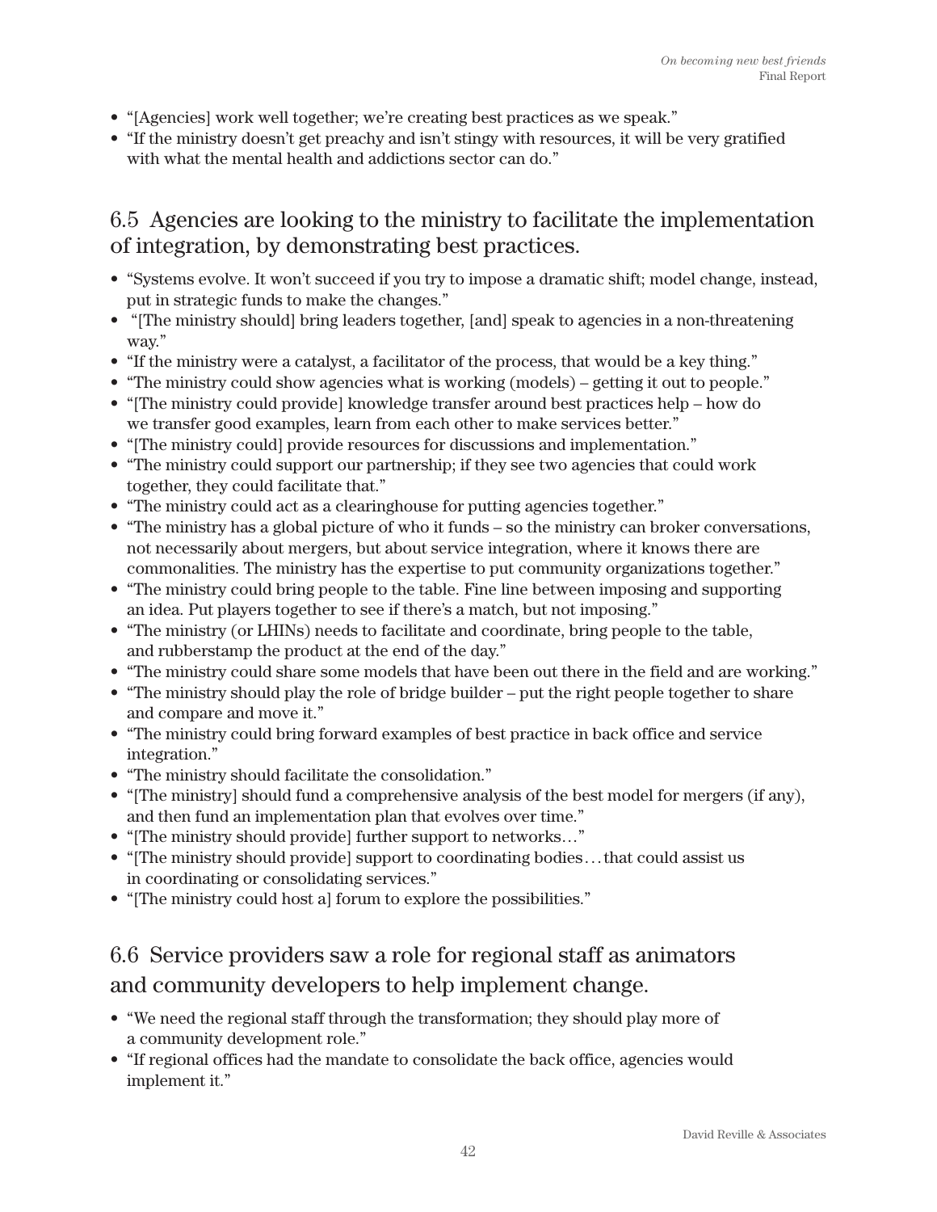- "[Agencies] work well together; we're creating best practices as we speak."
- "If the ministry doesn't get preachy and isn't stingy with resources, it will be very gratified with what the mental health and addictions sector can do."

## 6.5 Agencies are looking to the ministry to facilitate the implementation of integration, by demonstrating best practices.

- "Systems evolve. It won't succeed if you try to impose a dramatic shift; model change, instead, put in strategic funds to make the changes."
- "[The ministry should] bring leaders together, [and] speak to agencies in a non-threatening way."
- "If the ministry were a catalyst, a facilitator of the process, that would be a key thing."
- "The ministry could show agencies what is working (models) – getting it out to people."
- "[The ministry could provide] knowledge transfer around best practices help – how do we transfer good examples, learn from each other to make services better."
- "[The ministry could] provide resources for discussions and implementation."
- "The ministry could support our partnership; if they see two agencies that could work together, they could facilitate that."
- "The ministry could act as a clearinghouse for putting agencies together."
- "The ministry has a global picture of who it funds – so the ministry can broker conversations, not necessarily about mergers, but about service integration, where it knows there are commonalities. The ministry has the expertise to put community organizations together."
- "The ministry could bring people to the table. Fine line between imposing and supporting an idea. Put players together to see if there's a match, but not imposing."
- "The ministry (or LHINs) needs to facilitate and coordinate, bring people to the table, and rubberstamp the product at the end of the day."
- "The ministry could share some models that have been out there in the field and are working."
- "The ministry should play the role of bridge builder – put the right people together to share and compare and move it."
- "The ministry could bring forward examples of best practice in back office and service integration."
- "The ministry should facilitate the consolidation."
- "[The ministry] should fund a comprehensive analysis of the best model for mergers (if any), and then fund an implementation plan that evolves over time."
- "[The ministry should provide] further support to networks…"
- "[The ministry should provide] support to coordinating bodies…that could assist us in coordinating or consolidating services."
- "[The ministry could host a] forum to explore the possibilities."

## 6.6 Service providers saw a role for regional staff as animators and community developers to help implement change.

- "We need the regional staff through the transformation; they should play more of a community development role."
- "If regional offices had the mandate to consolidate the back office, agencies would implement it."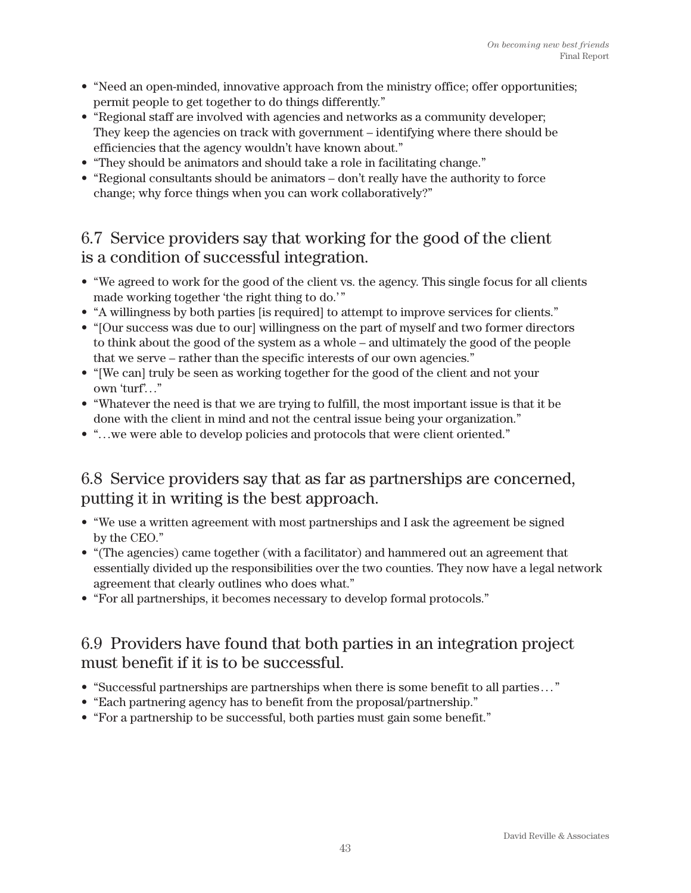- "Need an open-minded, innovative approach from the ministry office; offer opportunities; permit people to get together to do things differently."
- "Regional staff are involved with agencies and networks as a community developer; They keep the agencies on track with government – identifying where there should be efficiencies that the agency wouldn't have known about."
- "They should be animators and should take a role in facilitating change."
- "Regional consultants should be animators – don't really have the authority to force change; why force things when you can work collaboratively?"

## 6.7 Service providers say that working for the good of the client is a condition of successful integration.

- "We agreed to work for the good of the client vs. the agency. This single focus for all clients made working together 'the right thing to do.' "
- "A willingness by both parties [is required] to attempt to improve services for clients."
- "[Our success was due to our] willingness on the part of myself and two former directors to think about the good of the system as a whole – and ultimately the good of the people that we serve – rather than the specific interests of our own agencies."
- "[We can] truly be seen as working together for the good of the client and not your own 'turf'…"
- "Whatever the need is that we are trying to fulfill, the most important issue is that it be done with the client in mind and not the central issue being your organization."
- "…we were able to develop policies and protocols that were client oriented."

## 6.8 Service providers say that as far as partnerships are concerned, putting it in writing is the best approach.

- "We use a written agreement with most partnerships and I ask the agreement be signed by the CEO."
- "(The agencies) came together (with a facilitator) and hammered out an agreement that essentially divided up the responsibilities over the two counties. They now have a legal network agreement that clearly outlines who does what."
- "For all partnerships, it becomes necessary to develop formal protocols."

## 6.9 Providers have found that both parties in an integration project must benefit if it is to be successful.

- "Successful partnerships are partnerships when there is some benefit to all parties… "
- "Each partnering agency has to benefit from the proposal/partnership."
- "For a partnership to be successful, both parties must gain some benefit."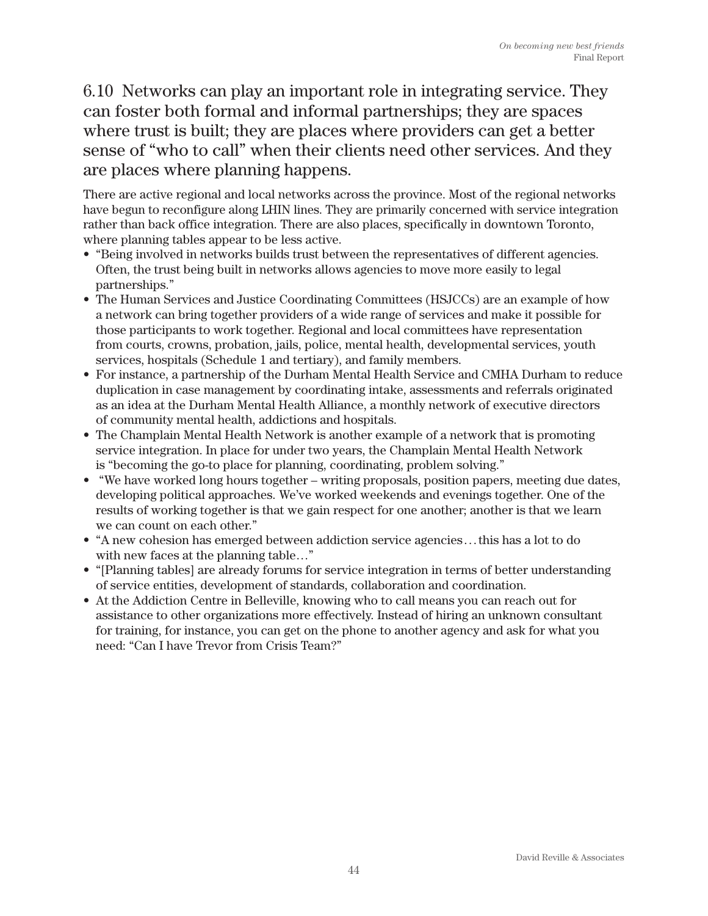## 6.10 Networks can play an important role in integrating service. They can foster both formal and informal partnerships; they are spaces where trust is built; they are places where providers can get a better sense of "who to call" when their clients need other services. And they are places where planning happens.

There are active regional and local networks across the province. Most of the regional networks have begun to reconfigure along LHIN lines. They are primarily concerned with service integration rather than back office integration. There are also places, specifically in downtown Toronto, where planning tables appear to be less active.

- "Being involved in networks builds trust between the representatives of different agencies. Often, the trust being built in networks allows agencies to move more easily to legal partnerships."
- The Human Services and Justice Coordinating Committees (HSJCCs) are an example of how a network can bring together providers of a wide range of services and make it possible for those participants to work together. Regional and local committees have representation from courts, crowns, probation, jails, police, mental health, developmental services, youth services, hospitals (Schedule 1 and tertiary), and family members.
- For instance, a partnership of the Durham Mental Health Service and CMHA Durham to reduce duplication in case management by coordinating intake, assessments and referrals originated as an idea at the Durham Mental Health Alliance, a monthly network of executive directors of community mental health, addictions and hospitals.
- The Champlain Mental Health Network is another example of a network that is promoting service integration. In place for under two years, the Champlain Mental Health Network is "becoming the go-to place for planning, coordinating, problem solving."
- "We have worked long hours together – writing proposals, position papers, meeting due dates, developing political approaches. We've worked weekends and evenings together. One of the results of working together is that we gain respect for one another; another is that we learn we can count on each other."
- "A new cohesion has emerged between addiction service agencies…this has a lot to do with new faces at the planning table…"
- "[Planning tables] are already forums for service integration in terms of better understanding of service entities, development of standards, collaboration and coordination.
- At the Addiction Centre in Belleville, knowing who to call means you can reach out for assistance to other organizations more effectively. Instead of hiring an unknown consultant for training, for instance, you can get on the phone to another agency and ask for what you need: "Can I have Trevor from Crisis Team?"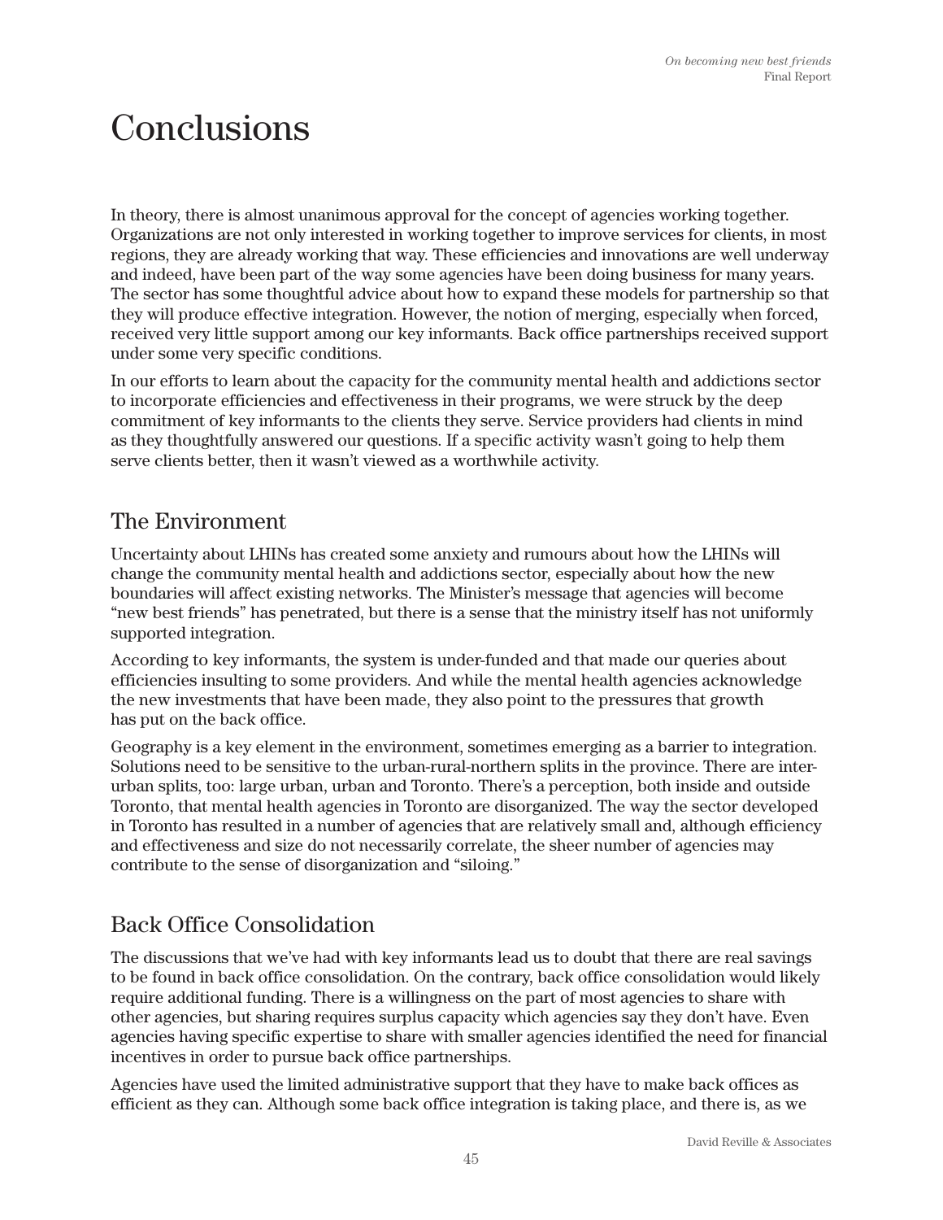# Conclusions

In theory, there is almost unanimous approval for the concept of agencies working together. Organizations are not only interested in working together to improve services for clients, in most regions, they are already working that way. These efficiencies and innovations are well underway and indeed, have been part of the way some agencies have been doing business for many years. The sector has some thoughtful advice about how to expand these models for partnership so that they will produce effective integration. However, the notion of merging, especially when forced, received very little support among our key informants. Back office partnerships received support under some very specific conditions.

In our efforts to learn about the capacity for the community mental health and addictions sector to incorporate efficiencies and effectiveness in their programs, we were struck by the deep commitment of key informants to the clients they serve. Service providers had clients in mind as they thoughtfully answered our questions. If a specific activity wasn't going to help them serve clients better, then it wasn't viewed as a worthwhile activity.

## The Environment

Uncertainty about LHINs has created some anxiety and rumours about how the LHINs will change the community mental health and addictions sector, especially about how the new boundaries will affect existing networks. The Minister's message that agencies will become "new best friends" has penetrated, but there is a sense that the ministry itself has not uniformly supported integration.

According to key informants, the system is under-funded and that made our queries about efficiencies insulting to some providers. And while the mental health agencies acknowledge the new investments that have been made, they also point to the pressures that growth has put on the back office.

Geography is a key element in the environment, sometimes emerging as a barrier to integration. Solutions need to be sensitive to the urban-rural-northern splits in the province. There are inter-urban splits, too: large urban, urban and Toronto. There's a perception, both inside and outside Toronto, that mental health agencies in Toronto are disorganized. The way the sector developed in Toronto has resulted in a number of agencies that are relatively small and, although efficiency and effectiveness and size do not necessarily correlate, the sheer number of agencies may contribute to the sense of disorganization and "siloing."

## Back Office Consolidation

The discussions that we've had with key informants lead us to doubt that there are real savings to be found in back office consolidation. On the contrary, back office consolidation would likely require additional funding. There is a willingness on the part of most agencies to share with other agencies, but sharing requires surplus capacity which agencies say they don't have. Even agencies having specific expertise to share with smaller agencies identified the need for financial incentives in order to pursue back office partnerships.

Agencies have used the limited administrative support that they have to make back offices as efficient as they can. Although some back office integration is taking place, and there is, as we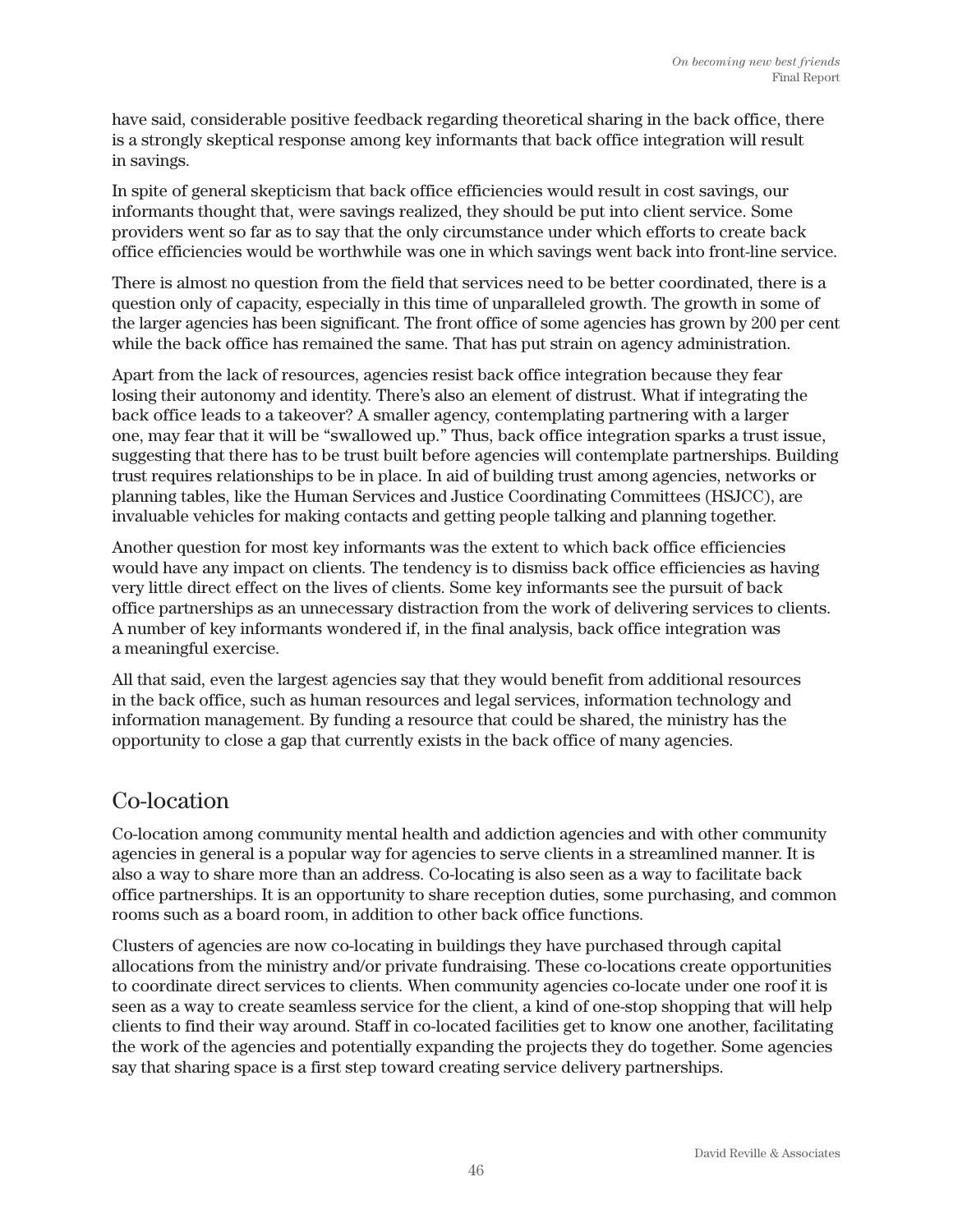have said, considerable positive feedback regarding theoretical sharing in the back office, there is a strongly skeptical response among key informants that back office integration will result in savings.

In spite of general skepticism that back office efficiencies would result in cost savings, our informants thought that, were savings realized, they should be put into client service. Some providers went so far as to say that the only circumstance under which efforts to create back office efficiencies would be worthwhile was one in which savings went back into front-line service.

There is almost no question from the field that services need to be better coordinated, there is a question only of capacity, especially in this time of unparalleled growth. The growth in some of the larger agencies has been significant. The front office of some agencies has grown by 200 per cent while the back office has remained the same. That has put strain on agency administration.

Apart from the lack of resources, agencies resist back office integration because they fear losing their autonomy and identity. There's also an element of distrust. What if integrating the back office leads to a takeover? A smaller agency, contemplating partnering with a larger one, may fear that it will be "swallowed up." Thus, back office integration sparks a trust issue, suggesting that there has to be trust built before agencies will contemplate partnerships. Building trust requires relationships to be in place. In aid of building trust among agencies, networks or planning tables, like the Human Services and Justice Coordinating Committees (HSJCC), are invaluable vehicles for making contacts and getting people talking and planning together.

Another question for most key informants was the extent to which back office efficiencies would have any impact on clients. The tendency is to dismiss back office efficiencies as having very little direct effect on the lives of clients. Some key informants see the pursuit of back office partnerships as an unnecessary distraction from the work of delivering services to clients. A number of key informants wondered if, in the final analysis, back office integration was a meaningful exercise.

All that said, even the largest agencies say that they would benefit from additional resources in the back office, such as human resources and legal services, information technology and information management. By funding a resource that could be shared, the ministry has the opportunity to close a gap that currently exists in the back office of many agencies.

## Co-location

Co-location among community mental health and addiction agencies and with other community agencies in general is a popular way for agencies to serve clients in a streamlined manner. It is also a way to share more than an address. Co-locating is also seen as a way to facilitate back office partnerships. It is an opportunity to share reception duties, some purchasing, and common rooms such as a board room, in addition to other back office functions.

Clusters of agencies are now co-locating in buildings they have purchased through capital allocations from the ministry and/or private fundraising. These co-locations create opportunities to coordinate direct services to clients. When community agencies co-locate under one roof it is seen as a way to create seamless service for the client, a kind of one-stop shopping that will help clients to find their way around. Staff in co-located facilities get to know one another, facilitating the work of the agencies and potentially expanding the projects they do together. Some agencies say that sharing space is a first step toward creating service delivery partnerships.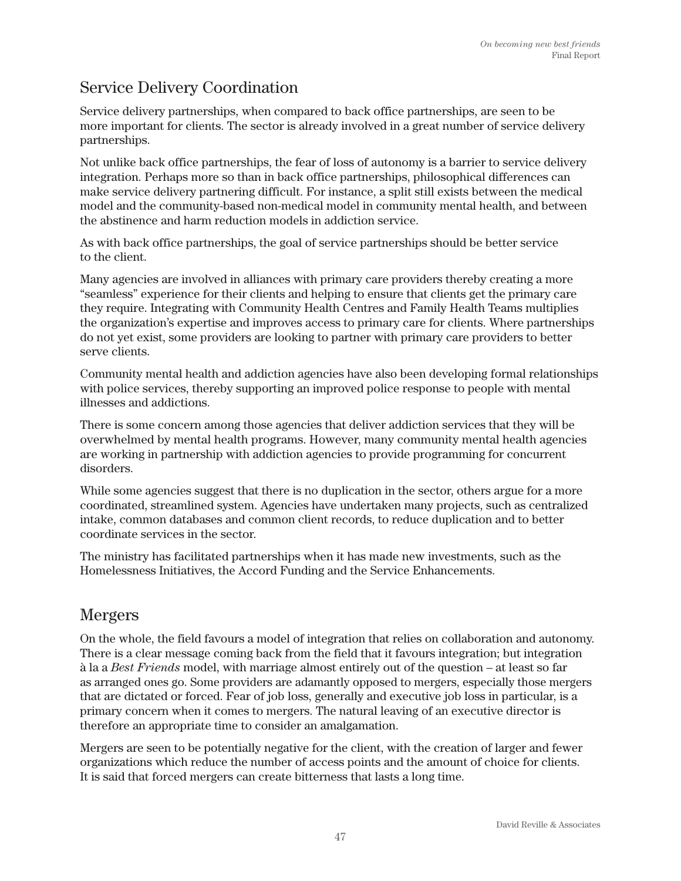## Service Delivery Coordination

Service delivery partnerships, when compared to back office partnerships, are seen to be more important for clients. The sector is already involved in a great number of service delivery partnerships.

Not unlike back office partnerships, the fear of loss of autonomy is a barrier to service delivery integration. Perhaps more so than in back office partnerships, philosophical differences can make service delivery partnering difficult. For instance, a split still exists between the medical model and the community-based non-medical model in community mental health, and between the abstinence and harm reduction models in addiction service.

As with back office partnerships, the goal of service partnerships should be better service to the client.

Many agencies are involved in alliances with primary care providers thereby creating a more "seamless" experience for their clients and helping to ensure that clients get the primary care they require. Integrating with Community Health Centres and Family Health Teams multiplies the organization's expertise and improves access to primary care for clients. Where partnerships do not yet exist, some providers are looking to partner with primary care providers to better serve clients.

Community mental health and addiction agencies have also been developing formal relationships with police services, thereby supporting an improved police response to people with mental illnesses and addictions.

There is some concern among those agencies that deliver addiction services that they will be overwhelmed by mental health programs. However, many community mental health agencies are working in partnership with addiction agencies to provide programming for concurrent disorders.

While some agencies suggest that there is no duplication in the sector, others argue for a more coordinated, streamlined system. Agencies have undertaken many projects, such as centralized intake, common databases and common client records, to reduce duplication and to better coordinate services in the sector.

The ministry has facilitated partnerships when it has made new investments, such as the Homelessness Initiatives, the Accord Funding and the Service Enhancements.

## Mergers

On the whole, the field favours a model of integration that relies on collaboration and autonomy. There is a clear message coming back from the field that it favours integration; but integration à la a *Best Friends* model, with marriage almost entirely out of the question – at least so far as arranged ones go. Some providers are adamantly opposed to mergers, especially those mergers that are dictated or forced. Fear of job loss, generally and executive job loss in particular, is a primary concern when it comes to mergers. The natural leaving of an executive director is therefore an appropriate time to consider an amalgamation.

Mergers are seen to be potentially negative for the client, with the creation of larger and fewer organizations which reduce the number of access points and the amount of choice for clients. It is said that forced mergers can create bitterness that lasts a long time.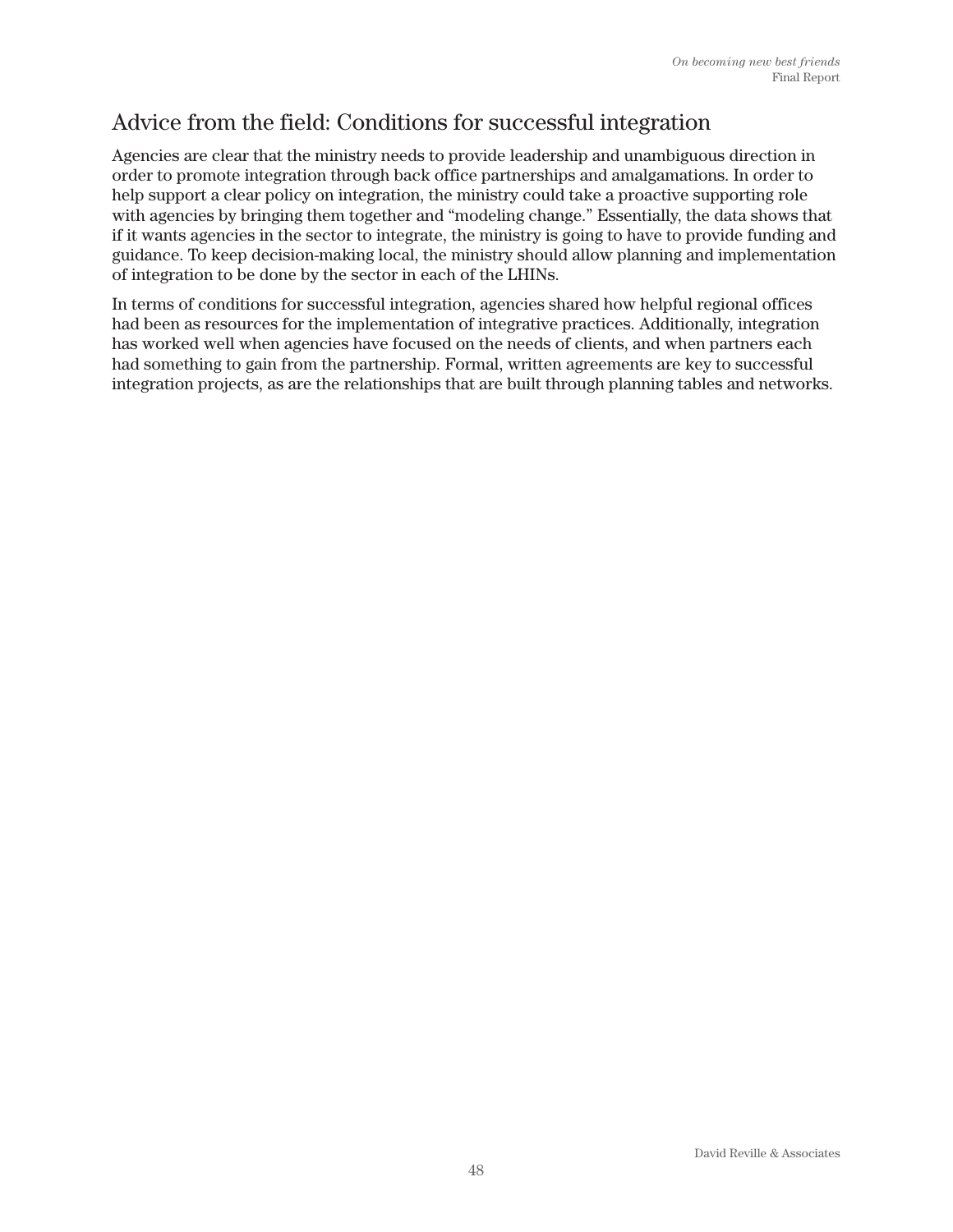## Advice from the field: Conditions for successful integration

Agencies are clear that the ministry needs to provide leadership and unambiguous direction in order to promote integration through back office partnerships and amalgamations. In order to help support a clear policy on integration, the ministry could take a proactive supporting role with agencies by bringing them together and "modeling change." Essentially, the data shows that if it wants agencies in the sector to integrate, the ministry is going to have to provide funding and guidance. To keep decision-making local, the ministry should allow planning and implementation of integration to be done by the sector in each of the LHINs.

In terms of conditions for successful integration, agencies shared how helpful regional offices had been as resources for the implementation of integrative practices. Additionally, integration has worked well when agencies have focused on the needs of clients, and when partners each had something to gain from the partnership. Formal, written agreements are key to successful integration projects, as are the relationships that are built through planning tables and networks.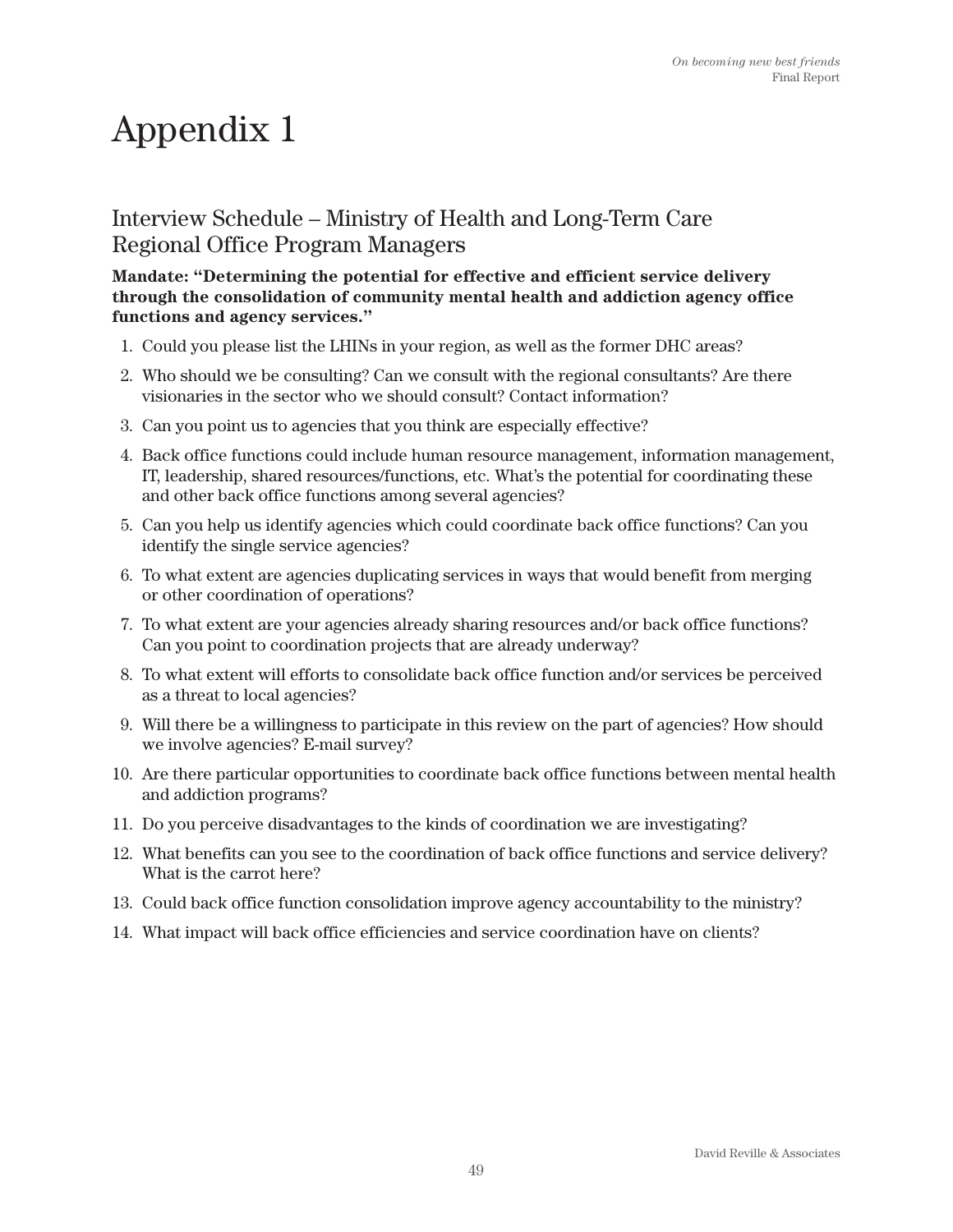# Appendix 1

## Interview Schedule – Ministry of Health and Long-Term Care Regional Office Program Managers

**Mandate: "Determining the potential for effective and efficient service delivery through the consolidation of community mental health and addiction agency office functions and agency services."**

1. Could you please list the LHINs in your region, as well as the former DHC areas?
2. Who should we be consulting? Can we consult with the regional consultants? Are there visionaries in the sector who we should consult? Contact information?
3. Can you point us to agencies that you think are especially effective?
4. Back office functions could include human resource management, information management, IT, leadership, shared resources/functions, etc. What's the potential for coordinating these and other back office functions among several agencies?
5. Can you help us identify agencies which could coordinate back office functions? Can you identify the single service agencies?
6. To what extent are agencies duplicating services in ways that would benefit from merging or other coordination of operations?
7. To what extent are your agencies already sharing resources and/or back office functions? Can you point to coordination projects that are already underway?
8. To what extent will efforts to consolidate back office function and/or services be perceived as a threat to local agencies?
9. Will there be a willingness to participate in this review on the part of agencies? How should we involve agencies? E-mail survey?
10. Are there particular opportunities to coordinate back office functions between mental health and addiction programs?
11. Do you perceive disadvantages to the kinds of coordination we are investigating?
12. What benefits can you see to the coordination of back office functions and service delivery? What is the carrot here?
13. Could back office function consolidation improve agency accountability to the ministry?
14. What impact will back office efficiencies and service coordination have on clients?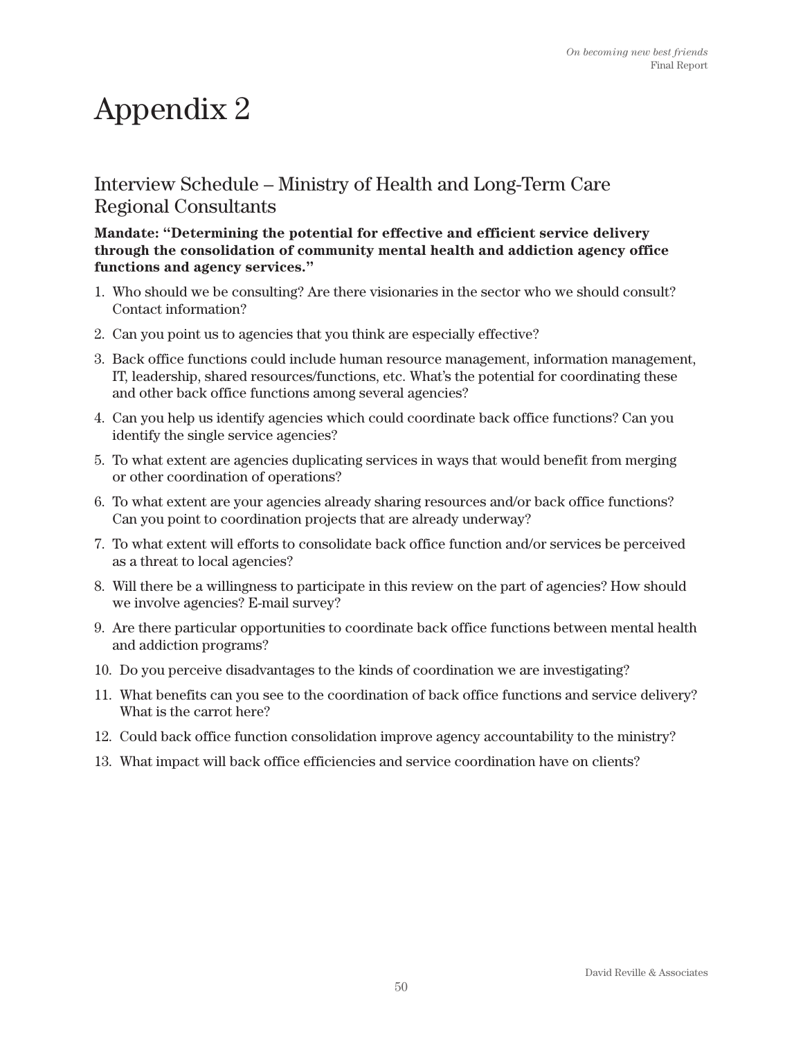# Appendix 2

## Interview Schedule – Ministry of Health and Long-Term Care Regional Consultants

**Mandate: "Determining the potential for effective and efficient service delivery through the consolidation of community mental health and addiction agency office functions and agency services."**

1. Who should we be consulting? Are there visionaries in the sector who we should consult? Contact information?
2. Can you point us to agencies that you think are especially effective?
3. Back office functions could include human resource management, information management, IT, leadership, shared resources/functions, etc. What's the potential for coordinating these and other back office functions among several agencies?
4. Can you help us identify agencies which could coordinate back office functions? Can you identify the single service agencies?
5. To what extent are agencies duplicating services in ways that would benefit from merging or other coordination of operations?
6. To what extent are your agencies already sharing resources and/or back office functions? Can you point to coordination projects that are already underway?
7. To what extent will efforts to consolidate back office function and/or services be perceived as a threat to local agencies?
8. Will there be a willingness to participate in this review on the part of agencies? How should we involve agencies? E-mail survey?
9. Are there particular opportunities to coordinate back office functions between mental health and addiction programs?
10. Do you perceive disadvantages to the kinds of coordination we are investigating?
11. What benefits can you see to the coordination of back office functions and service delivery? What is the carrot here?
12. Could back office function consolidation improve agency accountability to the ministry?
13. What impact will back office efficiencies and service coordination have on clients?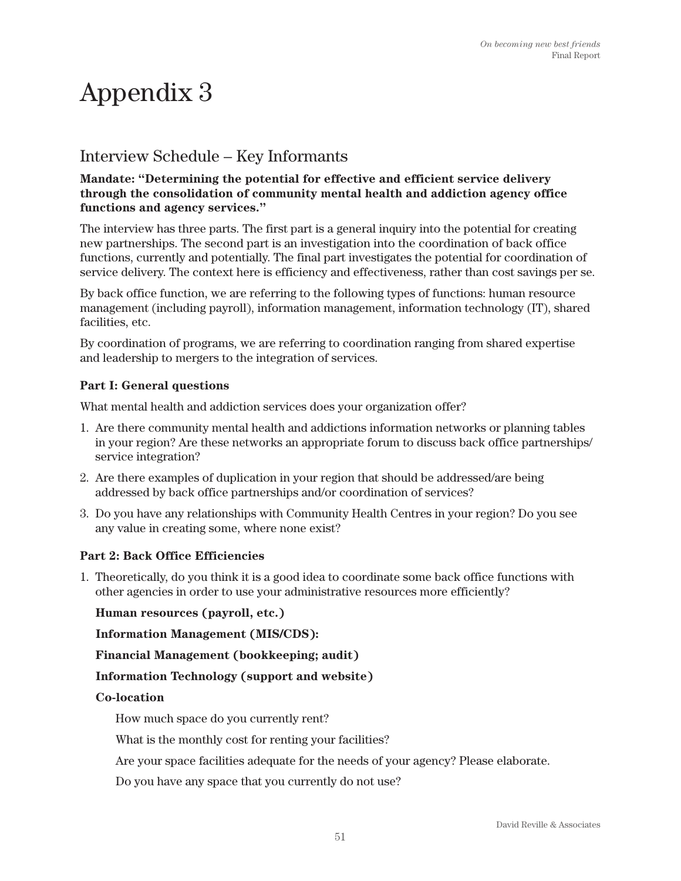# Appendix 3

## Interview Schedule – Key Informants

**Mandate: "Determining the potential for effective and efficient service delivery through the consolidation of community mental health and addiction agency office functions and agency services."**

The interview has three parts. The first part is a general inquiry into the potential for creating new partnerships. The second part is an investigation into the coordination of back office functions, currently and potentially. The final part investigates the potential for coordination of service delivery. The context here is efficiency and effectiveness, rather than cost savings per se.

By back office function, we are referring to the following types of functions: human resource management (including payroll), information management, information technology (IT), shared facilities, etc.

By coordination of programs, we are referring to coordination ranging from shared expertise and leadership to mergers to the integration of services.

### Part I: General questions

What mental health and addiction services does your organization offer?

1. Are there community mental health and addictions information networks or planning tables in your region? Are these networks an appropriate forum to discuss back office partnerships/ service integration?
2. Are there examples of duplication in your region that should be addressed/are being addressed by back office partnerships and/or coordination of services?
3. Do you have any relationships with Community Health Centres in your region? Do you see any value in creating some, where none exist?

### Part 2: Back Office Efficiencies

1. Theoretically, do you think it is a good idea to coordinate some back office functions with other agencies in order to use your administrative resources more efficiently?

   **Human resources (payroll, etc.)**

   **Information Management (MIS/CDS):**

   **Financial Management (bookkeeping; audit)**

   **Information Technology (support and website)**

   **Co-location**

   How much space do you currently rent?

   What is the monthly cost for renting your facilities?

   Are your space facilities adequate for the needs of your agency? Please elaborate.

   Do you have any space that you currently do not use?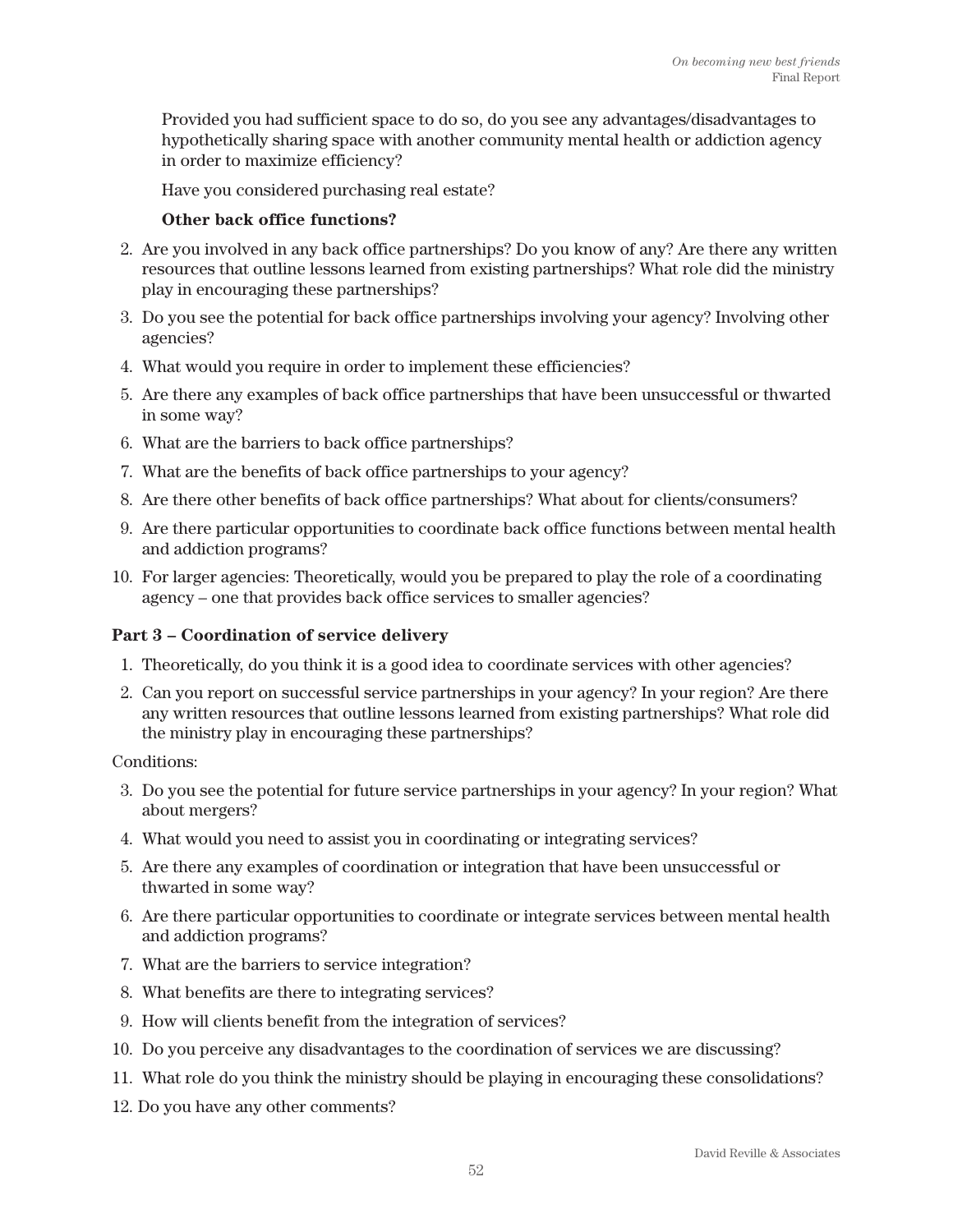Provided you had sufficient space to do so, do you see any advantages/disadvantages to hypothetically sharing space with another community mental health or addiction agency in order to maximize efficiency?

Have you considered purchasing real estate?

**Other back office functions?**

2. Are you involved in any back office partnerships? Do you know of any? Are there any written resources that outline lessons learned from existing partnerships? What role did the ministry play in encouraging these partnerships?
3. Do you see the potential for back office partnerships involving your agency? Involving other agencies?
4. What would you require in order to implement these efficiencies?
5. Are there any examples of back office partnerships that have been unsuccessful or thwarted in some way?
6. What are the barriers to back office partnerships?
7. What are the benefits of back office partnerships to your agency?
8. Are there other benefits of back office partnerships? What about for clients/consumers?
9. Are there particular opportunities to coordinate back office functions between mental health and addiction programs?
10. For larger agencies: Theoretically, would you be prepared to play the role of a coordinating agency – one that provides back office services to smaller agencies?

**Part 3 – Coordination of service delivery**

1. Theoretically, do you think it is a good idea to coordinate services with other agencies?
2. Can you report on successful service partnerships in your agency? In your region? Are there any written resources that outline lessons learned from existing partnerships? What role did the ministry play in encouraging these partnerships?

Conditions:

3. Do you see the potential for future service partnerships in your agency? In your region? What about mergers?
4. What would you need to assist you in coordinating or integrating services?
5. Are there any examples of coordination or integration that have been unsuccessful or thwarted in some way?
6. Are there particular opportunities to coordinate or integrate services between mental health and addiction programs?
7. What are the barriers to service integration?
8. What benefits are there to integrating services?
9. How will clients benefit from the integration of services?
10. Do you perceive any disadvantages to the coordination of services we are discussing?
11. What role do you think the ministry should be playing in encouraging these consolidations?
12. Do you have any other comments?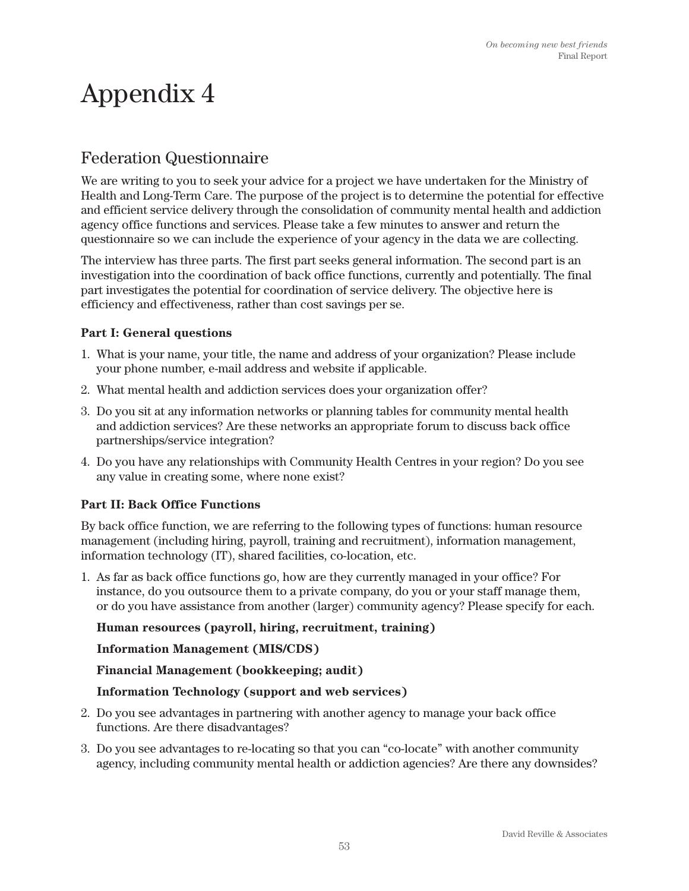# Appendix 4

## Federation Questionnaire

We are writing to you to seek your advice for a project we have undertaken for the Ministry of Health and Long-Term Care. The purpose of the project is to determine the potential for effective and efficient service delivery through the consolidation of community mental health and addiction agency office functions and services. Please take a few minutes to answer and return the questionnaire so we can include the experience of your agency in the data we are collecting.

The interview has three parts. The first part seeks general information. The second part is an investigation into the coordination of back office functions, currently and potentially. The final part investigates the potential for coordination of service delivery. The objective here is efficiency and effectiveness, rather than cost savings per se.

**Part I: General questions**

1. What is your name, your title, the name and address of your organization? Please include your phone number, e-mail address and website if applicable.
2. What mental health and addiction services does your organization offer?
3. Do you sit at any information networks or planning tables for community mental health and addiction services? Are these networks an appropriate forum to discuss back office partnerships/service integration?
4. Do you have any relationships with Community Health Centres in your region? Do you see any value in creating some, where none exist?

**Part II: Back Office Functions**

By back office function, we are referring to the following types of functions: human resource management (including hiring, payroll, training and recruitment), information management, information technology (IT), shared facilities, co-location, etc.

1. As far as back office functions go, how are they currently managed in your office? For instance, do you outsource them to a private company, do you or your staff manage them, or do you have assistance from another (larger) community agency? Please specify for each.

   **Human resources (payroll, hiring, recruitment, training)**

   **Information Management (MIS/CDS)**

   **Financial Management (bookkeeping; audit)**

   **Information Technology (support and web services)**

2. Do you see advantages in partnering with another agency to manage your back office functions. Are there disadvantages?
3. Do you see advantages to re-locating so that you can "co-locate" with another community agency, including community mental health or addiction agencies? Are there any downsides?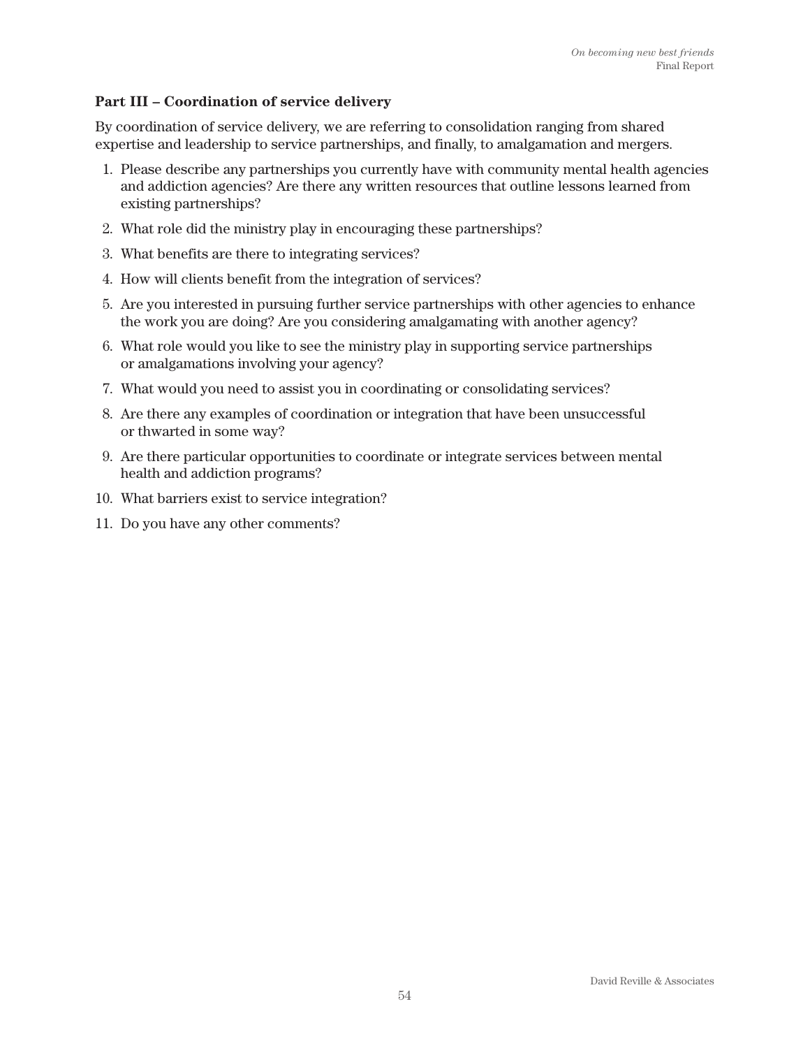**Part III – Coordination of service delivery**

By coordination of service delivery, we are referring to consolidation ranging from shared expertise and leadership to service partnerships, and finally, to amalgamation and mergers.

1. Please describe any partnerships you currently have with community mental health agencies and addiction agencies? Are there any written resources that outline lessons learned from existing partnerships?
2. What role did the ministry play in encouraging these partnerships?
3. What benefits are there to integrating services?
4. How will clients benefit from the integration of services?
5. Are you interested in pursuing further service partnerships with other agencies to enhance the work you are doing? Are you considering amalgamating with another agency?
6. What role would you like to see the ministry play in supporting service partnerships or amalgamations involving your agency?
7. What would you need to assist you in coordinating or consolidating services?
8. Are there any examples of coordination or integration that have been unsuccessful or thwarted in some way?
9. Are there particular opportunities to coordinate or integrate services between mental health and addiction programs?
10. What barriers exist to service integration?
11. Do you have any other comments?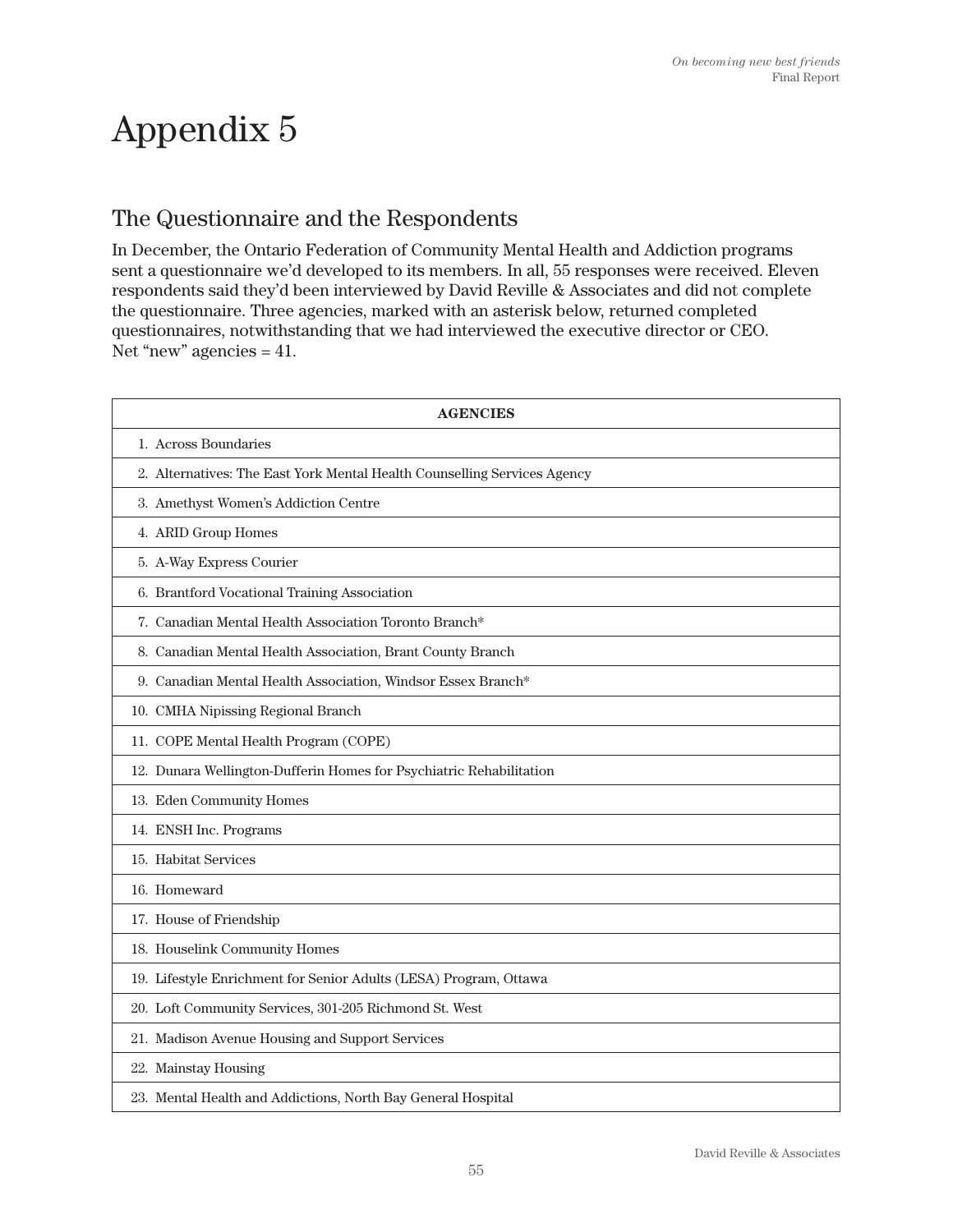# Appendix 5

## The Questionnaire and the Respondents

In December, the Ontario Federation of Community Mental Health and Addiction programs sent a questionnaire we'd developed to its members. In all, 55 responses were received. Eleven respondents said they'd been interviewed by David Reville & Associates and did not complete the questionnaire. Three agencies, marked with an asterisk below, returned completed questionnaires, notwithstanding that we had interviewed the executive director or CEO. Net "new" agencies = 41.

| AGENCIES |
|---|
| 1. Across Boundaries |
| 2. Alternatives: The East York Mental Health Counselling Services Agency |
| 3. Amethyst Women's Addiction Centre |
| 4. ARID Group Homes |
| 5. A-Way Express Courier |
| 6. Brantford Vocational Training Association |
| 7. Canadian Mental Health Association Toronto Branch* |
| 8. Canadian Mental Health Association, Brant County Branch |
| 9. Canadian Mental Health Association, Windsor Essex Branch* |
| 10. CMHA Nipissing Regional Branch |
| 11. COPE Mental Health Program (COPE) |
| 12. Dunara Wellington-Dufferin Homes for Psychiatric Rehabilitation |
| 13. Eden Community Homes |
| 14. ENSH Inc. Programs |
| 15. Habitat Services |
| 16. Homeward |
| 17. House of Friendship |
| 18. Houselink Community Homes |
| 19. Lifestyle Enrichment for Senior Adults (LESA) Program, Ottawa |
| 20. Loft Community Services, 301-205 Richmond St. West |
| 21. Madison Avenue Housing and Support Services |
| 22. Mainstay Housing |
| 23. Mental Health and Addictions, North Bay General Hospital |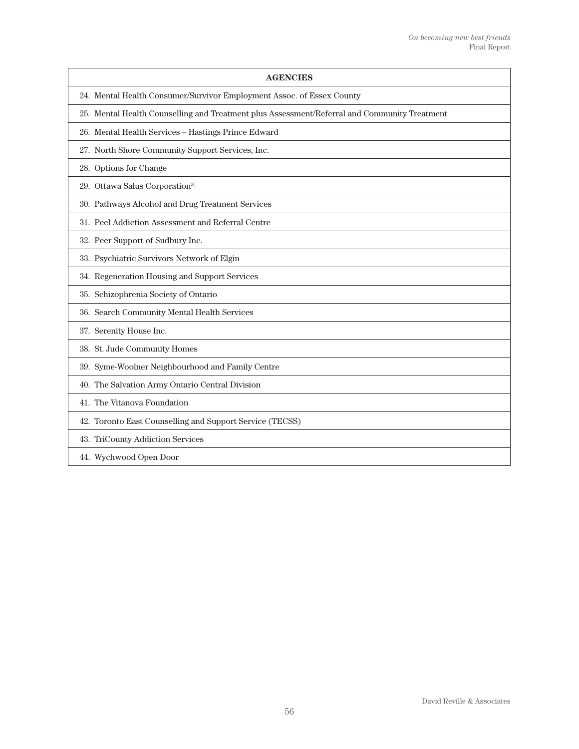| AGENCIES |
| --- |
| 24. Mental Health Consumer/Survivor Employment Assoc. of Essex County |
| 25. Mental Health Counselling and Treatment plus Assessment/Referral and Community Treatment |
| 26. Mental Health Services – Hastings Prince Edward |
| 27. North Shore Community Support Services, Inc. |
| 28. Options for Change |
| 29. Ottawa Salus Corporation* |
| 30. Pathways Alcohol and Drug Treatment Services |
| 31. Peel Addiction Assessment and Referral Centre |
| 32. Peer Support of Sudbury Inc. |
| 33. Psychiatric Survivors Network of Elgin |
| 34. Regeneration Housing and Support Services |
| 35. Schizophrenia Society of Ontario |
| 36. Search Community Mental Health Services |
| 37. Serenity House Inc. |
| 38. St. Jude Community Homes |
| 39. Syme-Woolner Neighbourhood and Family Centre |
| 40. The Salvation Army Ontario Central Division |
| 41. The Vitanova Foundation |
| 42. Toronto East Counselling and Support Service (TECSS) |
| 43. TriCounty Addiction Services |
| 44. Wychwood Open Door |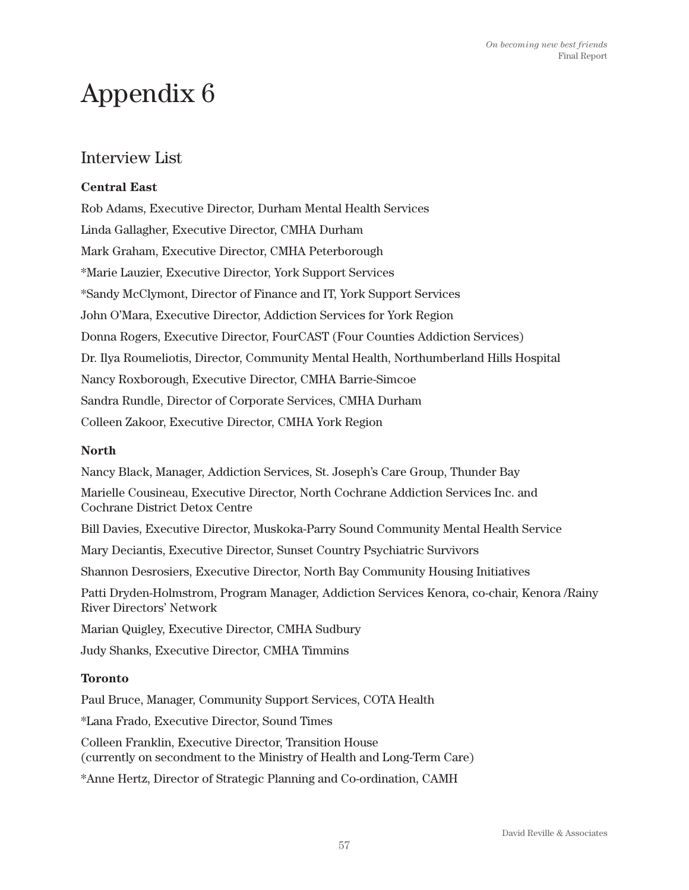# Appendix 6

## Interview List

**Central East**

Rob Adams, Executive Director, Durham Mental Health Services

Linda Gallagher, Executive Director, CMHA Durham

Mark Graham, Executive Director, CMHA Peterborough

*Marie Lauzier, Executive Director, York Support Services

*Sandy McClymont, Director of Finance and IT, York Support Services

John O'Mara, Executive Director, Addiction Services for York Region

Donna Rogers, Executive Director, FourCAST (Four Counties Addiction Services)

Dr. Ilya Roumeliotis, Director, Community Mental Health, Northumberland Hills Hospital

Nancy Roxborough, Executive Director, CMHA Barrie-Simcoe

Sandra Rundle, Director of Corporate Services, CMHA Durham

Colleen Zakoor, Executive Director, CMHA York Region

**North**

Nancy Black, Manager, Addiction Services, St. Joseph's Care Group, Thunder Bay

Marielle Cousineau, Executive Director, North Cochrane Addiction Services Inc. and Cochrane District Detox Centre

Bill Davies, Executive Director, Muskoka-Parry Sound Community Mental Health Service

Mary Deciantis, Executive Director, Sunset Country Psychiatric Survivors

Shannon Desrosiers, Executive Director, North Bay Community Housing Initiatives

Patti Dryden-Holmstrom, Program Manager, Addiction Services Kenora, co-chair, Kenora /Rainy River Directors' Network

Marian Quigley, Executive Director, CMHA Sudbury

Judy Shanks, Executive Director, CMHA Timmins

**Toronto**

Paul Bruce, Manager, Community Support Services, COTA Health

*Lana Frado, Executive Director, Sound Times

Colleen Franklin, Executive Director, Transition House
(currently on secondment to the Ministry of Health and Long-Term Care)

*Anne Hertz, Director of Strategic Planning and Co-ordination, CAMH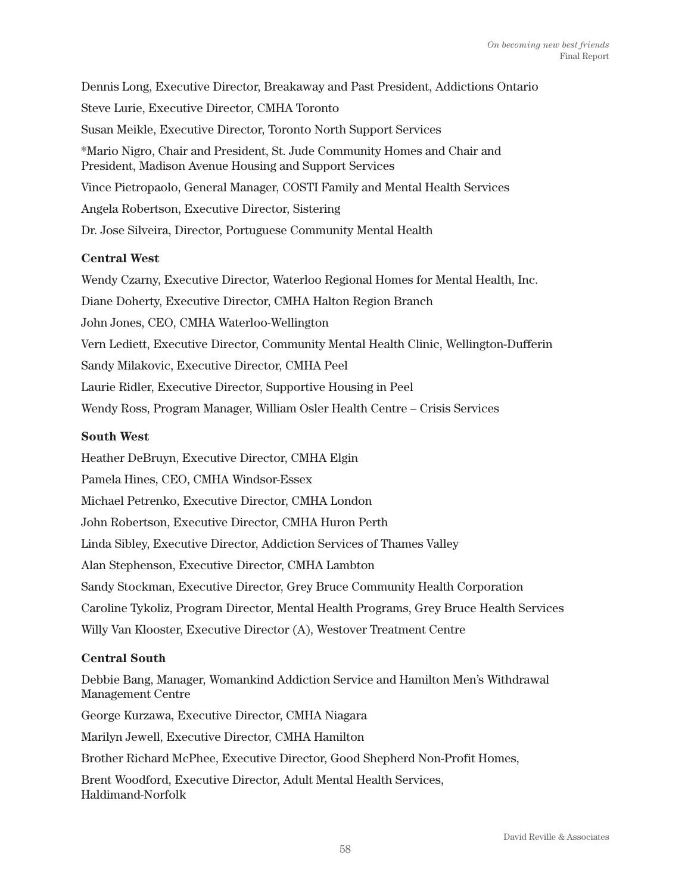Dennis Long, Executive Director, Breakaway and Past President, Addictions Ontario

Steve Lurie, Executive Director, CMHA Toronto

Susan Meikle, Executive Director, Toronto North Support Services

*Mario Nigro, Chair and President, St. Jude Community Homes and Chair and President, Madison Avenue Housing and Support Services

Vince Pietropaolo, General Manager, COSTI Family and Mental Health Services

Angela Robertson, Executive Director, Sistering

Dr. Jose Silveira, Director, Portuguese Community Mental Health

**Central West**

Wendy Czarny, Executive Director, Waterloo Regional Homes for Mental Health, Inc.

Diane Doherty, Executive Director, CMHA Halton Region Branch

John Jones, CEO, CMHA Waterloo-Wellington

Vern Lediett, Executive Director, Community Mental Health Clinic, Wellington-Dufferin

Sandy Milakovic, Executive Director, CMHA Peel

Laurie Ridler, Executive Director, Supportive Housing in Peel

Wendy Ross, Program Manager, William Osler Health Centre – Crisis Services

**South West**

Heather DeBruyn, Executive Director, CMHA Elgin

Pamela Hines, CEO, CMHA Windsor-Essex

Michael Petrenko, Executive Director, CMHA London

John Robertson, Executive Director, CMHA Huron Perth

Linda Sibley, Executive Director, Addiction Services of Thames Valley

Alan Stephenson, Executive Director, CMHA Lambton

Sandy Stockman, Executive Director, Grey Bruce Community Health Corporation

Caroline Tykoliz, Program Director, Mental Health Programs, Grey Bruce Health Services

Willy Van Klooster, Executive Director (A), Westover Treatment Centre

**Central South**

Debbie Bang, Manager, Womankind Addiction Service and Hamilton Men's Withdrawal Management Centre

George Kurzawa, Executive Director, CMHA Niagara

Marilyn Jewell, Executive Director, CMHA Hamilton

Brother Richard McPhee, Executive Director, Good Shepherd Non-Profit Homes,

Brent Woodford, Executive Director, Adult Mental Health Services, Haldimand-Norfolk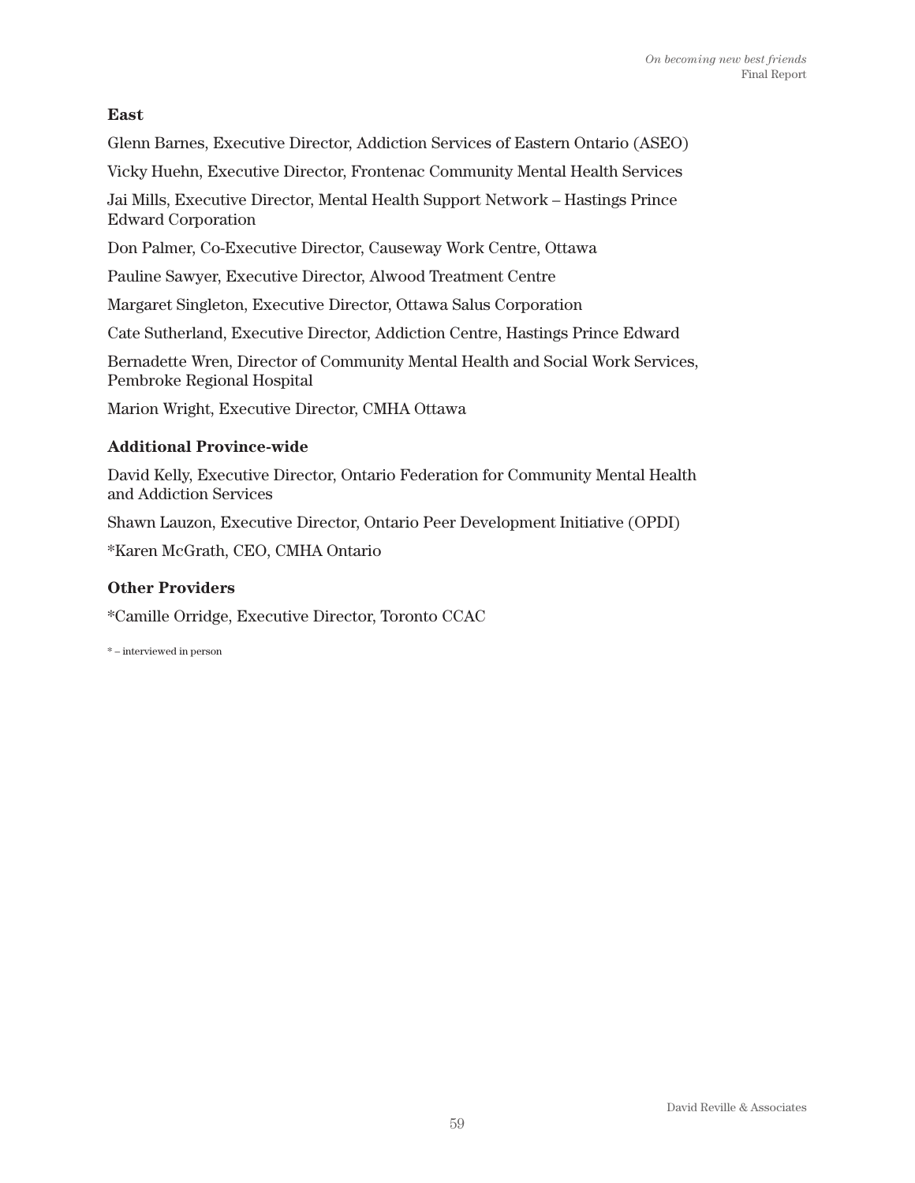**East**

Glenn Barnes, Executive Director, Addiction Services of Eastern Ontario (ASEO)

Vicky Huehn, Executive Director, Frontenac Community Mental Health Services

Jai Mills, Executive Director, Mental Health Support Network – Hastings Prince Edward Corporation

Don Palmer, Co-Executive Director, Causeway Work Centre, Ottawa

Pauline Sawyer, Executive Director, Alwood Treatment Centre

Margaret Singleton, Executive Director, Ottawa Salus Corporation

Cate Sutherland, Executive Director, Addiction Centre, Hastings Prince Edward

Bernadette Wren, Director of Community Mental Health and Social Work Services, Pembroke Regional Hospital

Marion Wright, Executive Director, CMHA Ottawa

**Additional Province-wide**

David Kelly, Executive Director, Ontario Federation for Community Mental Health and Addiction Services

Shawn Lauzon, Executive Director, Ontario Peer Development Initiative (OPDI)

*Karen McGrath, CEO, CMHA Ontario

**Other Providers**

*Camille Orridge, Executive Director, Toronto CCAC

* – interviewed in person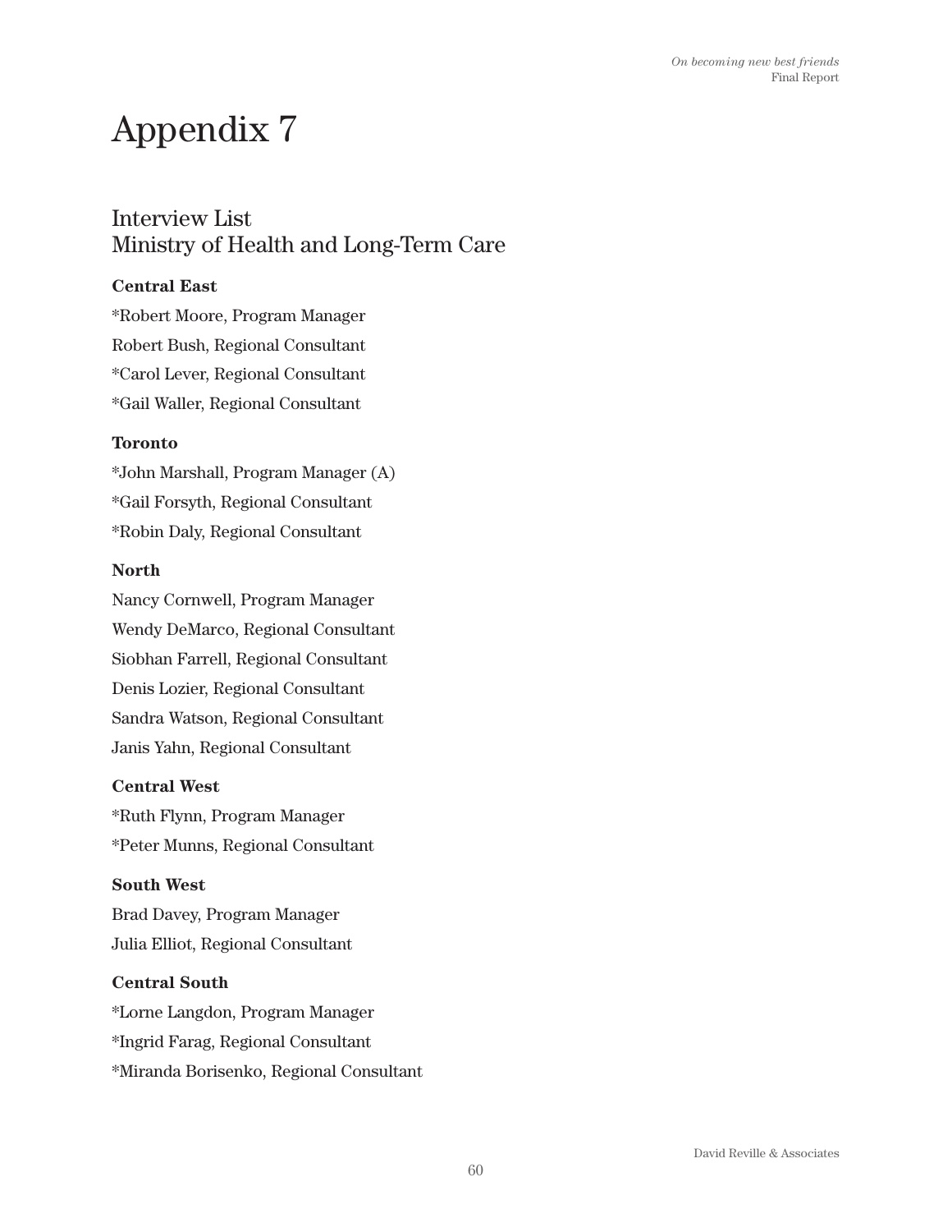# Appendix 7

## Interview List
## Ministry of Health and Long-Term Care

**Central East**

*Robert Moore, Program Manager

Robert Bush, Regional Consultant

*Carol Lever, Regional Consultant

*Gail Waller, Regional Consultant

**Toronto**

*John Marshall, Program Manager (A)

*Gail Forsyth, Regional Consultant

*Robin Daly, Regional Consultant

**North**

Nancy Cornwell, Program Manager

Wendy DeMarco, Regional Consultant

Siobhan Farrell, Regional Consultant

Denis Lozier, Regional Consultant

Sandra Watson, Regional Consultant

Janis Yahn, Regional Consultant

**Central West**

*Ruth Flynn, Program Manager

*Peter Munns, Regional Consultant

**South West**

Brad Davey, Program Manager

Julia Elliot, Regional Consultant

**Central South**

*Lorne Langdon, Program Manager

*Ingrid Farag, Regional Consultant

*Miranda Borisenko, Regional Consultant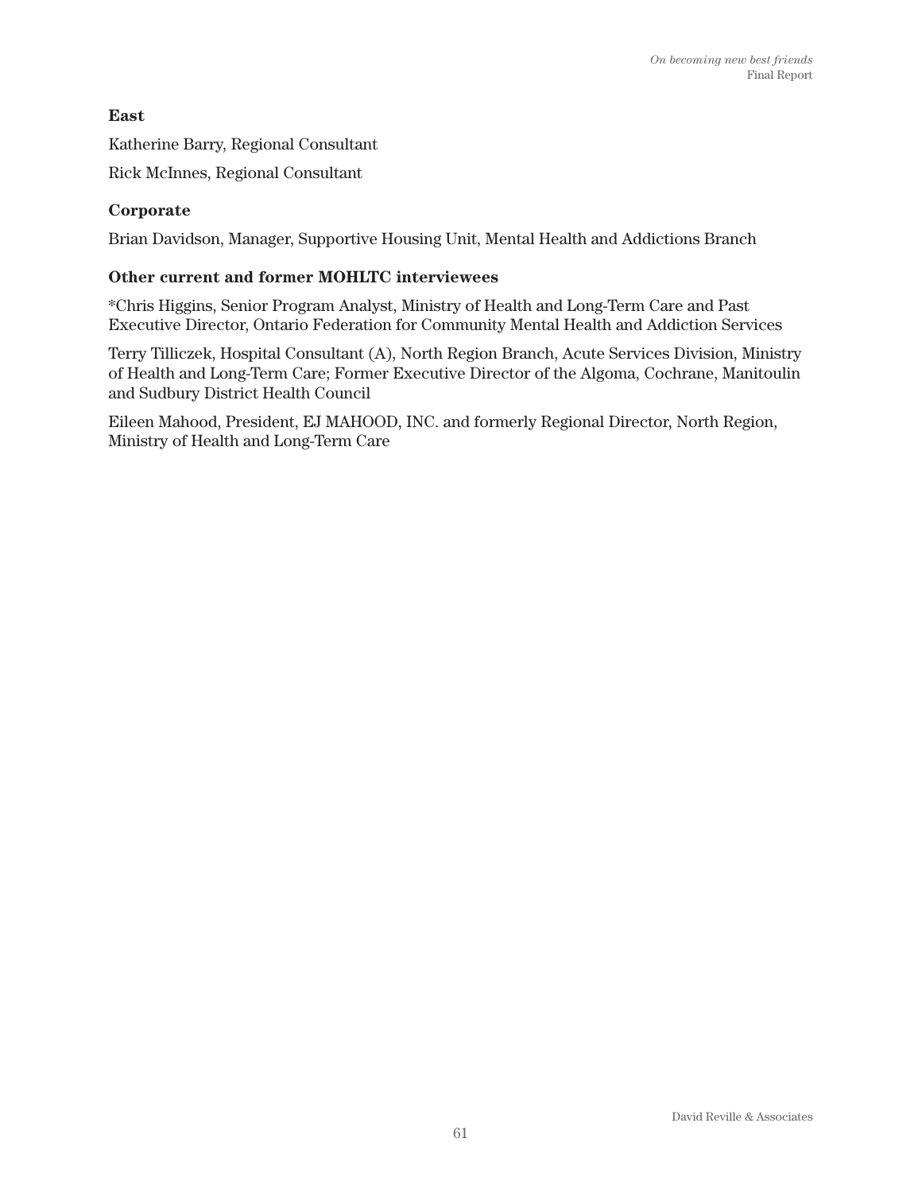**East**

Katherine Barry, Regional Consultant

Rick McInnes, Regional Consultant

**Corporate**

Brian Davidson, Manager, Supportive Housing Unit, Mental Health and Addictions Branch

**Other current and former MOHLTC interviewees**

*Chris Higgins, Senior Program Analyst, Ministry of Health and Long-Term Care and Past Executive Director, Ontario Federation for Community Mental Health and Addiction Services

Terry Tilliczek, Hospital Consultant (A), North Region Branch, Acute Services Division, Ministry of Health and Long-Term Care; Former Executive Director of the Algoma, Cochrane, Manitoulin and Sudbury District Health Council

Eileen Mahood, President, EJ MAHOOD, INC. and formerly Regional Director, North Region, Ministry of Health and Long-Term Care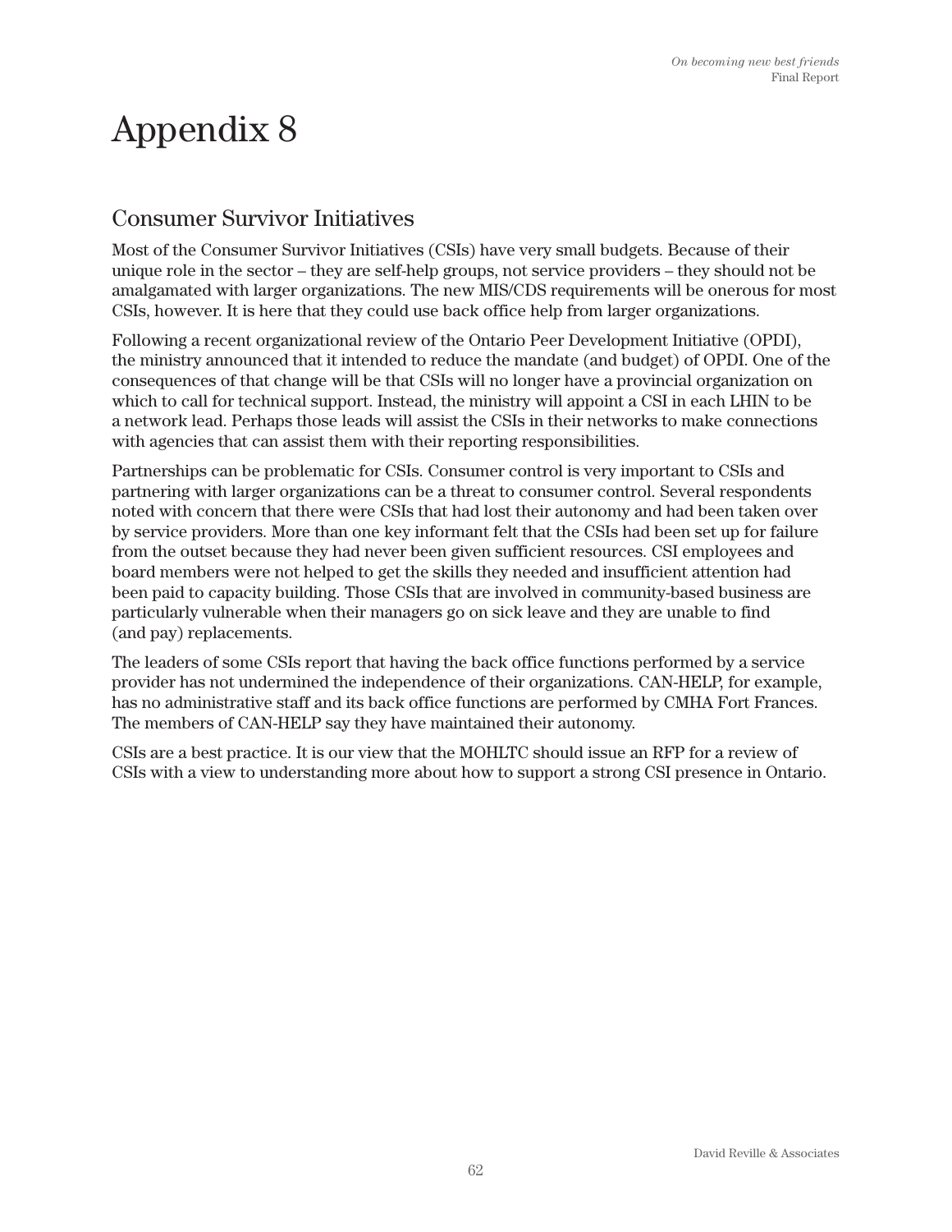# Appendix 8

## Consumer Survivor Initiatives

Most of the Consumer Survivor Initiatives (CSIs) have very small budgets. Because of their unique role in the sector – they are self-help groups, not service providers – they should not be amalgamated with larger organizations. The new MIS/CDS requirements will be onerous for most CSIs, however. It is here that they could use back office help from larger organizations.

Following a recent organizational review of the Ontario Peer Development Initiative (OPDI), the ministry announced that it intended to reduce the mandate (and budget) of OPDI. One of the consequences of that change will be that CSIs will no longer have a provincial organization on which to call for technical support. Instead, the ministry will appoint a CSI in each LHIN to be a network lead. Perhaps those leads will assist the CSIs in their networks to make connections with agencies that can assist them with their reporting responsibilities.

Partnerships can be problematic for CSIs. Consumer control is very important to CSIs and partnering with larger organizations can be a threat to consumer control. Several respondents noted with concern that there were CSIs that had lost their autonomy and had been taken over by service providers. More than one key informant felt that the CSIs had been set up for failure from the outset because they had never been given sufficient resources. CSI employees and board members were not helped to get the skills they needed and insufficient attention had been paid to capacity building. Those CSIs that are involved in community-based business are particularly vulnerable when their managers go on sick leave and they are unable to find (and pay) replacements.

The leaders of some CSIs report that having the back office functions performed by a service provider has not undermined the independence of their organizations. CAN-HELP, for example, has no administrative staff and its back office functions are performed by CMHA Fort Frances. The members of CAN-HELP say they have maintained their autonomy.

CSIs are a best practice. It is our view that the MOHLTC should issue an RFP for a review of CSIs with a view to understanding more about how to support a strong CSI presence in Ontario.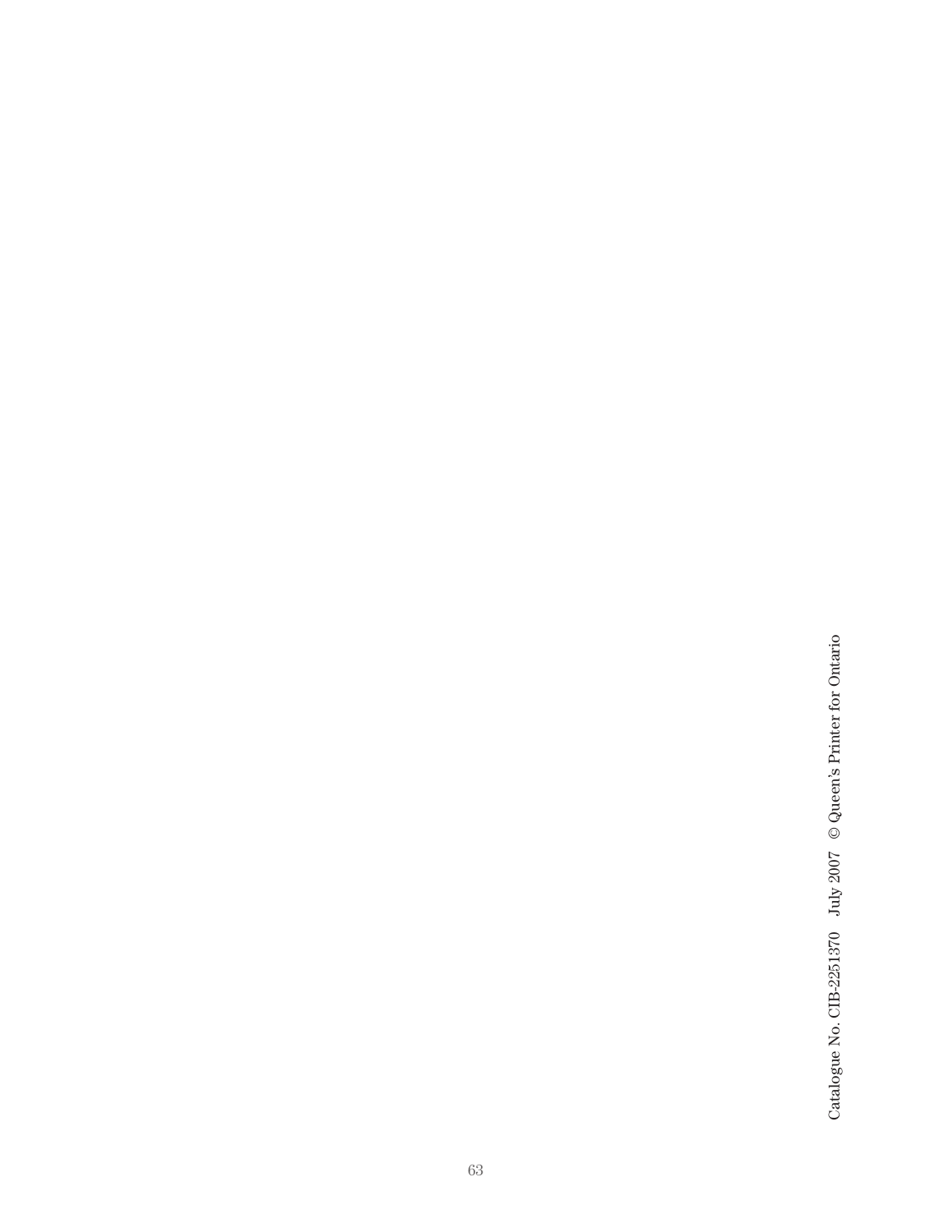Catalogue No. CIB-2251370 July 2007 © Queen's Printer for Ontario